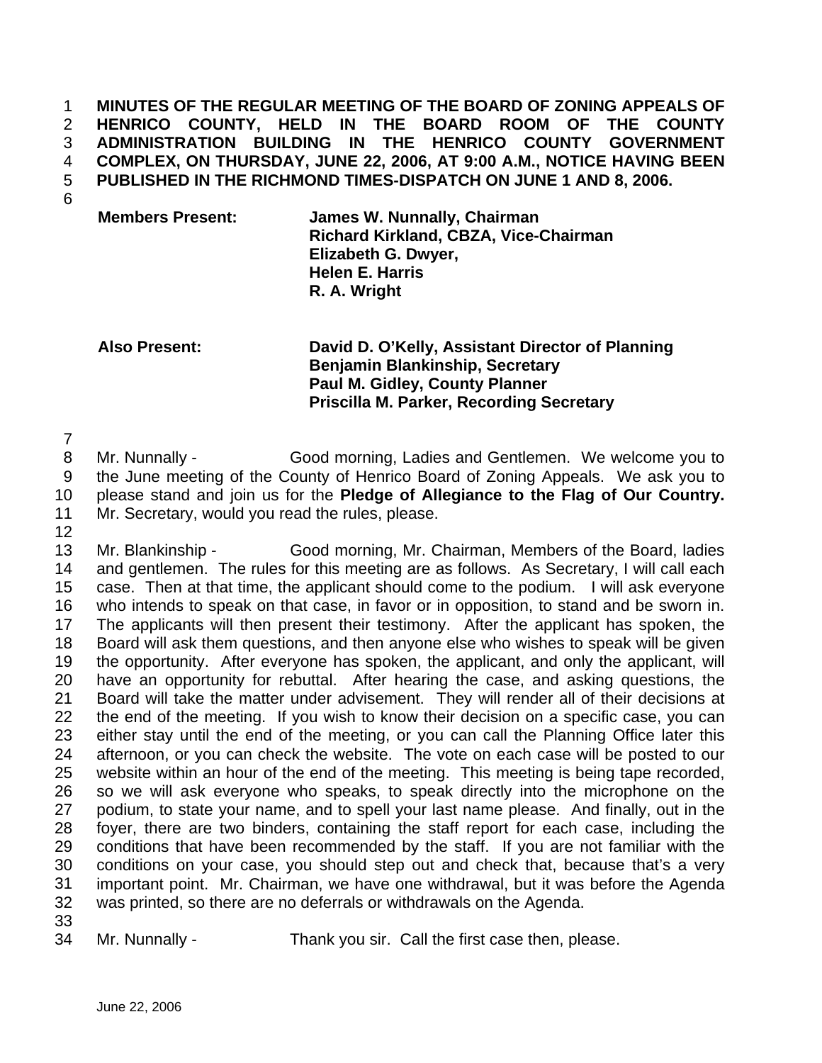**MINUTES OF THE REGULAR MEETING OF THE BOARD OF ZONING APPEALS OF HENRICO COUNTY, HELD IN THE BOARD ROOM OF THE COUNTY ADMINISTRATION BUILDING IN THE HENRICO COUNTY GOVERNMENT COMPLEX, ON THURSDAY, JUNE 22, 2006, AT 9:00 A.M., NOTICE HAVING BEEN PUBLISHED IN THE RICHMOND TIMES-DISPATCH ON JUNE 1 AND 8, 2006.**

| | |
|---|---|
| **Members Present:** | **James W. Nunnally, Chairman** |
| | **Richard Kirkland, CBZA, Vice-Chairman** |
| | **Elizabeth G. Dwyer,** |
| | **Helen E. Harris** |
| | **R. A. Wright** |

| | |
|---|---|
| **Also Present:** | **David D. O'Kelly, Assistant Director of Planning** |
| | **Benjamin Blankinship, Secretary** |
| | **Paul M. Gidley, County Planner** |
| | **Priscilla M. Parker, Recording Secretary** |

Mr. Nunnally - Good morning, Ladies and Gentlemen. We welcome you to the June meeting of the County of Henrico Board of Zoning Appeals. We ask you to please stand and join us for the **Pledge of Allegiance to the Flag of Our Country.** Mr. Secretary, would you read the rules, please.

Mr. Blankinship - Good morning, Mr. Chairman, Members of the Board, ladies and gentlemen. The rules for this meeting are as follows. As Secretary, I will call each case. Then at that time, the applicant should come to the podium. I will ask everyone who intends to speak on that case, in favor or in opposition, to stand and be sworn in. The applicants will then present their testimony. After the applicant has spoken, the Board will ask them questions, and then anyone else who wishes to speak will be given the opportunity. After everyone has spoken, the applicant, and only the applicant, will have an opportunity for rebuttal. After hearing the case, and asking questions, the Board will take the matter under advisement. They will render all of their decisions at the end of the meeting. If you wish to know their decision on a specific case, you can either stay until the end of the meeting, or you can call the Planning Office later this afternoon, or you can check the website. The vote on each case will be posted to our website within an hour of the end of the meeting. This meeting is being tape recorded, so we will ask everyone who speaks, to speak directly into the microphone on the podium, to state your name, and to spell your last name please. And finally, out in the foyer, there are two binders, containing the staff report for each case, including the conditions that have been recommended by the staff. If you are not familiar with the conditions on your case, you should step out and check that, because that's a very important point. Mr. Chairman, we have one withdrawal, but it was before the Agenda was printed, so there are no deferrals or withdrawals on the Agenda.

Mr. Nunnally - Thank you sir. Call the first case then, please.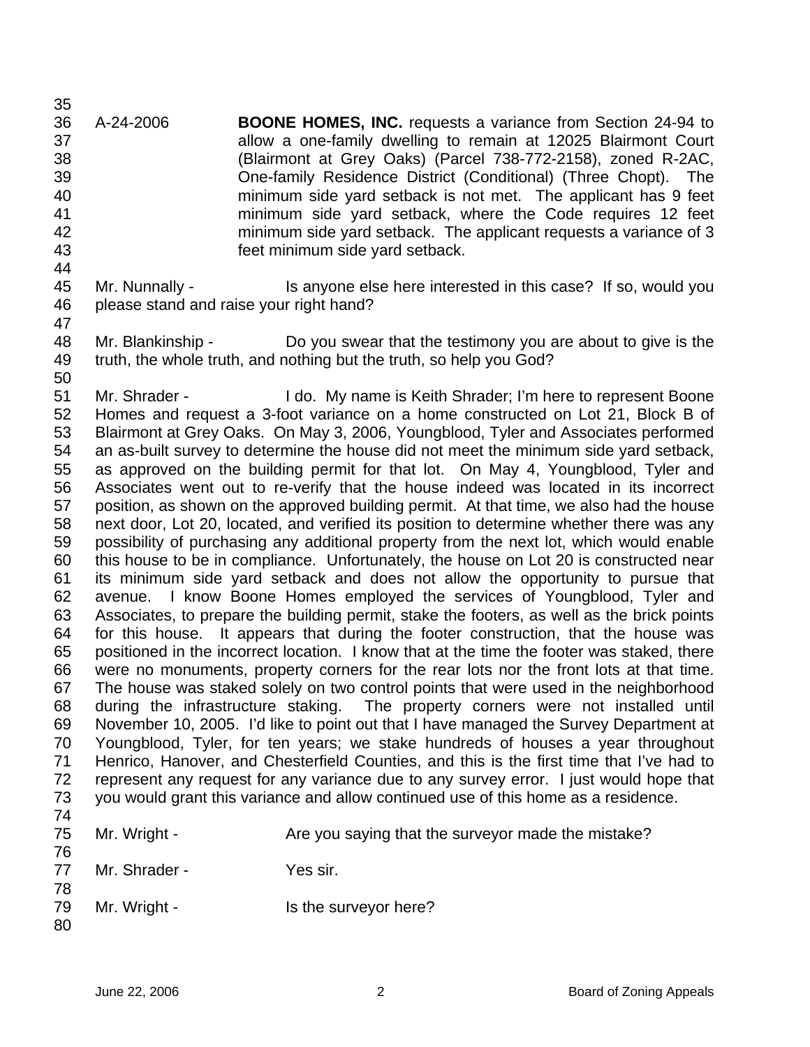A-24-2006 **BOONE HOMES, INC.** requests a variance from Section 24-94 to allow a one-family dwelling to remain at 12025 Blairmont Court (Blairmont at Grey Oaks) (Parcel 738-772-2158), zoned R-2AC, One-family Residence District (Conditional) (Three Chopt). The minimum side yard setback is not met. The applicant has 9 feet minimum side yard setback, where the Code requires 12 feet minimum side yard setback. The applicant requests a variance of 3 feet minimum side yard setback.

Mr. Nunnally - Is anyone else here interested in this case? If so, would you please stand and raise your right hand?

Mr. Blankinship - Do you swear that the testimony you are about to give is the truth, the whole truth, and nothing but the truth, so help you God?

Mr. Shrader - I do. My name is Keith Shrader; I'm here to represent Boone Homes and request a 3-foot variance on a home constructed on Lot 21, Block B of Blairmont at Grey Oaks. On May 3, 2006, Youngblood, Tyler and Associates performed an as-built survey to determine the house did not meet the minimum side yard setback, as approved on the building permit for that lot. On May 4, Youngblood, Tyler and Associates went out to re-verify that the house indeed was located in its incorrect position, as shown on the approved building permit. At that time, we also had the house next door, Lot 20, located, and verified its position to determine whether there was any possibility of purchasing any additional property from the next lot, which would enable this house to be in compliance. Unfortunately, the house on Lot 20 is constructed near its minimum side yard setback and does not allow the opportunity to pursue that avenue. I know Boone Homes employed the services of Youngblood, Tyler and Associates, to prepare the building permit, stake the footers, as well as the brick points for this house. It appears that during the footer construction, that the house was positioned in the incorrect location. I know that at the time the footer was staked, there were no monuments, property corners for the rear lots nor the front lots at that time. The house was staked solely on two control points that were used in the neighborhood during the infrastructure staking. The property corners were not installed until November 10, 2005. I'd like to point out that I have managed the Survey Department at Youngblood, Tyler, for ten years; we stake hundreds of houses a year throughout Henrico, Hanover, and Chesterfield Counties, and this is the first time that I've had to represent any request for any variance due to any survey error. I just would hope that you would grant this variance and allow continued use of this home as a residence.

Mr. Wright - Are you saying that the surveyor made the mistake?

Mr. Shrader - Yes sir.

Mr. Wright - Is the surveyor here?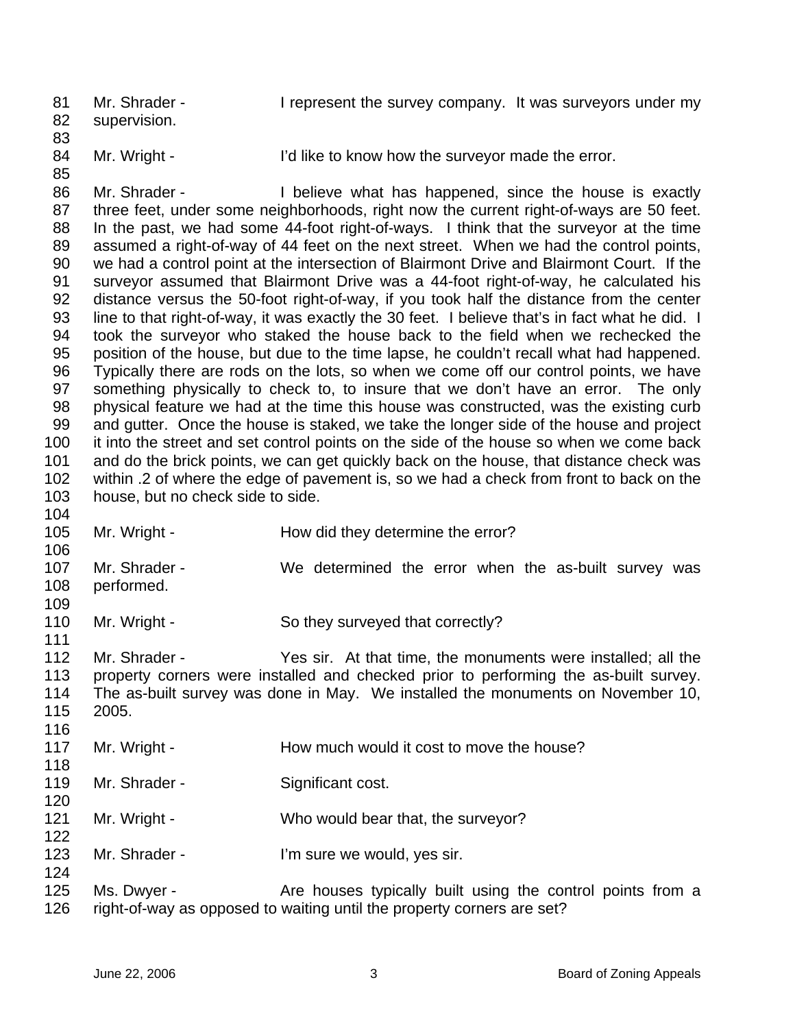Mr. Shrader - I represent the survey company. It was surveyors under my supervision.

Mr. Wright - I'd like to know how the surveyor made the error.

Mr. Shrader - I believe what has happened, since the house is exactly three feet, under some neighborhoods, right now the current right-of-ways are 50 feet. In the past, we had some 44-foot right-of-ways. I think that the surveyor at the time assumed a right-of-way of 44 feet on the next street. When we had the control points, we had a control point at the intersection of Blairmont Drive and Blairmont Court. If the surveyor assumed that Blairmont Drive was a 44-foot right-of-way, he calculated his distance versus the 50-foot right-of-way, if you took half the distance from the center line to that right-of-way, it was exactly the 30 feet. I believe that's in fact what he did. I took the surveyor who staked the house back to the field when we rechecked the position of the house, but due to the time lapse, he couldn't recall what had happened. Typically there are rods on the lots, so when we come off our control points, we have something physically to check to, to insure that we don't have an error. The only physical feature we had at the time this house was constructed, was the existing curb and gutter. Once the house is staked, we take the longer side of the house and project it into the street and set control points on the side of the house so when we come back and do the brick points, we can get quickly back on the house, that distance check was within .2 of where the edge of pavement is, so we had a check from front to back on the house, but no check side to side.

Mr. Wright - How did they determine the error?

Mr. Shrader - We determined the error when the as-built survey was performed.

Mr. Wright - So they surveyed that correctly?

Mr. Shrader - Yes sir. At that time, the monuments were installed; all the property corners were installed and checked prior to performing the as-built survey. The as-built survey was done in May. We installed the monuments on November 10, 2005.

Mr. Wright - How much would it cost to move the house?

Mr. Shrader - Significant cost.

Mr. Wright - Who would bear that, the surveyor?

Mr. Shrader - I'm sure we would, yes sir.

Ms. Dwyer - Are houses typically built using the control points from a right-of-way as opposed to waiting until the property corners are set?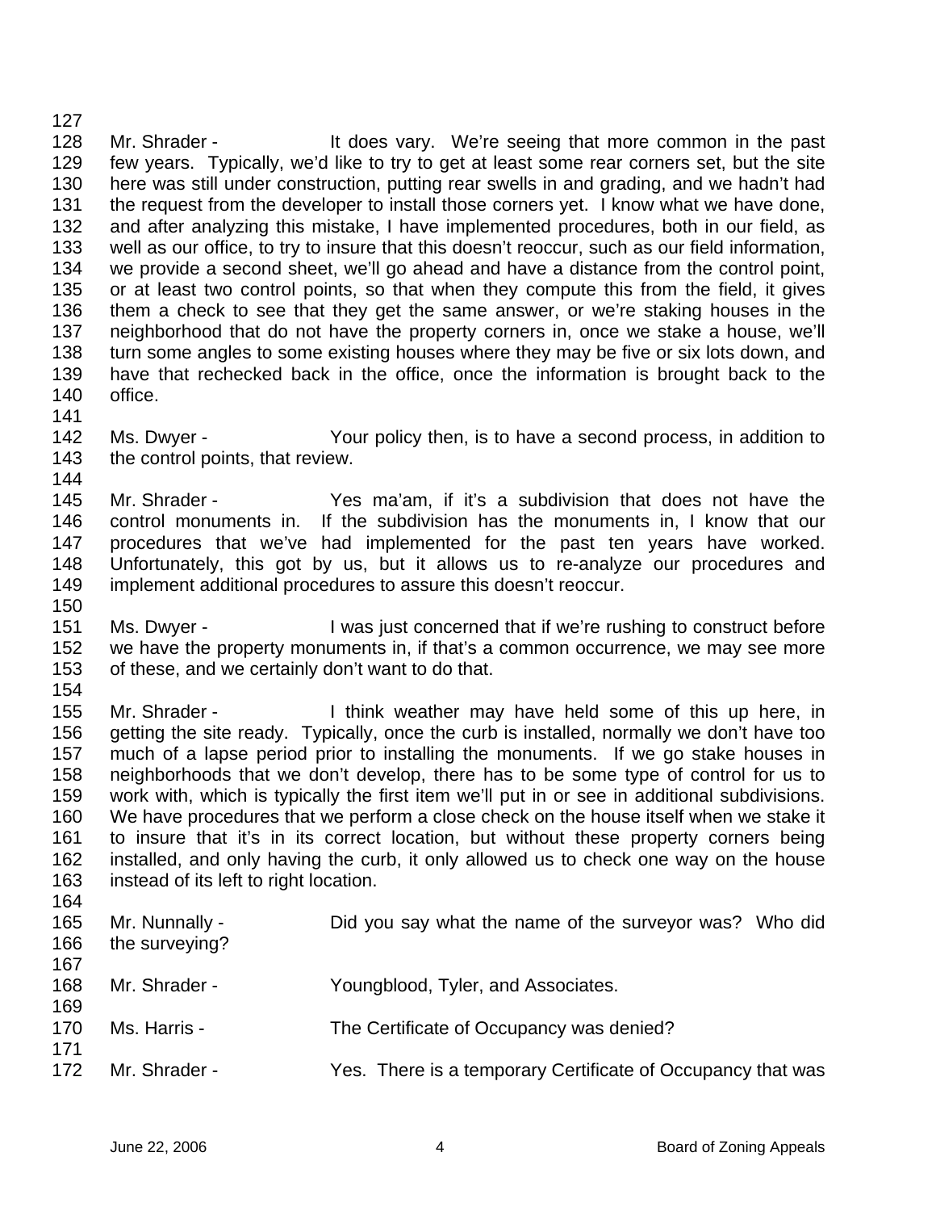Mr. Shrader - It does vary. We're seeing that more common in the past few years. Typically, we'd like to try to get at least some rear corners set, but the site here was still under construction, putting rear swells in and grading, and we hadn't had the request from the developer to install those corners yet. I know what we have done, and after analyzing this mistake, I have implemented procedures, both in our field, as well as our office, to try to insure that this doesn't reoccur, such as our field information, we provide a second sheet, we'll go ahead and have a distance from the control point, or at least two control points, so that when they compute this from the field, it gives them a check to see that they get the same answer, or we're staking houses in the neighborhood that do not have the property corners in, once we stake a house, we'll turn some angles to some existing houses where they may be five or six lots down, and have that rechecked back in the office, once the information is brought back to the office.

Ms. Dwyer - Your policy then, is to have a second process, in addition to the control points, that review.

Mr. Shrader - Yes ma'am, if it's a subdivision that does not have the control monuments in. If the subdivision has the monuments in, I know that our procedures that we've had implemented for the past ten years have worked. Unfortunately, this got by us, but it allows us to re-analyze our procedures and implement additional procedures to assure this doesn't reoccur.

Ms. Dwyer - I was just concerned that if we're rushing to construct before we have the property monuments in, if that's a common occurrence, we may see more of these, and we certainly don't want to do that.

Mr. Shrader - I think weather may have held some of this up here, in getting the site ready. Typically, once the curb is installed, normally we don't have too much of a lapse period prior to installing the monuments. If we go stake houses in neighborhoods that we don't develop, there has to be some type of control for us to work with, which is typically the first item we'll put in or see in additional subdivisions. We have procedures that we perform a close check on the house itself when we stake it to insure that it's in its correct location, but without these property corners being installed, and only having the curb, it only allowed us to check one way on the house instead of its left to right location.

Mr. Nunnally - Did you say what the name of the surveyor was? Who did the surveying?

Mr. Shrader - Youngblood, Tyler, and Associates.

Ms. Harris - The Certificate of Occupancy was denied?

Mr. Shrader - Yes. There is a temporary Certificate of Occupancy that was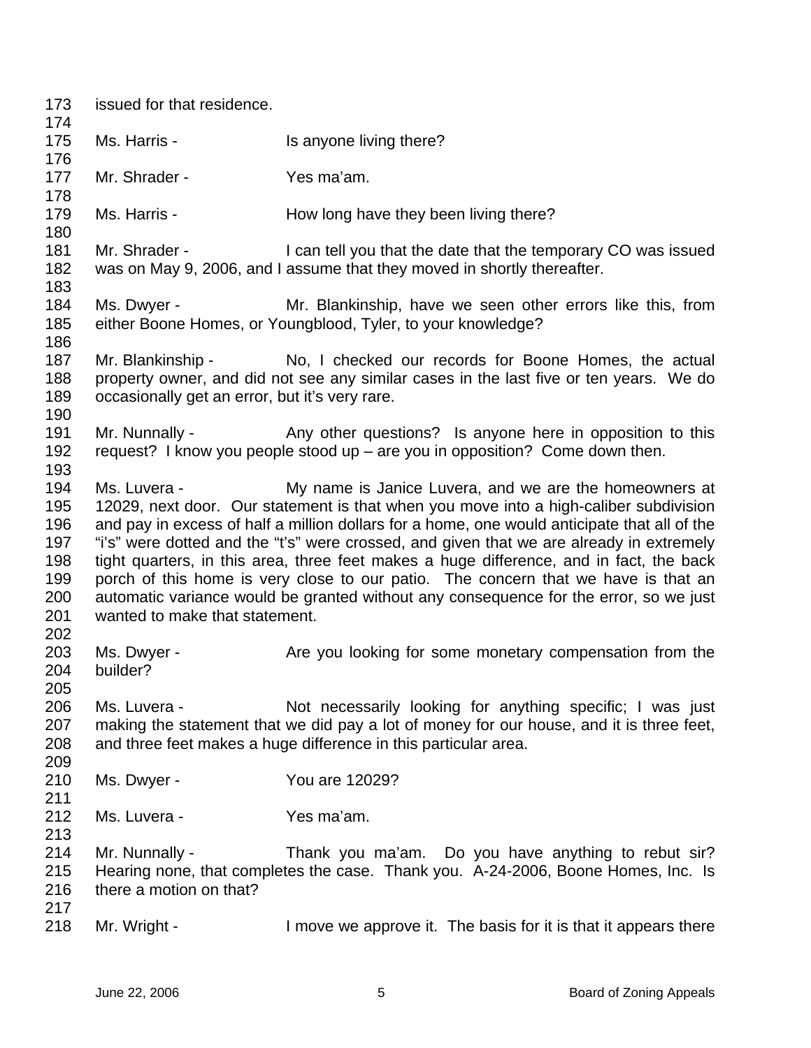issued for that residence.

Ms. Harris - Is anyone living there?

Mr. Shrader - Yes ma'am.

Ms. Harris - How long have they been living there?

Mr. Shrader - I can tell you that the date that the temporary CO was issued was on May 9, 2006, and I assume that they moved in shortly thereafter.

Ms. Dwyer - Mr. Blankinship, have we seen other errors like this, from either Boone Homes, or Youngblood, Tyler, to your knowledge?

Mr. Blankinship - No, I checked our records for Boone Homes, the actual property owner, and did not see any similar cases in the last five or ten years. We do occasionally get an error, but it's very rare.

Mr. Nunnally - Any other questions? Is anyone here in opposition to this request? I know you people stood up – are you in opposition? Come down then.

Ms. Luvera - My name is Janice Luvera, and we are the homeowners at 12029, next door. Our statement is that when you move into a high-caliber subdivision and pay in excess of half a million dollars for a home, one would anticipate that all of the "i's" were dotted and the "t's" were crossed, and given that we are already in extremely tight quarters, in this area, three feet makes a huge difference, and in fact, the back porch of this home is very close to our patio. The concern that we have is that an automatic variance would be granted without any consequence for the error, so we just wanted to make that statement.

Ms. Dwyer - Are you looking for some monetary compensation from the builder?

Ms. Luvera - Not necessarily looking for anything specific; I was just making the statement that we did pay a lot of money for our house, and it is three feet, and three feet makes a huge difference in this particular area.

Ms. Dwyer - You are 12029?

Ms. Luvera - Yes ma'am.

Mr. Nunnally - Thank you ma'am. Do you have anything to rebut sir? Hearing none, that completes the case. Thank you. A-24-2006, Boone Homes, Inc. Is there a motion on that?

Mr. Wright - I move we approve it. The basis for it is that it appears there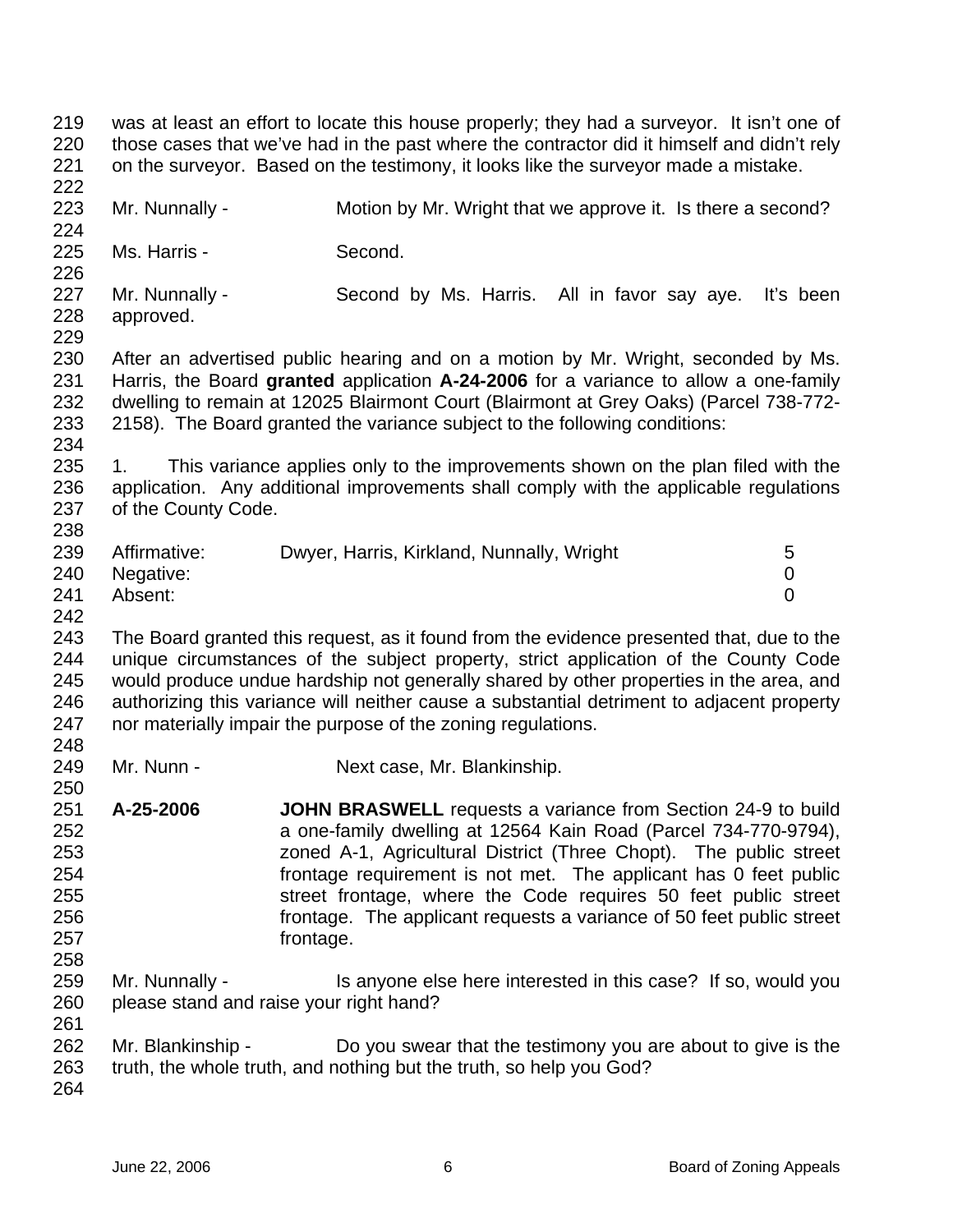was at least an effort to locate this house properly; they had a surveyor. It isn't one of those cases that we've had in the past where the contractor did it himself and didn't rely on the surveyor. Based on the testimony, it looks like the surveyor made a mistake.

Mr. Nunnally - Motion by Mr. Wright that we approve it. Is there a second?

Ms. Harris - Second.

Mr. Nunnally - Second by Ms. Harris. All in favor say aye. It's been approved.

After an advertised public hearing and on a motion by Mr. Wright, seconded by Ms. Harris, the Board **granted** application **A-24-2006** for a variance to allow a one-family dwelling to remain at 12025 Blairmont Court (Blairmont at Grey Oaks) (Parcel 738-772-2158). The Board granted the variance subject to the following conditions:

1. This variance applies only to the improvements shown on the plan filed with the application. Any additional improvements shall comply with the applicable regulations of the County Code.

| | | |
|---|---|---|
| Affirmative: | Dwyer, Harris, Kirkland, Nunnally, Wright | 5 |
| Negative: | | 0 |
| Absent: | | 0 |

The Board granted this request, as it found from the evidence presented that, due to the unique circumstances of the subject property, strict application of the County Code would produce undue hardship not generally shared by other properties in the area, and authorizing this variance will neither cause a substantial detriment to adjacent property nor materially impair the purpose of the zoning regulations.

Mr. Nunn - Next case, Mr. Blankinship.

**A-25-2006** **JOHN BRASWELL** requests a variance from Section 24-9 to build a one-family dwelling at 12564 Kain Road (Parcel 734-770-9794), zoned A-1, Agricultural District (Three Chopt). The public street frontage requirement is not met. The applicant has 0 feet public street frontage, where the Code requires 50 feet public street frontage. The applicant requests a variance of 50 feet public street frontage.

Mr. Nunnally - Is anyone else here interested in this case? If so, would you please stand and raise your right hand?

Mr. Blankinship - Do you swear that the testimony you are about to give is the truth, the whole truth, and nothing but the truth, so help you God?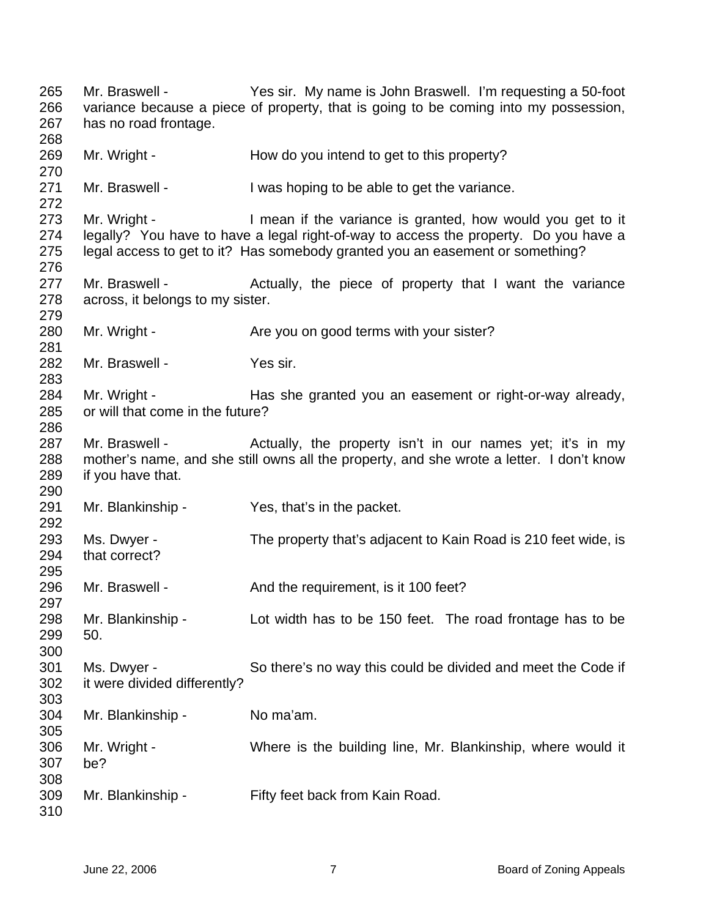265 Mr. Braswell - Yes sir. My name is John Braswell. I'm requesting a 50-foot
266 variance because a piece of property, that is going to be coming into my possession,
267 has no road frontage.
268
269 Mr. Wright - How do you intend to get to this property?
270
271 Mr. Braswell - I was hoping to be able to get the variance.
272
273 Mr. Wright - I mean if the variance is granted, how would you get to it
274 legally? You have to have a legal right-of-way to access the property. Do you have a
275 legal access to get to it? Has somebody granted you an easement or something?
276
277 Mr. Braswell - Actually, the piece of property that I want the variance
278 across, it belongs to my sister.
279
280 Mr. Wright - Are you on good terms with your sister?
281
282 Mr. Braswell - Yes sir.
283
284 Mr. Wright - Has she granted you an easement or right-or-way already,
285 or will that come in the future?
286
287 Mr. Braswell - Actually, the property isn't in our names yet; it's in my
288 mother's name, and she still owns all the property, and she wrote a letter. I don't know
289 if you have that.
290
291 Mr. Blankinship - Yes, that's in the packet.
292
293 Ms. Dwyer - The property that's adjacent to Kain Road is 210 feet wide, is
294 that correct?
295
296 Mr. Braswell - And the requirement, is it 100 feet?
297
298 Mr. Blankinship - Lot width has to be 150 feet. The road frontage has to be
299 50.
300
301 Ms. Dwyer - So there's no way this could be divided and meet the Code if
302 it were divided differently?
303
304 Mr. Blankinship - No ma'am.
305
306 Mr. Wright - Where is the building line, Mr. Blankinship, where would it
307 be?
308
309 Mr. Blankinship - Fifty feet back from Kain Road.
310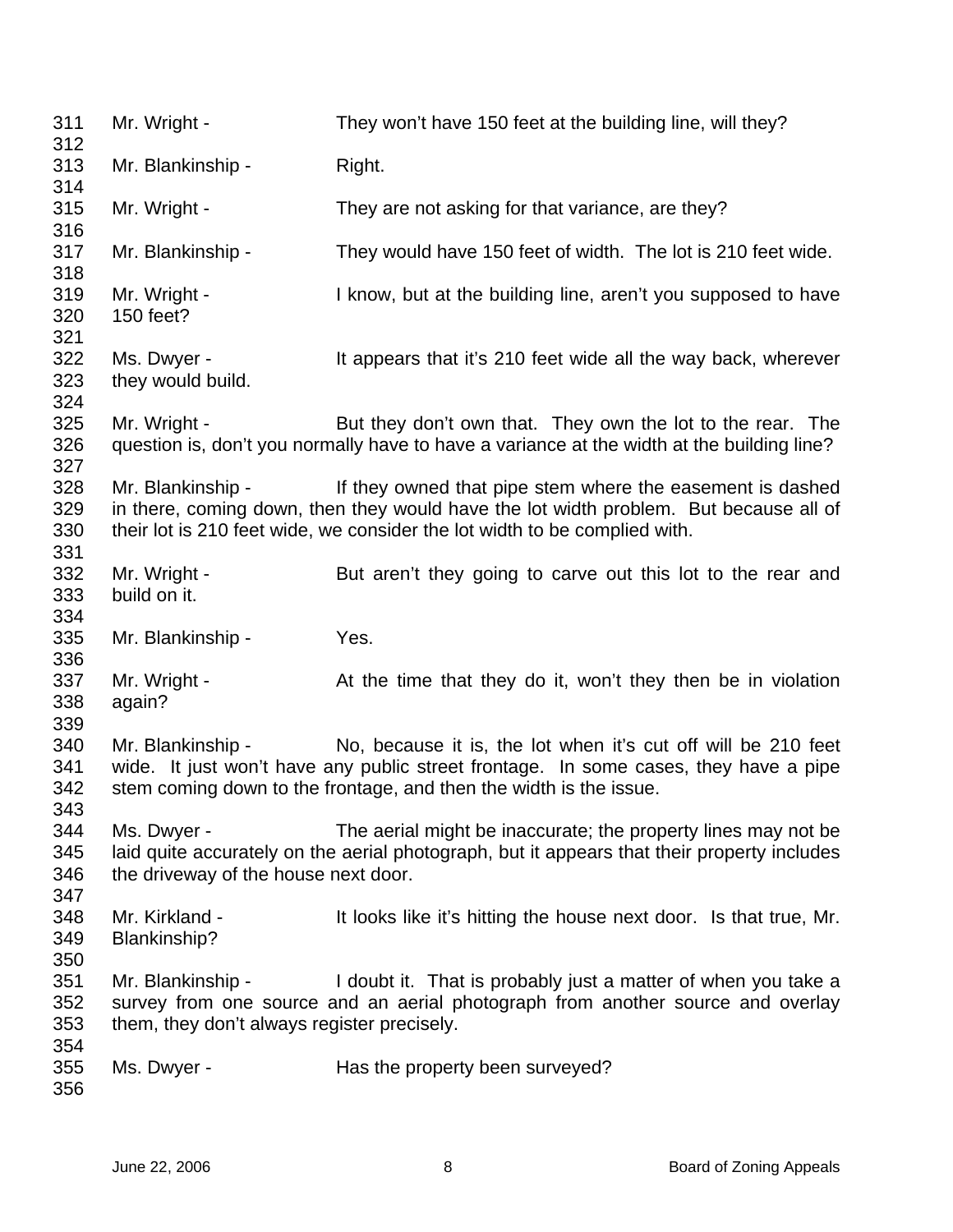311 Mr. Wright - They won't have 150 feet at the building line, will they?
312
313 Mr. Blankinship - Right.
314
315 Mr. Wright - They are not asking for that variance, are they?
316
317 Mr. Blankinship - They would have 150 feet of width. The lot is 210 feet wide.
318
319 Mr. Wright - I know, but at the building line, aren't you supposed to have
320 150 feet?
321
322 Ms. Dwyer - It appears that it's 210 feet wide all the way back, wherever
323 they would build.
324
325 Mr. Wright - But they don't own that. They own the lot to the rear. The
326 question is, don't you normally have to have a variance at the width at the building line?
327
328 Mr. Blankinship - If they owned that pipe stem where the easement is dashed
329 in there, coming down, then they would have the lot width problem. But because all of
330 their lot is 210 feet wide, we consider the lot width to be complied with.
331
332 Mr. Wright - But aren't they going to carve out this lot to the rear and
333 build on it.
334
335 Mr. Blankinship - Yes.
336
337 Mr. Wright - At the time that they do it, won't they then be in violation
338 again?
339
340 Mr. Blankinship - No, because it is, the lot when it's cut off will be 210 feet
341 wide. It just won't have any public street frontage. In some cases, they have a pipe
342 stem coming down to the frontage, and then the width is the issue.
343
344 Ms. Dwyer - The aerial might be inaccurate; the property lines may not be
345 laid quite accurately on the aerial photograph, but it appears that their property includes
346 the driveway of the house next door.
347
348 Mr. Kirkland - It looks like it's hitting the house next door. Is that true, Mr.
349 Blankinship?
350
351 Mr. Blankinship - I doubt it. That is probably just a matter of when you take a
352 survey from one source and an aerial photograph from another source and overlay
353 them, they don't always register precisely.
354
355 Ms. Dwyer - Has the property been surveyed?
356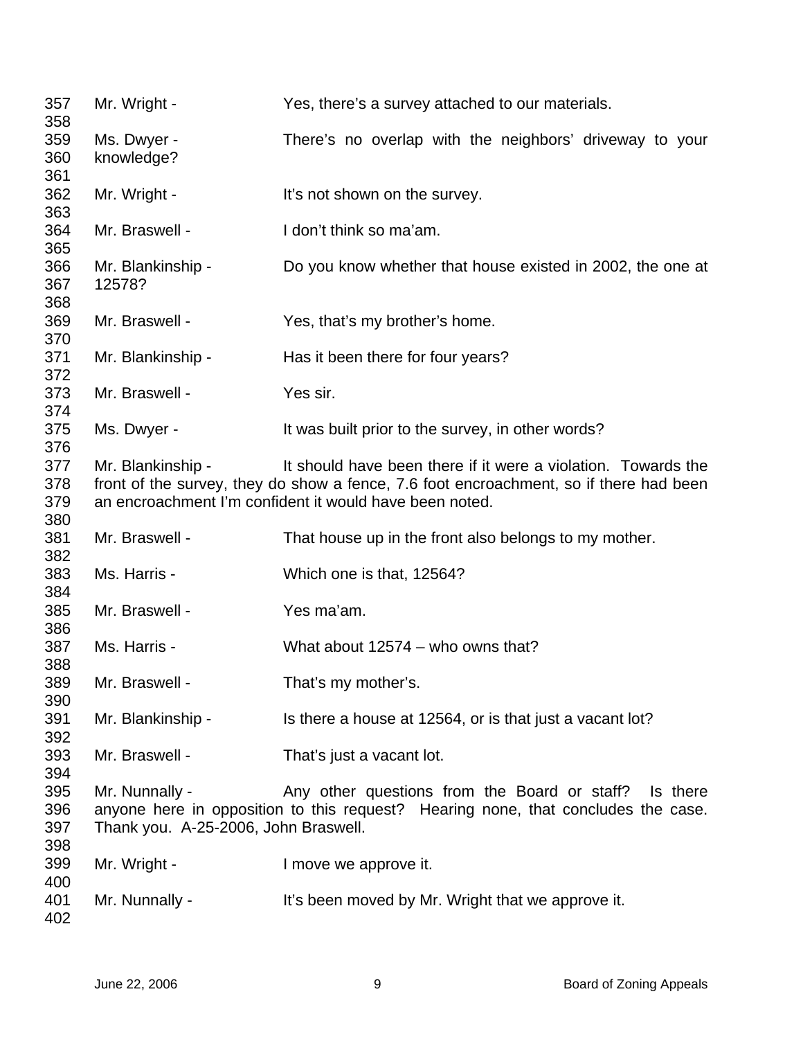357 Mr. Wright - Yes, there's a survey attached to our materials.
358
359 Ms. Dwyer - There's no overlap with the neighbors' driveway to your
360 knowledge?
361
362 Mr. Wright - It's not shown on the survey.
363
364 Mr. Braswell - I don't think so ma'am.
365
366 Mr. Blankinship - Do you know whether that house existed in 2002, the one at
367 12578?
368
369 Mr. Braswell - Yes, that's my brother's home.
370
371 Mr. Blankinship - Has it been there for four years?
372
373 Mr. Braswell - Yes sir.
374
375 Ms. Dwyer - It was built prior to the survey, in other words?
376
377 Mr. Blankinship - It should have been there if it were a violation. Towards the
378 front of the survey, they do show a fence, 7.6 foot encroachment, so if there had been
379 an encroachment I'm confident it would have been noted.
380
381 Mr. Braswell - That house up in the front also belongs to my mother.
382
383 Ms. Harris - Which one is that, 12564?
384
385 Mr. Braswell - Yes ma'am.
386
387 Ms. Harris - What about 12574 – who owns that?
388
389 Mr. Braswell - That's my mother's.
390
391 Mr. Blankinship - Is there a house at 12564, or is that just a vacant lot?
392
393 Mr. Braswell - That's just a vacant lot.
394
395 Mr. Nunnally - Any other questions from the Board or staff? Is there
396 anyone here in opposition to this request? Hearing none, that concludes the case.
397 Thank you. A-25-2006, John Braswell.
398
399 Mr. Wright - I move we approve it.
400
401 Mr. Nunnally - It's been moved by Mr. Wright that we approve it.
402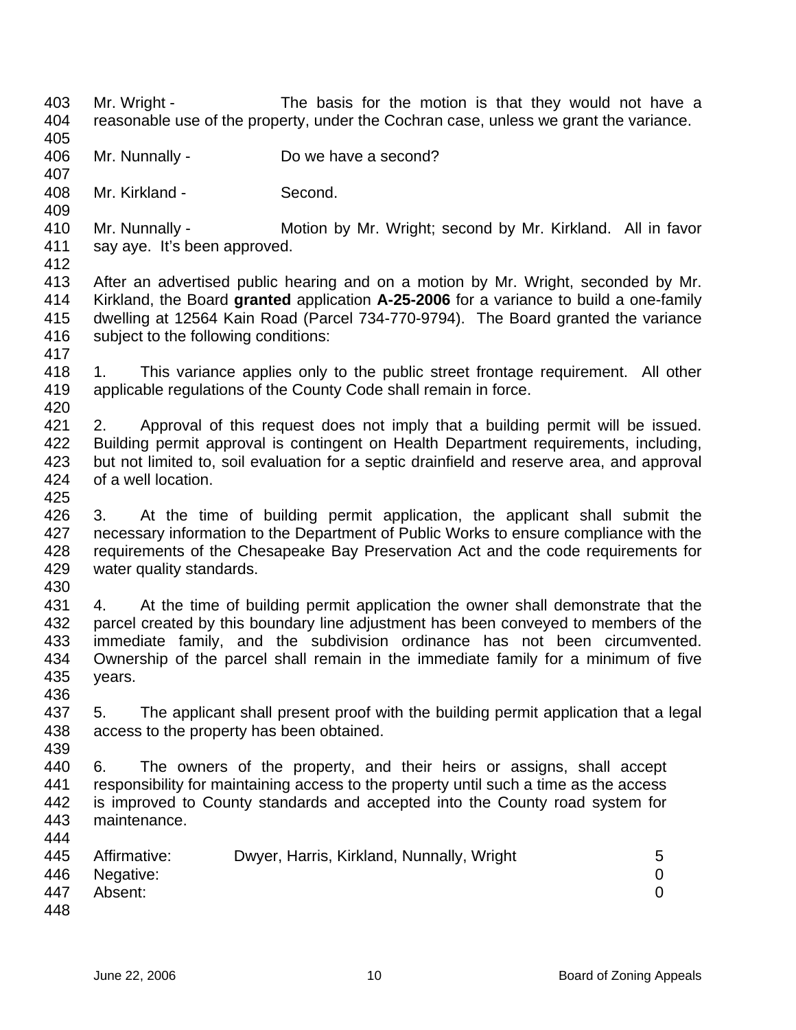Mr. Wright - The basis for the motion is that they would not have a reasonable use of the property, under the Cochran case, unless we grant the variance.

Mr. Nunnally - Do we have a second?

Mr. Kirkland - Second.

Mr. Nunnally - Motion by Mr. Wright; second by Mr. Kirkland. All in favor say aye. It's been approved.

After an advertised public hearing and on a motion by Mr. Wright, seconded by Mr. Kirkland, the Board **granted** application **A-25-2006** for a variance to build a one-family dwelling at 12564 Kain Road (Parcel 734-770-9794). The Board granted the variance subject to the following conditions:

1. This variance applies only to the public street frontage requirement. All other applicable regulations of the County Code shall remain in force.

2. Approval of this request does not imply that a building permit will be issued. Building permit approval is contingent on Health Department requirements, including, but not limited to, soil evaluation for a septic drainfield and reserve area, and approval of a well location.

3. At the time of building permit application, the applicant shall submit the necessary information to the Department of Public Works to ensure compliance with the requirements of the Chesapeake Bay Preservation Act and the code requirements for water quality standards.

4. At the time of building permit application the owner shall demonstrate that the parcel created by this boundary line adjustment has been conveyed to members of the immediate family, and the subdivision ordinance has not been circumvented. Ownership of the parcel shall remain in the immediate family for a minimum of five years.

5. The applicant shall present proof with the building permit application that a legal access to the property has been obtained.

6. The owners of the property, and their heirs or assigns, shall accept responsibility for maintaining access to the property until such a time as the access is improved to County standards and accepted into the County road system for maintenance.

| | | |
|---|---|---|
| Affirmative: | Dwyer, Harris, Kirkland, Nunnally, Wright | 5 |
| Negative: | | 0 |
| Absent: | | 0 |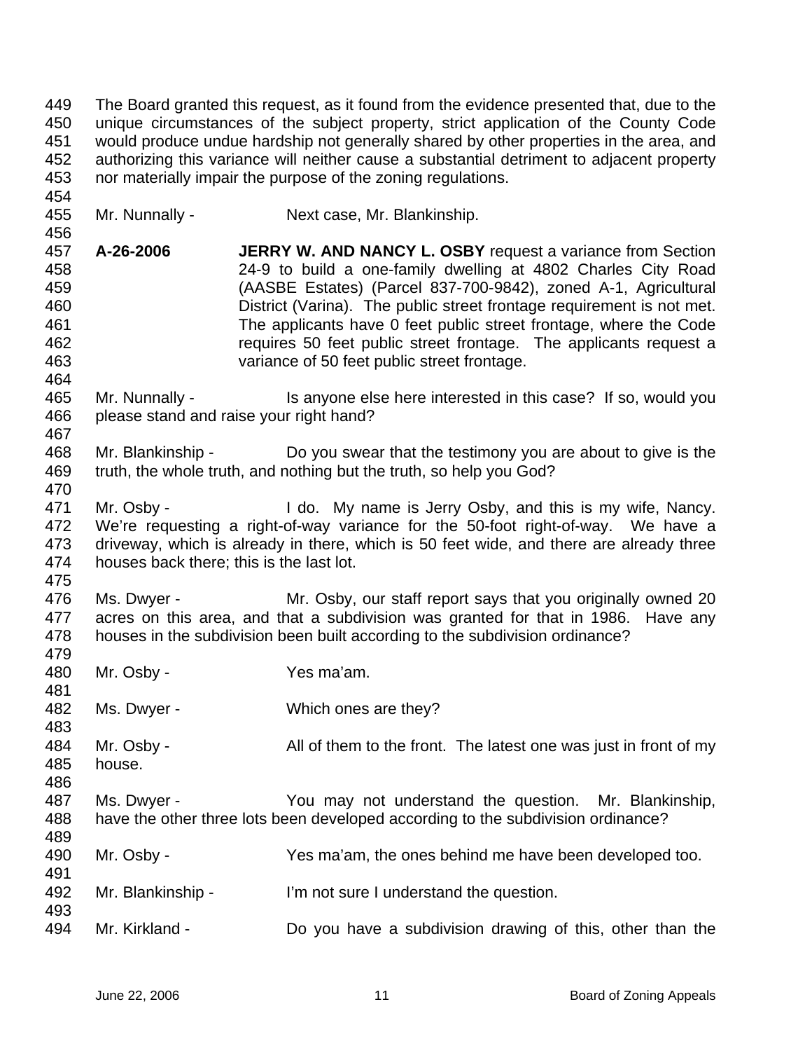The Board granted this request, as it found from the evidence presented that, due to the unique circumstances of the subject property, strict application of the County Code would produce undue hardship not generally shared by other properties in the area, and authorizing this variance will neither cause a substantial detriment to adjacent property nor materially impair the purpose of the zoning regulations.

Mr. Nunnally - Next case, Mr. Blankinship.

**A-26-2006** **JERRY W. AND NANCY L. OSBY** request a variance from Section 24-9 to build a one-family dwelling at 4802 Charles City Road (AASBE Estates) (Parcel 837-700-9842), zoned A-1, Agricultural District (Varina). The public street frontage requirement is not met. The applicants have 0 feet public street frontage, where the Code requires 50 feet public street frontage. The applicants request a variance of 50 feet public street frontage.

Mr. Nunnally - Is anyone else here interested in this case? If so, would you please stand and raise your right hand?

Mr. Blankinship - Do you swear that the testimony you are about to give is the truth, the whole truth, and nothing but the truth, so help you God?

Mr. Osby - I do. My name is Jerry Osby, and this is my wife, Nancy. We're requesting a right-of-way variance for the 50-foot right-of-way. We have a driveway, which is already in there, which is 50 feet wide, and there are already three houses back there; this is the last lot.

Ms. Dwyer - Mr. Osby, our staff report says that you originally owned 20 acres on this area, and that a subdivision was granted for that in 1986. Have any houses in the subdivision been built according to the subdivision ordinance?

Mr. Osby - Yes ma'am.

Ms. Dwyer - Which ones are they?

Mr. Osby - All of them to the front. The latest one was just in front of my house.

Ms. Dwyer - You may not understand the question. Mr. Blankinship, have the other three lots been developed according to the subdivision ordinance?

Mr. Osby - Yes ma'am, the ones behind me have been developed too.

Mr. Blankinship - I'm not sure I understand the question.

Mr. Kirkland - Do you have a subdivision drawing of this, other than the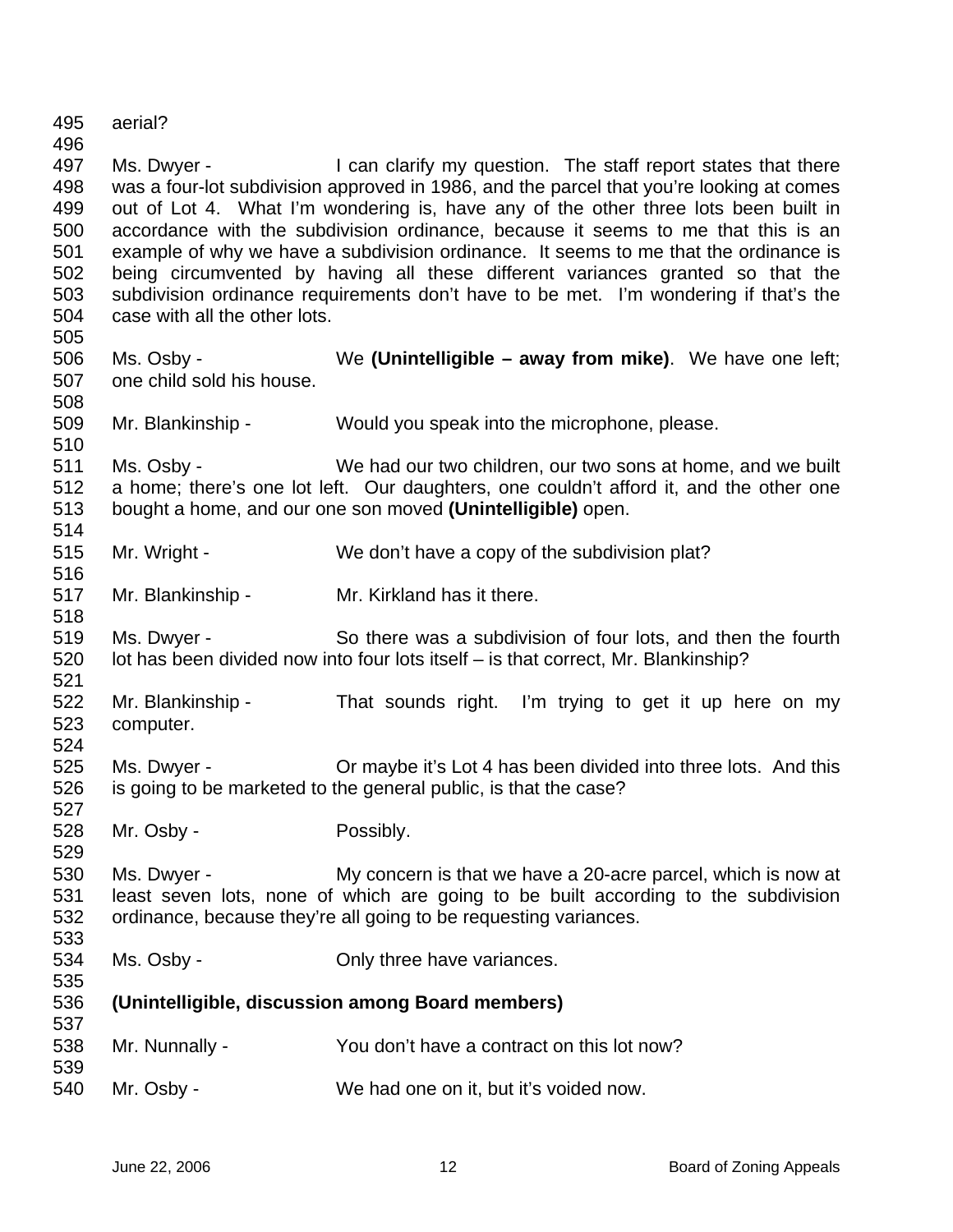aerial?

Ms. Dwyer - I can clarify my question. The staff report states that there was a four-lot subdivision approved in 1986, and the parcel that you're looking at comes out of Lot 4. What I'm wondering is, have any of the other three lots been built in accordance with the subdivision ordinance, because it seems to me that this is an example of why we have a subdivision ordinance. It seems to me that the ordinance is being circumvented by having all these different variances granted so that the subdivision ordinance requirements don't have to be met. I'm wondering if that's the case with all the other lots.

Ms. Osby - We **(Unintelligible – away from mike)**. We have one left; one child sold his house.

Mr. Blankinship - Would you speak into the microphone, please.

Ms. Osby - We had our two children, our two sons at home, and we built a home; there's one lot left. Our daughters, one couldn't afford it, and the other one bought a home, and our one son moved **(Unintelligible)** open.

Mr. Wright - We don't have a copy of the subdivision plat?

Mr. Blankinship - Mr. Kirkland has it there.

Ms. Dwyer - So there was a subdivision of four lots, and then the fourth lot has been divided now into four lots itself – is that correct, Mr. Blankinship?

Mr. Blankinship - That sounds right. I'm trying to get it up here on my computer.

Ms. Dwyer - Or maybe it's Lot 4 has been divided into three lots. And this is going to be marketed to the general public, is that the case?

Mr. Osby - Possibly.

Ms. Dwyer - My concern is that we have a 20-acre parcel, which is now at least seven lots, none of which are going to be built according to the subdivision ordinance, because they're all going to be requesting variances.

Ms. Osby - Only three have variances.

**(Unintelligible, discussion among Board members)**

Mr. Nunnally - You don't have a contract on this lot now?

Mr. Osby - We had one on it, but it's voided now.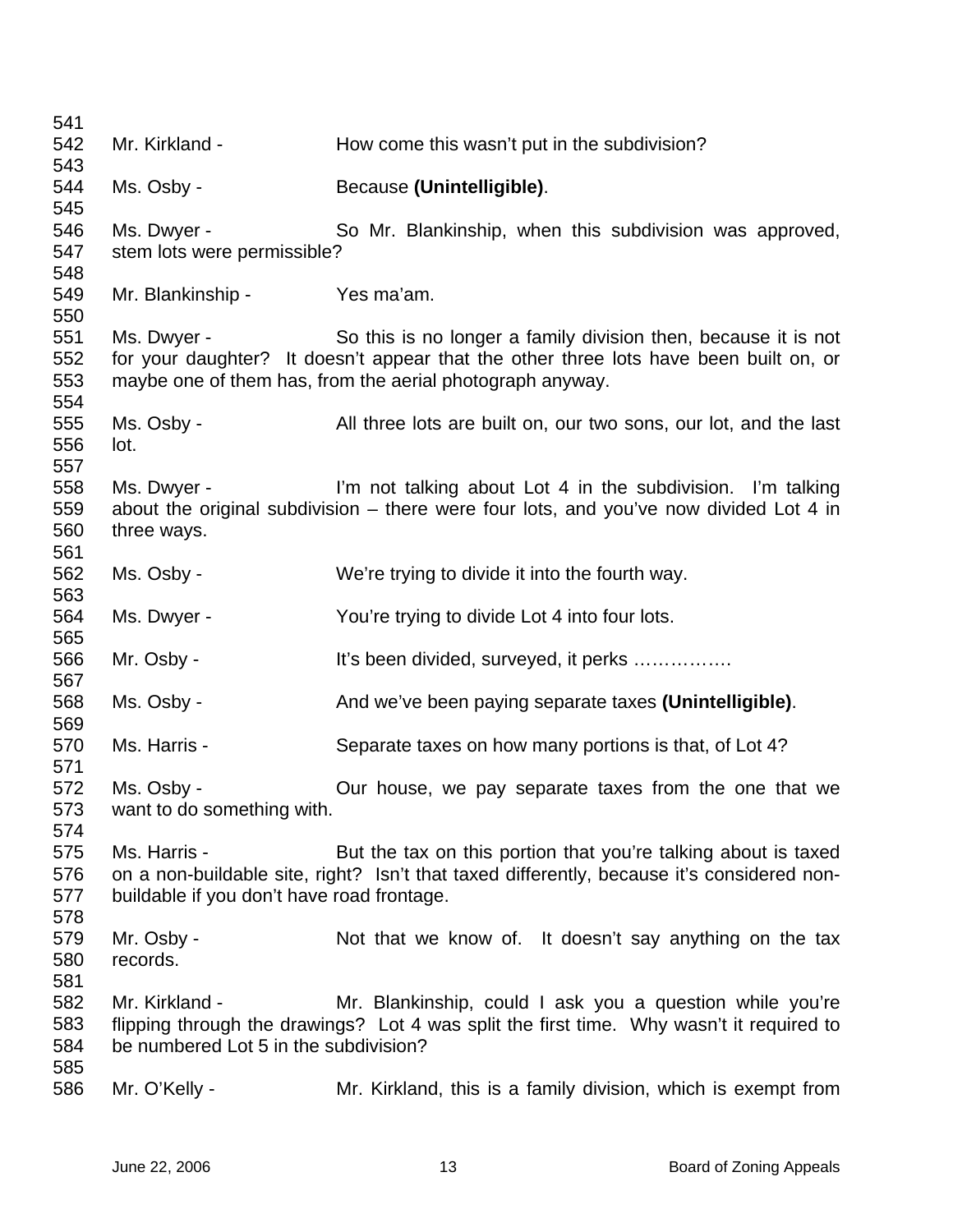Mr. Kirkland - How come this wasn't put in the subdivision?

Ms. Osby - Because **(Unintelligible)**.

Ms. Dwyer - So Mr. Blankinship, when this subdivision was approved, stem lots were permissible?

Mr. Blankinship - Yes ma'am.

Ms. Dwyer - So this is no longer a family division then, because it is not for your daughter? It doesn't appear that the other three lots have been built on, or maybe one of them has, from the aerial photograph anyway.

Ms. Osby - All three lots are built on, our two sons, our lot, and the last lot.

Ms. Dwyer - I'm not talking about Lot 4 in the subdivision. I'm talking about the original subdivision – there were four lots, and you've now divided Lot 4 in three ways.

Ms. Osby - We're trying to divide it into the fourth way.

Ms. Dwyer - You're trying to divide Lot 4 into four lots.

Mr. Osby - It's been divided, surveyed, it perks …………….

Ms. Osby - And we've been paying separate taxes **(Unintelligible)**.

Ms. Harris - Separate taxes on how many portions is that, of Lot 4?

Ms. Osby - Our house, we pay separate taxes from the one that we want to do something with.

Ms. Harris - But the tax on this portion that you're talking about is taxed on a non-buildable site, right? Isn't that taxed differently, because it's considered non-buildable if you don't have road frontage.

Mr. Osby - Not that we know of. It doesn't say anything on the tax records.

Mr. Kirkland - Mr. Blankinship, could I ask you a question while you're flipping through the drawings? Lot 4 was split the first time. Why wasn't it required to be numbered Lot 5 in the subdivision?

Mr. O'Kelly - Mr. Kirkland, this is a family division, which is exempt from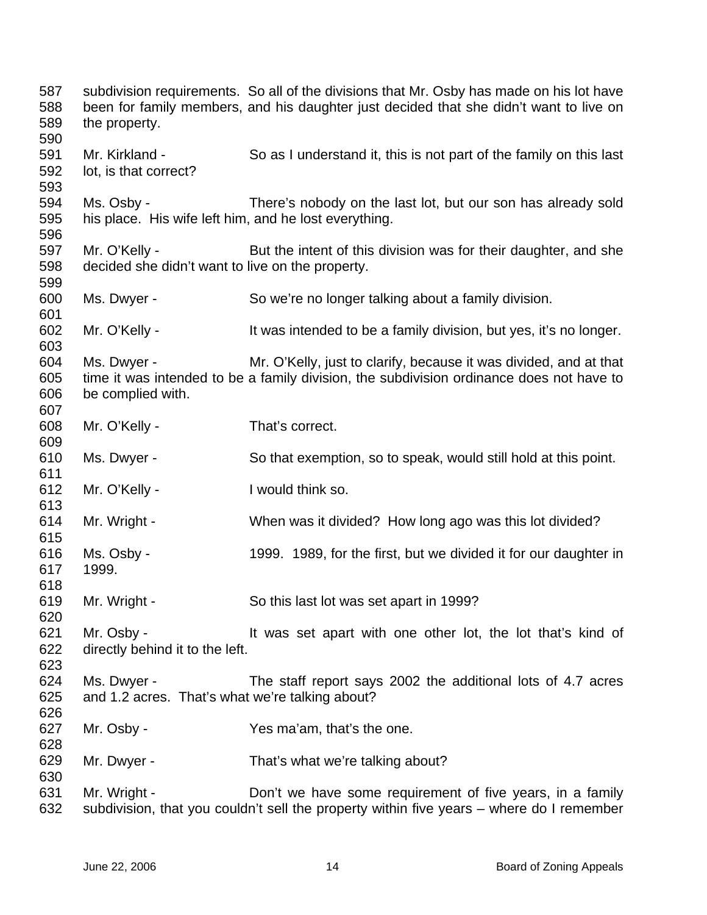subdivision requirements. So all of the divisions that Mr. Osby has made on his lot have been for family members, and his daughter just decided that she didn't want to live on the property.

Mr. Kirkland - So as I understand it, this is not part of the family on this last lot, is that correct?

Ms. Osby - There's nobody on the last lot, but our son has already sold his place. His wife left him, and he lost everything.

Mr. O'Kelly - But the intent of this division was for their daughter, and she decided she didn't want to live on the property.

Ms. Dwyer - So we're no longer talking about a family division.

Mr. O'Kelly - It was intended to be a family division, but yes, it's no longer.

Ms. Dwyer - Mr. O'Kelly, just to clarify, because it was divided, and at that time it was intended to be a family division, the subdivision ordinance does not have to be complied with.

Mr. O'Kelly - That's correct.

Ms. Dwyer - So that exemption, so to speak, would still hold at this point.

Mr. O'Kelly - I would think so.

Mr. Wright - When was it divided? How long ago was this lot divided?

Ms. Osby - 1999. 1989, for the first, but we divided it for our daughter in 1999.

Mr. Wright - So this last lot was set apart in 1999?

Mr. Osby - It was set apart with one other lot, the lot that's kind of directly behind it to the left.

Ms. Dwyer - The staff report says 2002 the additional lots of 4.7 acres and 1.2 acres. That's what we're talking about?

Mr. Osby - Yes ma'am, that's the one.

Mr. Dwyer - That's what we're talking about?

Mr. Wright - Don't we have some requirement of five years, in a family subdivision, that you couldn't sell the property within five years – where do I remember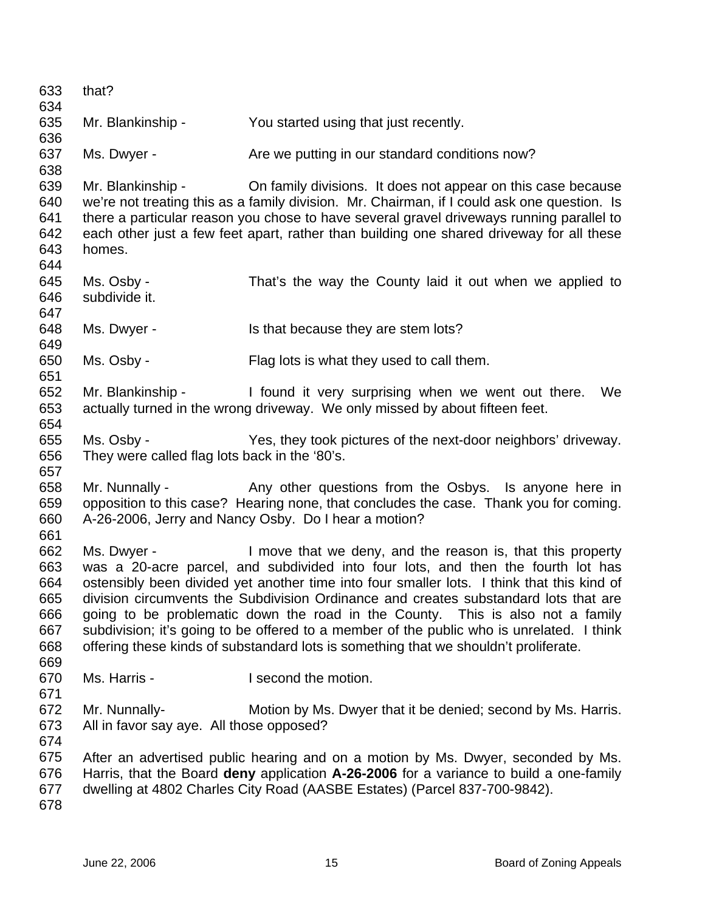that?

Mr. Blankinship - You started using that just recently.

Ms. Dwyer - Are we putting in our standard conditions now?

Mr. Blankinship - On family divisions. It does not appear on this case because we're not treating this as a family division. Mr. Chairman, if I could ask one question. Is there a particular reason you chose to have several gravel driveways running parallel to each other just a few feet apart, rather than building one shared driveway for all these homes.

Ms. Osby - That's the way the County laid it out when we applied to subdivide it.

Ms. Dwyer - Is that because they are stem lots?

Ms. Osby - Flag lots is what they used to call them.

Mr. Blankinship - I found it very surprising when we went out there. We actually turned in the wrong driveway. We only missed by about fifteen feet.

Ms. Osby - Yes, they took pictures of the next-door neighbors' driveway. They were called flag lots back in the '80's.

Mr. Nunnally - Any other questions from the Osbys. Is anyone here in opposition to this case? Hearing none, that concludes the case. Thank you for coming. A-26-2006, Jerry and Nancy Osby. Do I hear a motion?

Ms. Dwyer - I move that we deny, and the reason is, that this property was a 20-acre parcel, and subdivided into four lots, and then the fourth lot has ostensibly been divided yet another time into four smaller lots. I think that this kind of division circumvents the Subdivision Ordinance and creates substandard lots that are going to be problematic down the road in the County. This is also not a family subdivision; it's going to be offered to a member of the public who is unrelated. I think offering these kinds of substandard lots is something that we shouldn't proliferate.

Ms. Harris - I second the motion.

Mr. Nunnally- Motion by Ms. Dwyer that it be denied; second by Ms. Harris. All in favor say aye. All those opposed?

After an advertised public hearing and on a motion by Ms. Dwyer, seconded by Ms. Harris, that the Board **deny** application **A-26-2006** for a variance to build a one-family dwelling at 4802 Charles City Road (AASBE Estates) (Parcel 837-700-9842).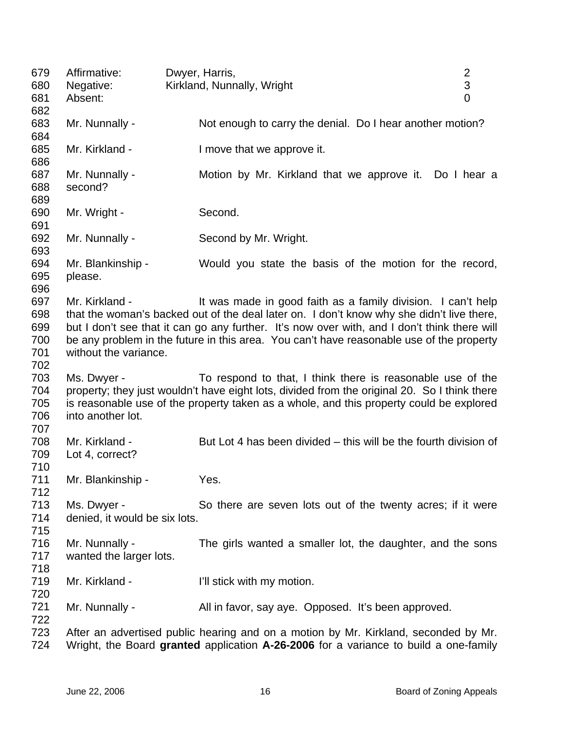| | | |
|---|---|---|
| Affirmative: | Dwyer, Harris, | 2 |
| Negative: | Kirkland, Nunnally, Wright | 3 |
| Absent: | | 0 |

Mr. Nunnally - Not enough to carry the denial. Do I hear another motion?

Mr. Kirkland - I move that we approve it.

Mr. Nunnally - Motion by Mr. Kirkland that we approve it. Do I hear a second?

Mr. Wright - Second.

Mr. Nunnally - Second by Mr. Wright.

Mr. Blankinship - Would you state the basis of the motion for the record, please.

Mr. Kirkland - It was made in good faith as a family division. I can't help that the woman's backed out of the deal later on. I don't know why she didn't live there, but I don't see that it can go any further. It's now over with, and I don't think there will be any problem in the future in this area. You can't have reasonable use of the property without the variance.

Ms. Dwyer - To respond to that, I think there is reasonable use of the property; they just wouldn't have eight lots, divided from the original 20. So I think there is reasonable use of the property taken as a whole, and this property could be explored into another lot.

Mr. Kirkland - But Lot 4 has been divided – this will be the fourth division of Lot 4, correct?

Mr. Blankinship - Yes.

Ms. Dwyer - So there are seven lots out of the twenty acres; if it were denied, it would be six lots.

Mr. Nunnally - The girls wanted a smaller lot, the daughter, and the sons wanted the larger lots.

Mr. Kirkland - I'll stick with my motion.

Mr. Nunnally - All in favor, say aye. Opposed. It's been approved.

After an advertised public hearing and on a motion by Mr. Kirkland, seconded by Mr. Wright, the Board **granted** application **A-26-2006** for a variance to build a one-family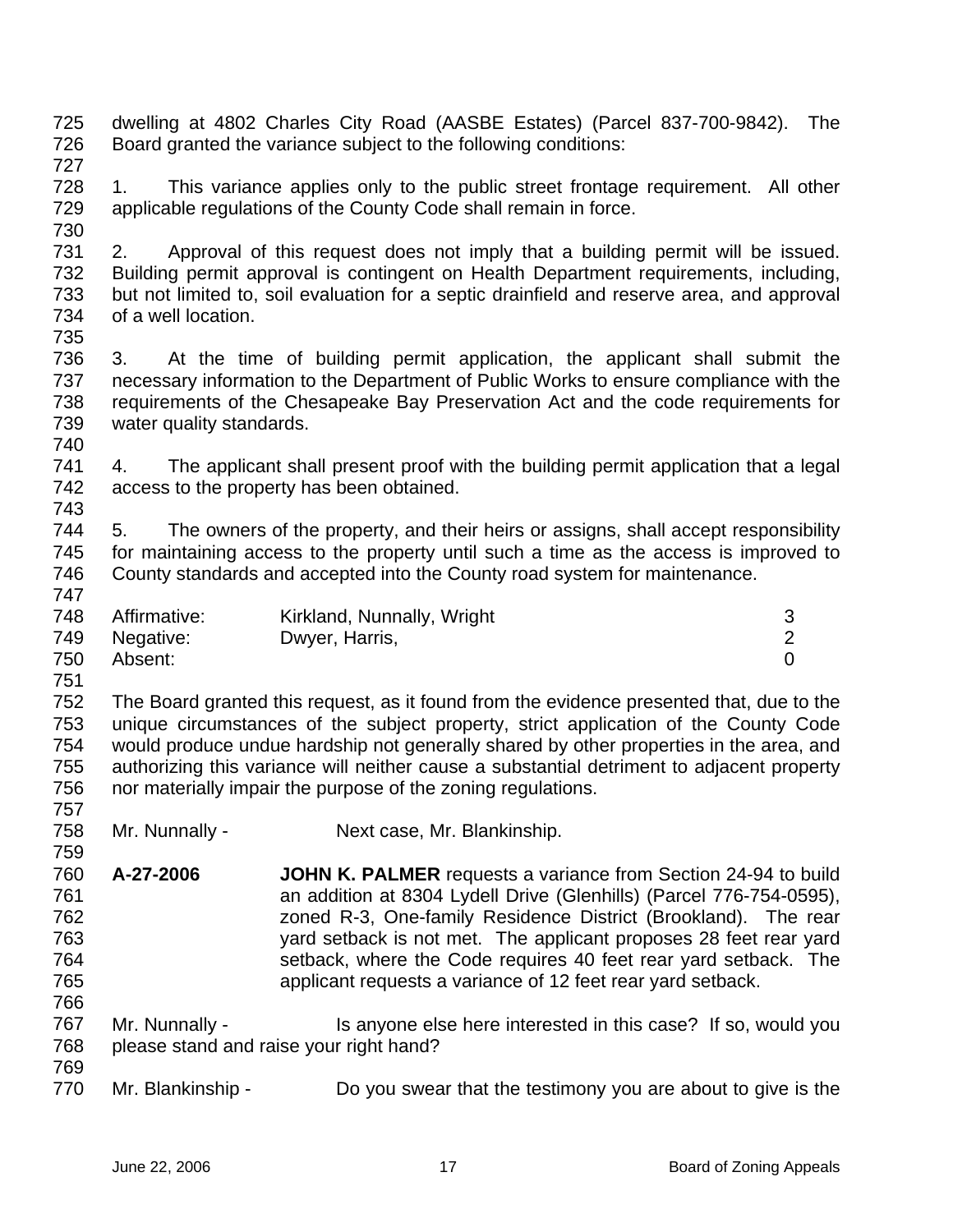dwelling at 4802 Charles City Road (AASBE Estates) (Parcel 837-700-9842). The Board granted the variance subject to the following conditions:

1. This variance applies only to the public street frontage requirement. All other applicable regulations of the County Code shall remain in force.

2. Approval of this request does not imply that a building permit will be issued. Building permit approval is contingent on Health Department requirements, including, but not limited to, soil evaluation for a septic drainfield and reserve area, and approval of a well location.

3. At the time of building permit application, the applicant shall submit the necessary information to the Department of Public Works to ensure compliance with the requirements of the Chesapeake Bay Preservation Act and the code requirements for water quality standards.

4. The applicant shall present proof with the building permit application that a legal access to the property has been obtained.

5. The owners of the property, and their heirs or assigns, shall accept responsibility for maintaining access to the property until such a time as the access is improved to County standards and accepted into the County road system for maintenance.

| | | |
|---|---|---|
| Affirmative: | Kirkland, Nunnally, Wright | 3 |
| Negative: | Dwyer, Harris, | 2 |
| Absent: | | 0 |

The Board granted this request, as it found from the evidence presented that, due to the unique circumstances of the subject property, strict application of the County Code would produce undue hardship not generally shared by other properties in the area, and authorizing this variance will neither cause a substantial detriment to adjacent property nor materially impair the purpose of the zoning regulations.

Mr. Nunnally - Next case, Mr. Blankinship.

**A-27-2006** **JOHN K. PALMER** requests a variance from Section 24-94 to build an addition at 8304 Lydell Drive (Glenhills) (Parcel 776-754-0595), zoned R-3, One-family Residence District (Brookland). The rear yard setback is not met. The applicant proposes 28 feet rear yard setback, where the Code requires 40 feet rear yard setback. The applicant requests a variance of 12 feet rear yard setback.

Mr. Nunnally - Is anyone else here interested in this case? If so, would you please stand and raise your right hand?

Mr. Blankinship - Do you swear that the testimony you are about to give is the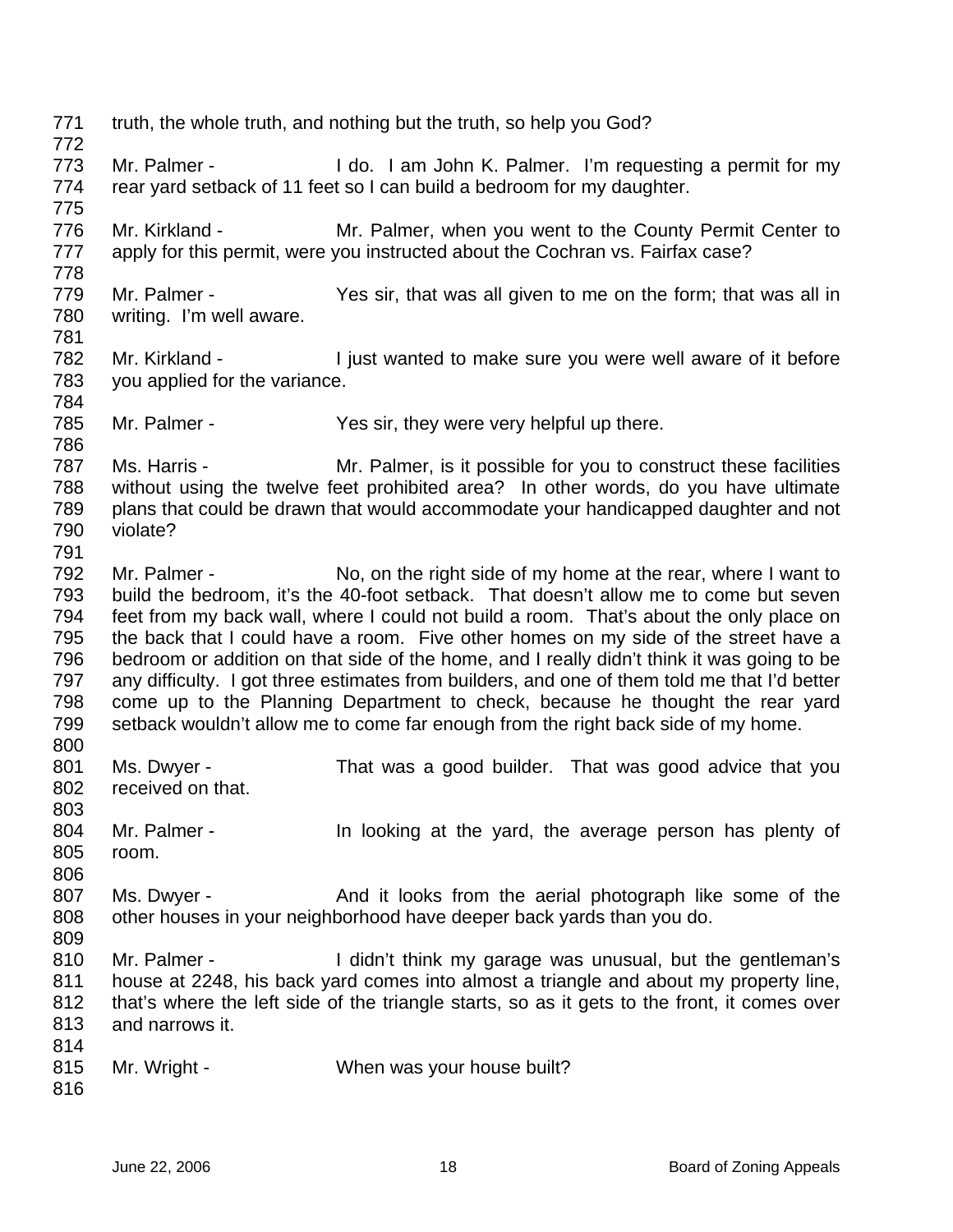771 truth, the whole truth, and nothing but the truth, so help you God?

772

773 Mr. Palmer - I do. I am John K. Palmer. I'm requesting a permit for my
774 rear yard setback of 11 feet so I can build a bedroom for my daughter.

775

776 Mr. Kirkland - Mr. Palmer, when you went to the County Permit Center to
777 apply for this permit, were you instructed about the Cochran vs. Fairfax case?

778

779 Mr. Palmer - Yes sir, that was all given to me on the form; that was all in
780 writing. I'm well aware.

781

782 Mr. Kirkland - I just wanted to make sure you were well aware of it before
783 you applied for the variance.

784

785 Mr. Palmer - Yes sir, they were very helpful up there.

786

787 Ms. Harris - Mr. Palmer, is it possible for you to construct these facilities
788 without using the twelve feet prohibited area? In other words, do you have ultimate
789 plans that could be drawn that would accommodate your handicapped daughter and not
790 violate?

791

792 Mr. Palmer - No, on the right side of my home at the rear, where I want to
793 build the bedroom, it's the 40-foot setback. That doesn't allow me to come but seven
794 feet from my back wall, where I could not build a room. That's about the only place on
795 the back that I could have a room. Five other homes on my side of the street have a
796 bedroom or addition on that side of the home, and I really didn't think it was going to be
797 any difficulty. I got three estimates from builders, and one of them told me that I'd better
798 come up to the Planning Department to check, because he thought the rear yard
799 setback wouldn't allow me to come far enough from the right back side of my home.

800

801 Ms. Dwyer - That was a good builder. That was good advice that you
802 received on that.

803

804 Mr. Palmer - In looking at the yard, the average person has plenty of
805 room.

806

807 Ms. Dwyer - And it looks from the aerial photograph like some of the
808 other houses in your neighborhood have deeper back yards than you do.

809

810 Mr. Palmer - I didn't think my garage was unusual, but the gentleman's
811 house at 2248, his back yard comes into almost a triangle and about my property line,
812 that's where the left side of the triangle starts, so as it gets to the front, it comes over
813 and narrows it.

814

815 Mr. Wright - When was your house built?

816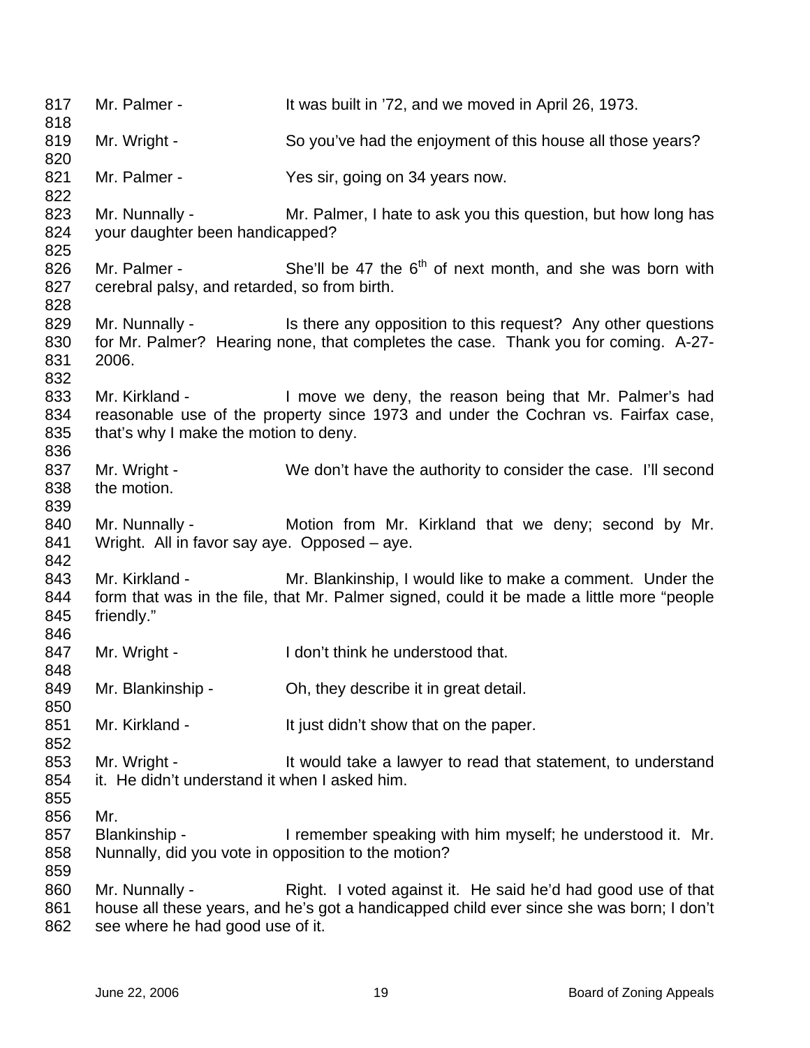817 Mr. Palmer - It was built in '72, and we moved in April 26, 1973.

819 Mr. Wright - So you've had the enjoyment of this house all those years?

821 Mr. Palmer - Yes sir, going on 34 years now.

823 Mr. Nunnally - Mr. Palmer, I hate to ask you this question, but how long has
824 your daughter been handicapped?

826 Mr. Palmer - She'll be 47 the 6th of next month, and she was born with
827 cerebral palsy, and retarded, so from birth.

829 Mr. Nunnally - Is there any opposition to this request? Any other questions
830 for Mr. Palmer? Hearing none, that completes the case. Thank you for coming. A-27-
831 2006.

833 Mr. Kirkland - I move we deny, the reason being that Mr. Palmer's had
834 reasonable use of the property since 1973 and under the Cochran vs. Fairfax case,
835 that's why I make the motion to deny.

837 Mr. Wright - We don't have the authority to consider the case. I'll second
838 the motion.

840 Mr. Nunnally - Motion from Mr. Kirkland that we deny; second by Mr.
841 Wright. All in favor say aye. Opposed – aye.

843 Mr. Kirkland - Mr. Blankinship, I would like to make a comment. Under the
844 form that was in the file, that Mr. Palmer signed, could it be made a little more "people
845 friendly."

847 Mr. Wright - I don't think he understood that.

849 Mr. Blankinship - Oh, they describe it in great detail.

851 Mr. Kirkland - It just didn't show that on the paper.

853 Mr. Wright - It would take a lawyer to read that statement, to understand
854 it. He didn't understand it when I asked him.

856 Mr.
857 Blankinship - I remember speaking with him myself; he understood it. Mr.
858 Nunnally, did you vote in opposition to the motion?

860 Mr. Nunnally - Right. I voted against it. He said he'd had good use of that
861 house all these years, and he's got a handicapped child ever since she was born; I don't
862 see where he had good use of it.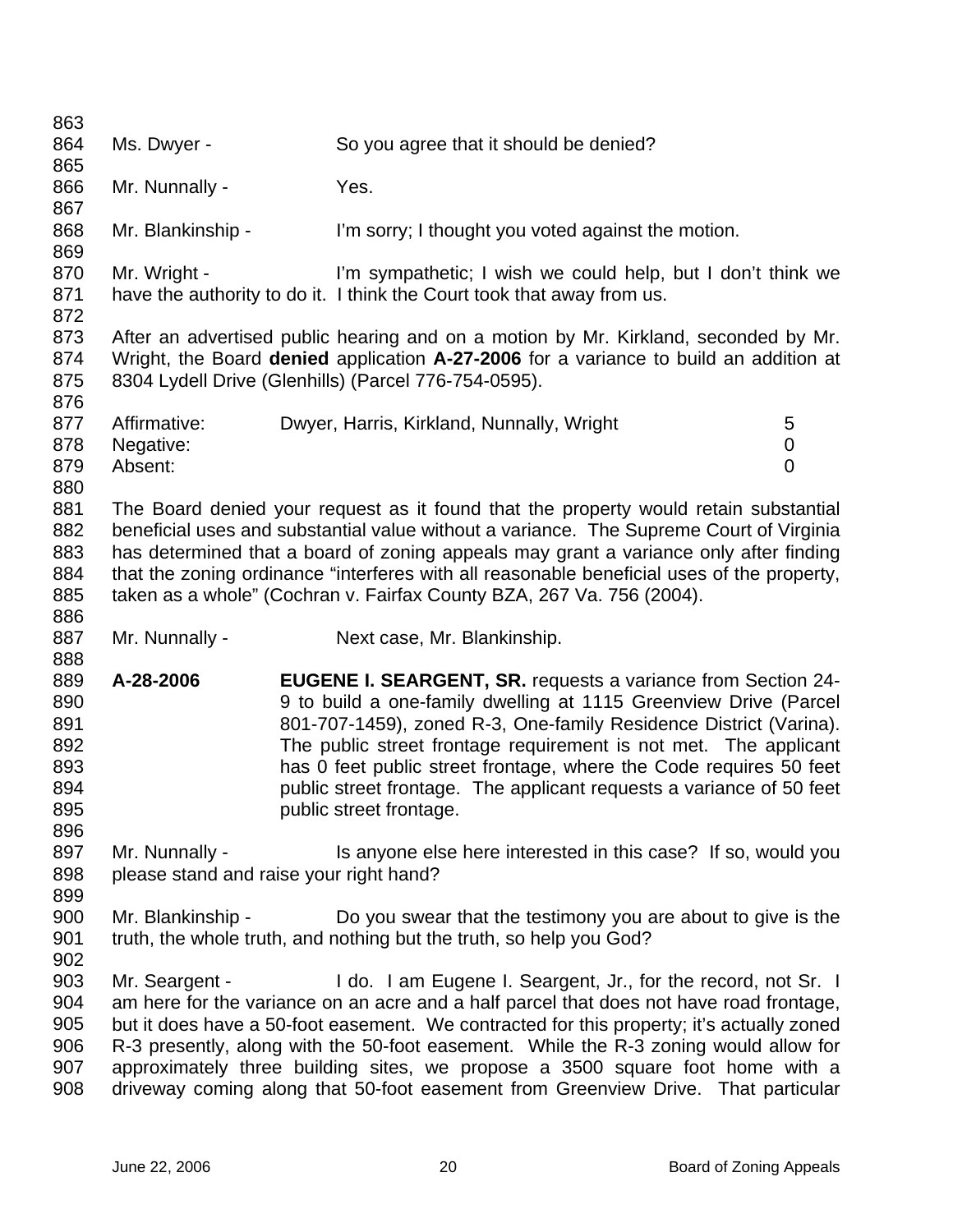Ms. Dwyer - So you agree that it should be denied?

Mr. Nunnally - Yes.

Mr. Blankinship - I'm sorry; I thought you voted against the motion.

Mr. Wright - I'm sympathetic; I wish we could help, but I don't think we have the authority to do it. I think the Court took that away from us.

After an advertised public hearing and on a motion by Mr. Kirkland, seconded by Mr. Wright, the Board **denied** application **A-27-2006** for a variance to build an addition at 8304 Lydell Drive (Glenhills) (Parcel 776-754-0595).

| | | |
|---|---|---|
| Affirmative: | Dwyer, Harris, Kirkland, Nunnally, Wright | 5 |
| Negative: | | 0 |
| Absent: | | 0 |

The Board denied your request as it found that the property would retain substantial beneficial uses and substantial value without a variance. The Supreme Court of Virginia has determined that a board of zoning appeals may grant a variance only after finding that the zoning ordinance "interferes with all reasonable beneficial uses of the property, taken as a whole" (Cochran v. Fairfax County BZA, 267 Va. 756 (2004).

Mr. Nunnally - Next case, Mr. Blankinship.

**A-28-2006** **EUGENE I. SEARGENT, SR.** requests a variance from Section 24-9 to build a one-family dwelling at 1115 Greenview Drive (Parcel 801-707-1459), zoned R-3, One-family Residence District (Varina). The public street frontage requirement is not met. The applicant has 0 feet public street frontage, where the Code requires 50 feet public street frontage. The applicant requests a variance of 50 feet public street frontage.

Mr. Nunnally - Is anyone else here interested in this case? If so, would you please stand and raise your right hand?

Mr. Blankinship - Do you swear that the testimony you are about to give is the truth, the whole truth, and nothing but the truth, so help you God?

Mr. Seargent - I do. I am Eugene I. Seargent, Jr., for the record, not Sr. I am here for the variance on an acre and a half parcel that does not have road frontage, but it does have a 50-foot easement. We contracted for this property; it's actually zoned R-3 presently, along with the 50-foot easement. While the R-3 zoning would allow for approximately three building sites, we propose a 3500 square foot home with a driveway coming along that 50-foot easement from Greenview Drive. That particular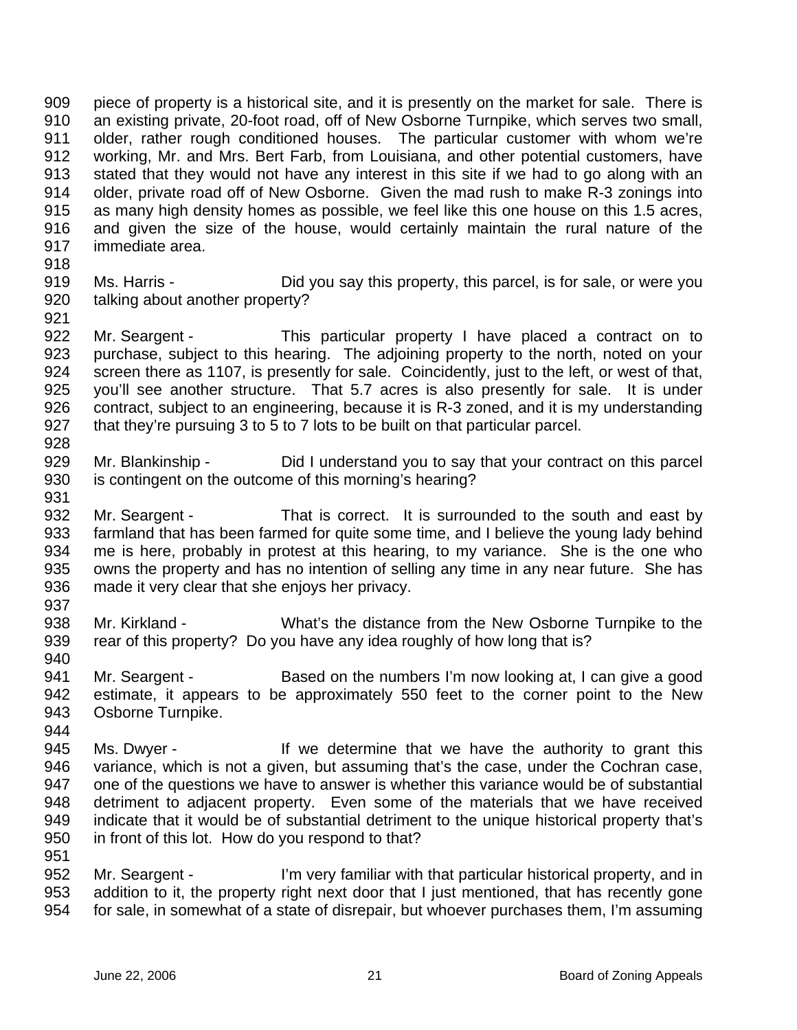909 piece of property is a historical site, and it is presently on the market for sale. There is
910 an existing private, 20-foot road, off of New Osborne Turnpike, which serves two small,
911 older, rather rough conditioned houses. The particular customer with whom we're
912 working, Mr. and Mrs. Bert Farb, from Louisiana, and other potential customers, have
913 stated that they would not have any interest in this site if we had to go along with an
914 older, private road off of New Osborne. Given the mad rush to make R-3 zonings into
915 as many high density homes as possible, we feel like this one house on this 1.5 acres,
916 and given the size of the house, would certainly maintain the rural nature of the
917 immediate area.
918
919 Ms. Harris - Did you say this property, this parcel, is for sale, or were you
920 talking about another property?
921
922 Mr. Seargent - This particular property I have placed a contract on to
923 purchase, subject to this hearing. The adjoining property to the north, noted on your
924 screen there as 1107, is presently for sale. Coincidently, just to the left, or west of that,
925 you'll see another structure. That 5.7 acres is also presently for sale. It is under
926 contract, subject to an engineering, because it is R-3 zoned, and it is my understanding
927 that they're pursuing 3 to 5 to 7 lots to be built on that particular parcel.
928
929 Mr. Blankinship - Did I understand you to say that your contract on this parcel
930 is contingent on the outcome of this morning's hearing?
931
932 Mr. Seargent - That is correct. It is surrounded to the south and east by
933 farmland that has been farmed for quite some time, and I believe the young lady behind
934 me is here, probably in protest at this hearing, to my variance. She is the one who
935 owns the property and has no intention of selling any time in any near future. She has
936 made it very clear that she enjoys her privacy.
937
938 Mr. Kirkland - What's the distance from the New Osborne Turnpike to the
939 rear of this property? Do you have any idea roughly of how long that is?
940
941 Mr. Seargent - Based on the numbers I'm now looking at, I can give a good
942 estimate, it appears to be approximately 550 feet to the corner point to the New
943 Osborne Turnpike.
944
945 Ms. Dwyer - If we determine that we have the authority to grant this
946 variance, which is not a given, but assuming that's the case, under the Cochran case,
947 one of the questions we have to answer is whether this variance would be of substantial
948 detriment to adjacent property. Even some of the materials that we have received
949 indicate that it would be of substantial detriment to the unique historical property that's
950 in front of this lot. How do you respond to that?
951
952 Mr. Seargent - I'm very familiar with that particular historical property, and in
953 addition to it, the property right next door that I just mentioned, that has recently gone
954 for sale, in somewhat of a state of disrepair, but whoever purchases them, I'm assuming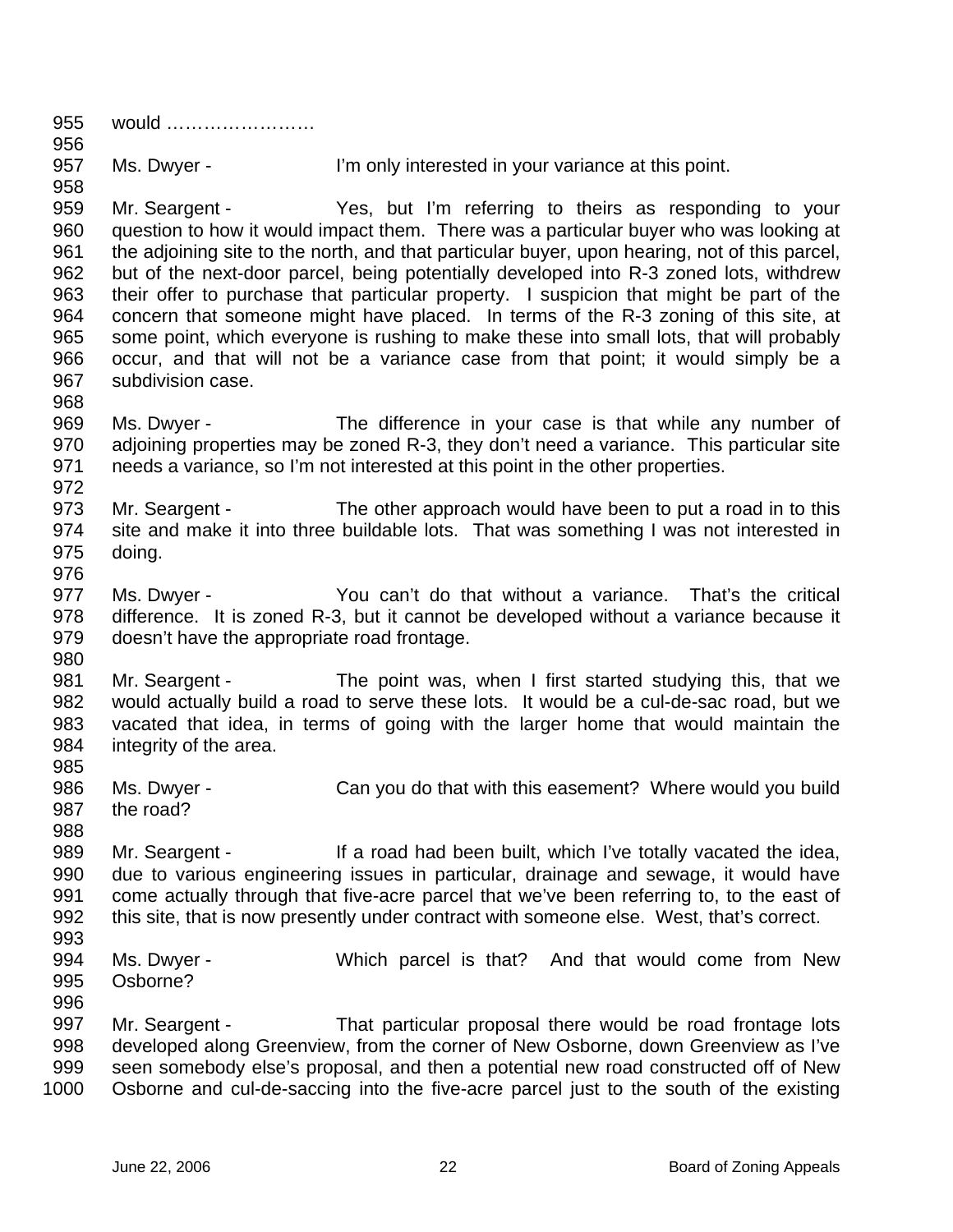would ……………………

Ms. Dwyer - I'm only interested in your variance at this point.

Mr. Seargent - Yes, but I'm referring to theirs as responding to your question to how it would impact them. There was a particular buyer who was looking at the adjoining site to the north, and that particular buyer, upon hearing, not of this parcel, but of the next-door parcel, being potentially developed into R-3 zoned lots, withdrew their offer to purchase that particular property. I suspicion that might be part of the concern that someone might have placed. In terms of the R-3 zoning of this site, at some point, which everyone is rushing to make these into small lots, that will probably occur, and that will not be a variance case from that point; it would simply be a subdivision case.

Ms. Dwyer - The difference in your case is that while any number of adjoining properties may be zoned R-3, they don't need a variance. This particular site needs a variance, so I'm not interested at this point in the other properties.

Mr. Seargent - The other approach would have been to put a road in to this site and make it into three buildable lots. That was something I was not interested in doing.

Ms. Dwyer - You can't do that without a variance. That's the critical difference. It is zoned R-3, but it cannot be developed without a variance because it doesn't have the appropriate road frontage.

Mr. Seargent - The point was, when I first started studying this, that we would actually build a road to serve these lots. It would be a cul-de-sac road, but we vacated that idea, in terms of going with the larger home that would maintain the integrity of the area.

Ms. Dwyer - Can you do that with this easement? Where would you build the road?

Mr. Seargent - If a road had been built, which I've totally vacated the idea, due to various engineering issues in particular, drainage and sewage, it would have come actually through that five-acre parcel that we've been referring to, to the east of this site, that is now presently under contract with someone else. West, that's correct.

Ms. Dwyer - Which parcel is that? And that would come from New Osborne?

Mr. Seargent - That particular proposal there would be road frontage lots developed along Greenview, from the corner of New Osborne, down Greenview as I've seen somebody else's proposal, and then a potential new road constructed off of New Osborne and cul-de-saccing into the five-acre parcel just to the south of the existing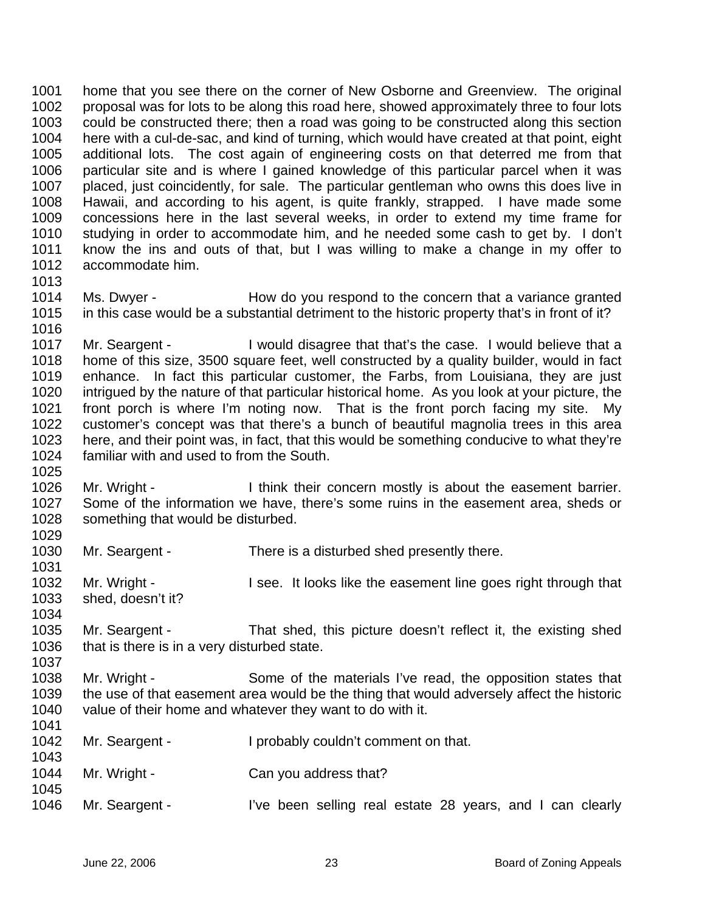home that you see there on the corner of New Osborne and Greenview. The original proposal was for lots to be along this road here, showed approximately three to four lots could be constructed there; then a road was going to be constructed along this section here with a cul-de-sac, and kind of turning, which would have created at that point, eight additional lots. The cost again of engineering costs on that deterred me from that particular site and is where I gained knowledge of this particular parcel when it was placed, just coincidentally, for sale. The particular gentleman who owns this does live in Hawaii, and according to his agent, is quite frankly, strapped. I have made some concessions here in the last several weeks, in order to extend my time frame for studying in order to accommodate him, and he needed some cash to get by. I don't know the ins and outs of that, but I was willing to make a change in my offer to accommodate him.

Ms. Dwyer - How do you respond to the concern that a variance granted in this case would be a substantial detriment to the historic property that's in front of it?

Mr. Seargent - I would disagree that that's the case. I would believe that a home of this size, 3500 square feet, well constructed by a quality builder, would in fact enhance. In fact this particular customer, the Farbs, from Louisiana, they are just intrigued by the nature of that particular historical home. As you look at your picture, the front porch is where I'm noting now. That is the front porch facing my site. My customer's concept was that there's a bunch of beautiful magnolia trees in this area here, and their point was, in fact, that this would be something conducive to what they're familiar with and used to from the South.

Mr. Wright - I think their concern mostly is about the easement barrier. Some of the information we have, there's some ruins in the easement area, sheds or something that would be disturbed.

Mr. Seargent - There is a disturbed shed presently there.

Mr. Wright - I see. It looks like the easement line goes right through that shed, doesn't it?

Mr. Seargent - That shed, this picture doesn't reflect it, the existing shed that is there is in a very disturbed state.

Mr. Wright - Some of the materials I've read, the opposition states that the use of that easement area would be the thing that would adversely affect the historic value of their home and whatever they want to do with it.

Mr. Seargent - I probably couldn't comment on that.

Mr. Wright - Can you address that?

Mr. Seargent - I've been selling real estate 28 years, and I can clearly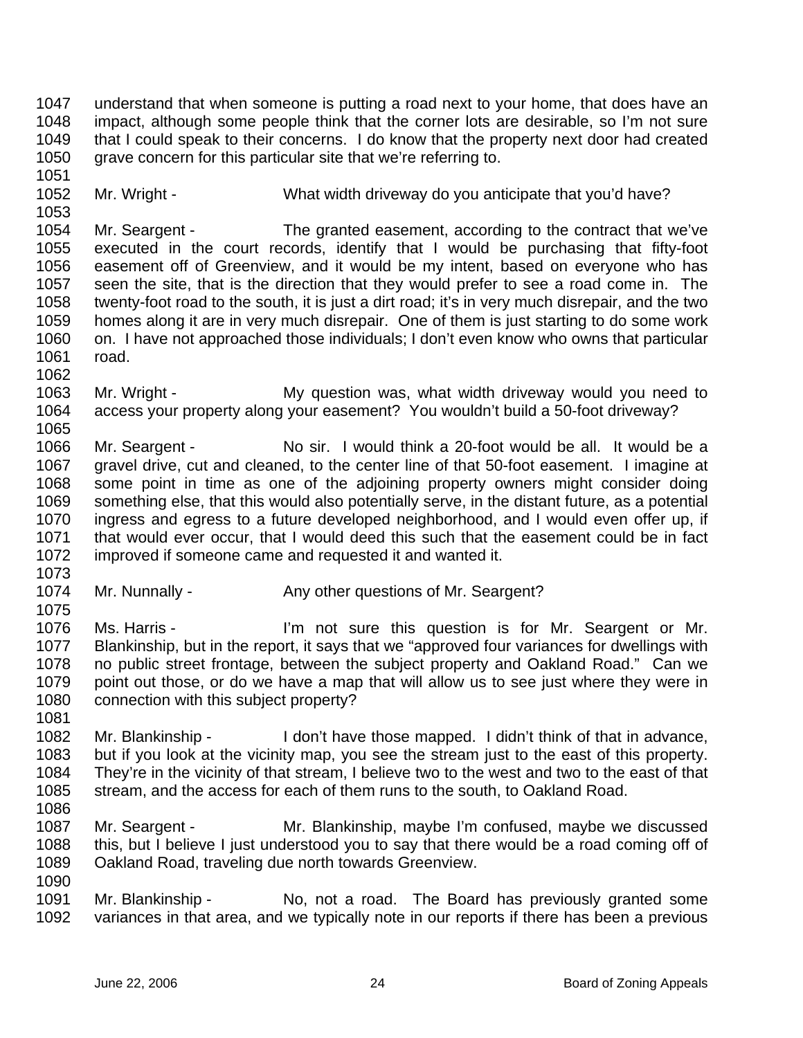1047 understand that when someone is putting a road next to your home, that does have an
1048 impact, although some people think that the corner lots are desirable, so I'm not sure
1049 that I could speak to their concerns. I do know that the property next door had created
1050 grave concern for this particular site that we're referring to.
1051
1052 Mr. Wright - What width driveway do you anticipate that you'd have?
1053
1054 Mr. Seargent - The granted easement, according to the contract that we've
1055 executed in the court records, identify that I would be purchasing that fifty-foot
1056 easement off of Greenview, and it would be my intent, based on everyone who has
1057 seen the site, that is the direction that they would prefer to see a road come in. The
1058 twenty-foot road to the south, it is just a dirt road; it's in very much disrepair, and the two
1059 homes along it are in very much disrepair. One of them is just starting to do some work
1060 on. I have not approached those individuals; I don't even know who owns that particular
1061 road.
1062
1063 Mr. Wright - My question was, what width driveway would you need to
1064 access your property along your easement? You wouldn't build a 50-foot driveway?
1065
1066 Mr. Seargent - No sir. I would think a 20-foot would be all. It would be a
1067 gravel drive, cut and cleaned, to the center line of that 50-foot easement. I imagine at
1068 some point in time as one of the adjoining property owners might consider doing
1069 something else, that this would also potentially serve, in the distant future, as a potential
1070 ingress and egress to a future developed neighborhood, and I would even offer up, if
1071 that would ever occur, that I would deed this such that the easement could be in fact
1072 improved if someone came and requested it and wanted it.
1073
1074 Mr. Nunnally - Any other questions of Mr. Seargent?
1075
1076 Ms. Harris - I'm not sure this question is for Mr. Seargent or Mr.
1077 Blankinship, but in the report, it says that we "approved four variances for dwellings with
1078 no public street frontage, between the subject property and Oakland Road." Can we
1079 point out those, or do we have a map that will allow us to see just where they were in
1080 connection with this subject property?
1081
1082 Mr. Blankinship - I don't have those mapped. I didn't think of that in advance,
1083 but if you look at the vicinity map, you see the stream just to the east of this property.
1084 They're in the vicinity of that stream, I believe two to the west and two to the east of that
1085 stream, and the access for each of them runs to the south, to Oakland Road.
1086
1087 Mr. Seargent - Mr. Blankinship, maybe I'm confused, maybe we discussed
1088 this, but I believe I just understood you to say that there would be a road coming off of
1089 Oakland Road, traveling due north towards Greenview.
1090
1091 Mr. Blankinship - No, not a road. The Board has previously granted some
1092 variances in that area, and we typically note in our reports if there has been a previous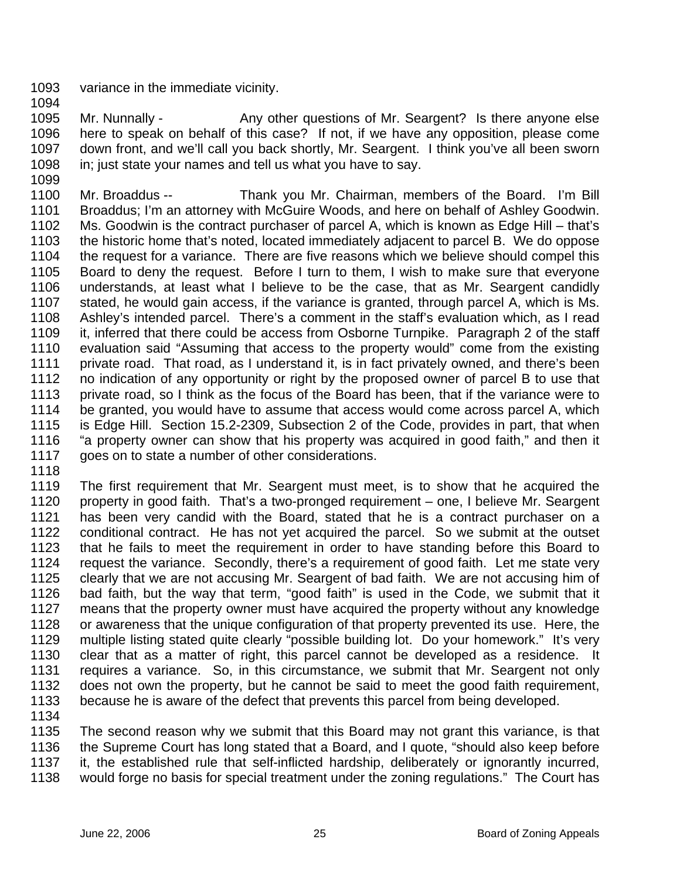variance in the immediate vicinity.

Mr. Nunnally - Any other questions of Mr. Seargent? Is there anyone else here to speak on behalf of this case? If not, if we have any opposition, please come down front, and we'll call you back shortly, Mr. Seargent. I think you've all been sworn in; just state your names and tell us what you have to say.

Mr. Broaddus -- Thank you Mr. Chairman, members of the Board. I'm Bill Broaddus; I'm an attorney with McGuire Woods, and here on behalf of Ashley Goodwin. Ms. Goodwin is the contract purchaser of parcel A, which is known as Edge Hill – that's the historic home that's noted, located immediately adjacent to parcel B. We do oppose the request for a variance. There are five reasons which we believe should compel this Board to deny the request. Before I turn to them, I wish to make sure that everyone understands, at least what I believe to be the case, that as Mr. Seargent candidly stated, he would gain access, if the variance is granted, through parcel A, which is Ms. Ashley's intended parcel. There's a comment in the staff's evaluation which, as I read it, inferred that there could be access from Osborne Turnpike. Paragraph 2 of the staff evaluation said "Assuming that access to the property would" come from the existing private road. That road, as I understand it, is in fact privately owned, and there's been no indication of any opportunity or right by the proposed owner of parcel B to use that private road, so I think as the focus of the Board has been, that if the variance were to be granted, you would have to assume that access would come across parcel A, which is Edge Hill. Section 15.2-2309, Subsection 2 of the Code, provides in part, that when "a property owner can show that his property was acquired in good faith," and then it goes on to state a number of other considerations.

The first requirement that Mr. Seargent must meet, is to show that he acquired the property in good faith. That's a two-pronged requirement – one, I believe Mr. Seargent has been very candid with the Board, stated that he is a contract purchaser on a conditional contract. He has not yet acquired the parcel. So we submit at the outset that he fails to meet the requirement in order to have standing before this Board to request the variance. Secondly, there's a requirement of good faith. Let me state very clearly that we are not accusing Mr. Seargent of bad faith. We are not accusing him of bad faith, but the way that term, "good faith" is used in the Code, we submit that it means that the property owner must have acquired the property without any knowledge or awareness that the unique configuration of that property prevented its use. Here, the multiple listing stated quite clearly "possible building lot. Do your homework." It's very clear that as a matter of right, this parcel cannot be developed as a residence. It requires a variance. So, in this circumstance, we submit that Mr. Seargent not only does not own the property, but he cannot be said to meet the good faith requirement, because he is aware of the defect that prevents this parcel from being developed.

The second reason why we submit that this Board may not grant this variance, is that the Supreme Court has long stated that a Board, and I quote, "should also keep before it, the established rule that self-inflicted hardship, deliberately or ignorantly incurred, would forge no basis for special treatment under the zoning regulations." The Court has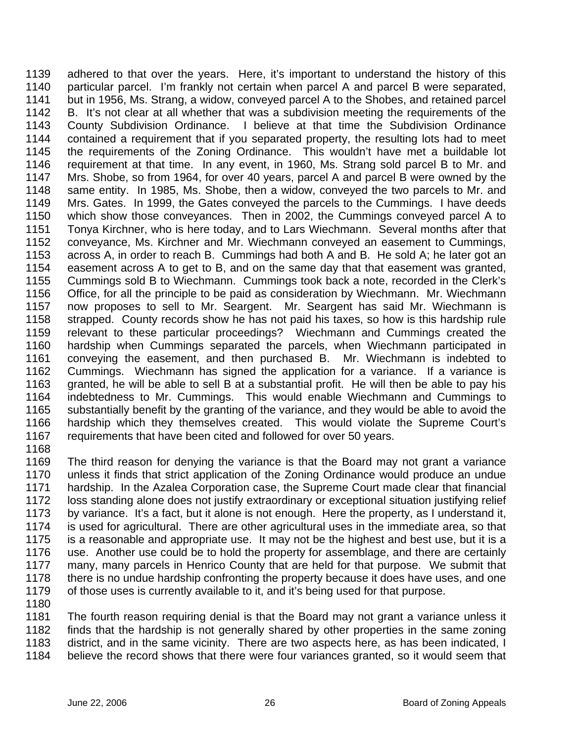1139 adhered to that over the years. Here, it's important to understand the history of this
1140 particular parcel. I'm frankly not certain when parcel A and parcel B were separated,
1141 but in 1956, Ms. Strang, a widow, conveyed parcel A to the Shobes, and retained parcel
1142 B. It's not clear at all whether that was a subdivision meeting the requirements of the
1143 County Subdivision Ordinance. I believe at that time the Subdivision Ordinance
1144 contained a requirement that if you separated property, the resulting lots had to meet
1145 the requirements of the Zoning Ordinance. This wouldn't have met a buildable lot
1146 requirement at that time. In any event, in 1960, Ms. Strang sold parcel B to Mr. and
1147 Mrs. Shobe, so from 1964, for over 40 years, parcel A and parcel B were owned by the
1148 same entity. In 1985, Ms. Shobe, then a widow, conveyed the two parcels to Mr. and
1149 Mrs. Gates. In 1999, the Gates conveyed the parcels to the Cummings. I have deeds
1150 which show those conveyances. Then in 2002, the Cummings conveyed parcel A to
1151 Tonya Kirchner, who is here today, and to Lars Wiechmann. Several months after that
1152 conveyance, Ms. Kirchner and Mr. Wiechmann conveyed an easement to Cummings,
1153 across A, in order to reach B. Cummings had both A and B. He sold A; he later got an
1154 easement across A to get to B, and on the same day that that easement was granted,
1155 Cummings sold B to Wiechmann. Cummings took back a note, recorded in the Clerk's
1156 Office, for all the principle to be paid as consideration by Wiechmann. Mr. Wiechmann
1157 now proposes to sell to Mr. Seargent. Mr. Seargent has said Mr. Wiechmann is
1158 strapped. County records show he has not paid his taxes, so how is this hardship rule
1159 relevant to these particular proceedings? Wiechmann and Cummings created the
1160 hardship when Cummings separated the parcels, when Wiechmann participated in
1161 conveying the easement, and then purchased B. Mr. Wiechmann is indebted to
1162 Cummings. Wiechmann has signed the application for a variance. If a variance is
1163 granted, he will be able to sell B at a substantial profit. He will then be able to pay his
1164 indebtedness to Mr. Cummings. This would enable Wiechmann and Cummings to
1165 substantially benefit by the granting of the variance, and they would be able to avoid the
1166 hardship which they themselves created. This would violate the Supreme Court's
1167 requirements that have been cited and followed for over 50 years.
1168
1169 The third reason for denying the variance is that the Board may not grant a variance
1170 unless it finds that strict application of the Zoning Ordinance would produce an undue
1171 hardship. In the Azalea Corporation case, the Supreme Court made clear that financial
1172 loss standing alone does not justify extraordinary or exceptional situation justifying relief
1173 by variance. It's a fact, but it alone is not enough. Here the property, as I understand it,
1174 is used for agricultural. There are other agricultural uses in the immediate area, so that
1175 is a reasonable and appropriate use. It may not be the highest and best use, but it is a
1176 use. Another use could be to hold the property for assemblage, and there are certainly
1177 many, many parcels in Henrico County that are held for that purpose. We submit that
1178 there is no undue hardship confronting the property because it does have uses, and one
1179 of those uses is currently available to it, and it's being used for that purpose.
1180
1181 The fourth reason requiring denial is that the Board may not grant a variance unless it
1182 finds that the hardship is not generally shared by other properties in the same zoning
1183 district, and in the same vicinity. There are two aspects here, as has been indicated, I
1184 believe the record shows that there were four variances granted, so it would seem that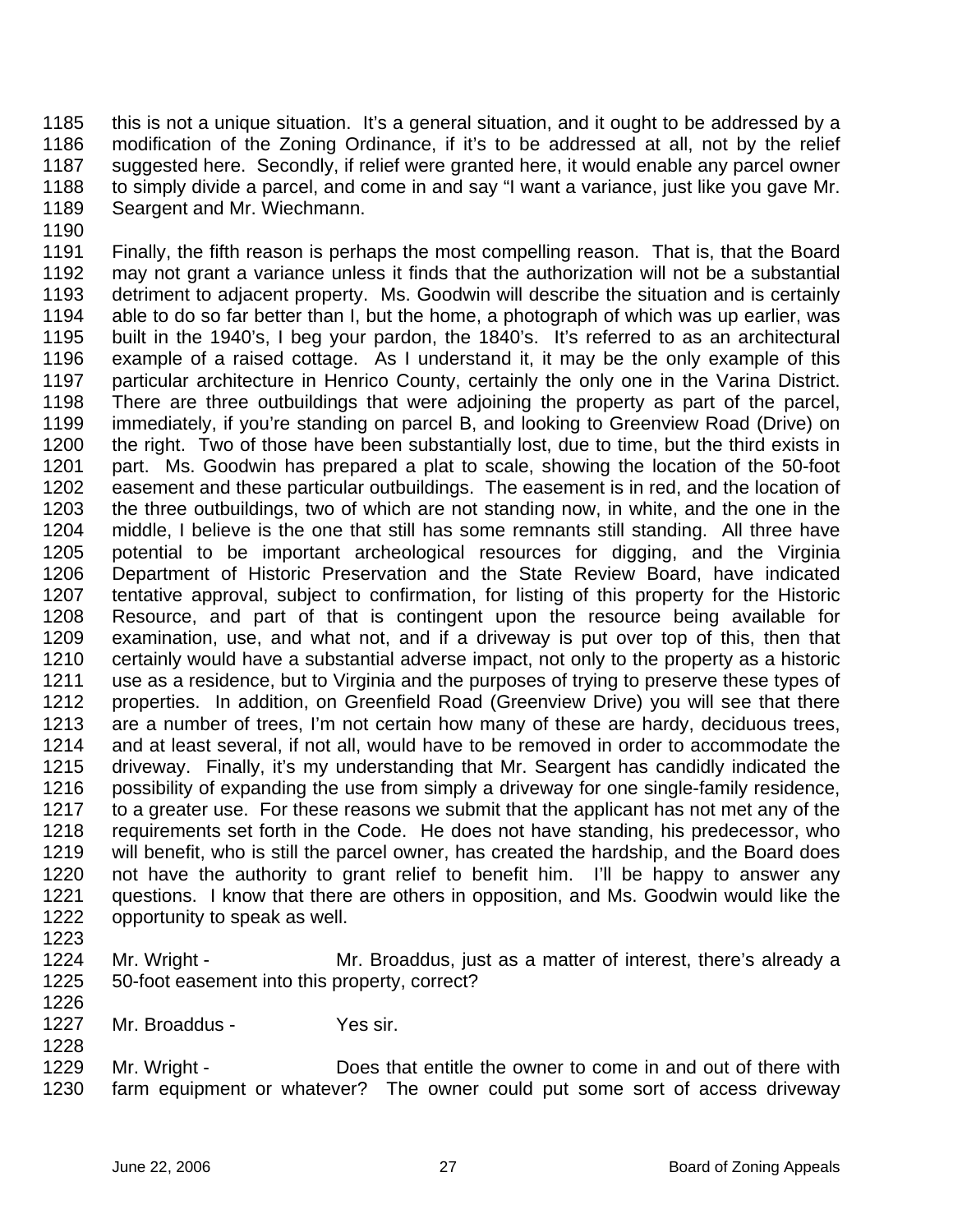1185 this is not a unique situation. It's a general situation, and it ought to be addressed by a
1186 modification of the Zoning Ordinance, if it's to be addressed at all, not by the relief
1187 suggested here. Secondly, if relief were granted here, it would enable any parcel owner
1188 to simply divide a parcel, and come in and say "I want a variance, just like you gave Mr.
1189 Seargent and Mr. Wiechmann.
1190
1191 Finally, the fifth reason is perhaps the most compelling reason. That is, that the Board
1192 may not grant a variance unless it finds that the authorization will not be a substantial
1193 detriment to adjacent property. Ms. Goodwin will describe the situation and is certainly
1194 able to do so far better than I, but the home, a photograph of which was up earlier, was
1195 built in the 1940's, I beg your pardon, the 1840's. It's referred to as an architectural
1196 example of a raised cottage. As I understand it, it may be the only example of this
1197 particular architecture in Henrico County, certainly the only one in the Varina District.
1198 There are three outbuildings that were adjoining the property as part of the parcel,
1199 immediately, if you're standing on parcel B, and looking to Greenview Road (Drive) on
1200 the right. Two of those have been substantially lost, due to time, but the third exists in
1201 part. Ms. Goodwin has prepared a plat to scale, showing the location of the 50-foot
1202 easement and these particular outbuildings. The easement is in red, and the location of
1203 the three outbuildings, two of which are not standing now, in white, and the one in the
1204 middle, I believe is the one that still has some remnants still standing. All three have
1205 potential to be important archeological resources for digging, and the Virginia
1206 Department of Historic Preservation and the State Review Board, have indicated
1207 tentative approval, subject to confirmation, for listing of this property for the Historic
1208 Resource, and part of that is contingent upon the resource being available for
1209 examination, use, and what not, and if a driveway is put over top of this, then that
1210 certainly would have a substantial adverse impact, not only to the property as a historic
1211 use as a residence, but to Virginia and the purposes of trying to preserve these types of
1212 properties. In addition, on Greenfield Road (Greenview Drive) you will see that there
1213 are a number of trees, I'm not certain how many of these are hardy, deciduous trees,
1214 and at least several, if not all, would have to be removed in order to accommodate the
1215 driveway. Finally, it's my understanding that Mr. Seargent has candidly indicated the
1216 possibility of expanding the use from simply a driveway for one single-family residence,
1217 to a greater use. For these reasons we submit that the applicant has not met any of the
1218 requirements set forth in the Code. He does not have standing, his predecessor, who
1219 will benefit, who is still the parcel owner, has created the hardship, and the Board does
1220 not have the authority to grant relief to benefit him. I'll be happy to answer any
1221 questions. I know that there are others in opposition, and Ms. Goodwin would like the
1222 opportunity to speak as well.
1223
1224 Mr. Wright - Mr. Broaddus, just as a matter of interest, there's already a
1225 50-foot easement into this property, correct?
1226
1227 Mr. Broaddus - Yes sir.
1228
1229 Mr. Wright - Does that entitle the owner to come in and out of there with
1230 farm equipment or whatever? The owner could put some sort of access driveway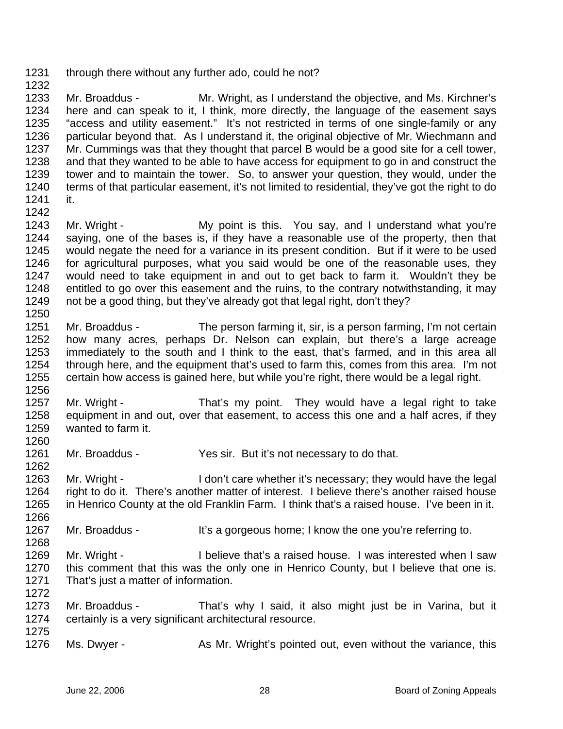1231 through there without any further ado, could he not?

1232

1233 Mr. Broaddus - Mr. Wright, as I understand the objective, and Ms. Kirchner's
1234 here and can speak to it, I think, more directly, the language of the easement says
1235 "access and utility easement." It's not restricted in terms of one single-family or any
1236 particular beyond that. As I understand it, the original objective of Mr. Wiechmann and
1237 Mr. Cummings was that they thought that parcel B would be a good site for a cell tower,
1238 and that they wanted to be able to have access for equipment to go in and construct the
1239 tower and to maintain the tower. So, to answer your question, they would, under the
1240 terms of that particular easement, it's not limited to residential, they've got the right to do
1241 it.

1242

1243 Mr. Wright - My point is this. You say, and I understand what you're
1244 saying, one of the bases is, if they have a reasonable use of the property, then that
1245 would negate the need for a variance in its present condition. But if it were to be used
1246 for agricultural purposes, what you said would be one of the reasonable uses, they
1247 would need to take equipment in and out to get back to farm it. Wouldn't they be
1248 entitled to go over this easement and the ruins, to the contrary notwithstanding, it may
1249 not be a good thing, but they've already got that legal right, don't they?

1250

1251 Mr. Broaddus - The person farming it, sir, is a person farming, I'm not certain
1252 how many acres, perhaps Dr. Nelson can explain, but there's a large acreage
1253 immediately to the south and I think to the east, that's farmed, and in this area all
1254 through here, and the equipment that's used to farm this, comes from this area. I'm not
1255 certain how access is gained here, but while you're right, there would be a legal right.

1256

1257 Mr. Wright - That's my point. They would have a legal right to take
1258 equipment in and out, over that easement, to access this one and a half acres, if they
1259 wanted to farm it.

1260

1261 Mr. Broaddus - Yes sir. But it's not necessary to do that.

1262

1263 Mr. Wright - I don't care whether it's necessary; they would have the legal
1264 right to do it. There's another matter of interest. I believe there's another raised house
1265 in Henrico County at the old Franklin Farm. I think that's a raised house. I've been in it.

1266

1267 Mr. Broaddus - It's a gorgeous home; I know the one you're referring to.

1268

1269 Mr. Wright - I believe that's a raised house. I was interested when I saw
1270 this comment that this was the only one in Henrico County, but I believe that one is.
1271 That's just a matter of information.

1272

1273 Mr. Broaddus - That's why I said, it also might just be in Varina, but it
1274 certainly is a very significant architectural resource.

1275

1276 Ms. Dwyer - As Mr. Wright's pointed out, even without the variance, this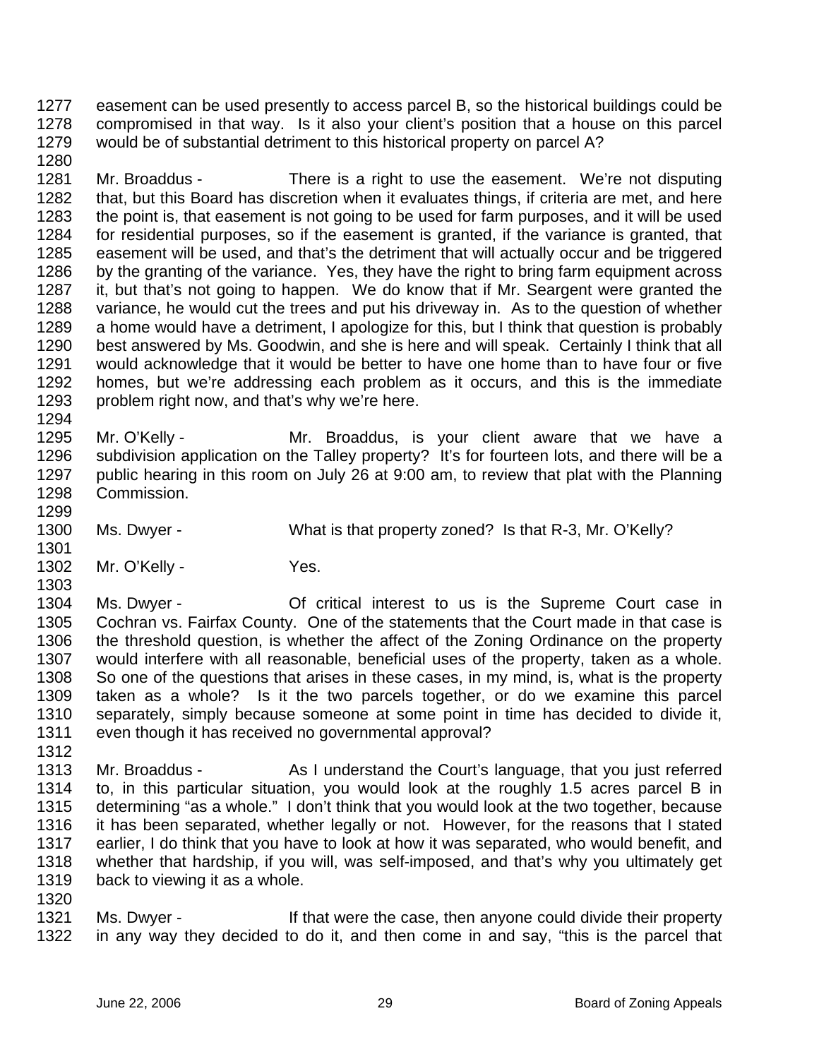1277 easement can be used presently to access parcel B, so the historical buildings could be
1278 compromised in that way. Is it also your client's position that a house on this parcel
1279 would be of substantial detriment to this historical property on parcel A?
1280
1281 Mr. Broaddus - There is a right to use the easement. We're not disputing
1282 that, but this Board has discretion when it evaluates things, if criteria are met, and here
1283 the point is, that easement is not going to be used for farm purposes, and it will be used
1284 for residential purposes, so if the easement is granted, if the variance is granted, that
1285 easement will be used, and that's the detriment that will actually occur and be triggered
1286 by the granting of the variance. Yes, they have the right to bring farm equipment across
1287 it, but that's not going to happen. We do know that if Mr. Seargent were granted the
1288 variance, he would cut the trees and put his driveway in. As to the question of whether
1289 a home would have a detriment, I apologize for this, but I think that question is probably
1290 best answered by Ms. Goodwin, and she is here and will speak. Certainly I think that all
1291 would acknowledge that it would be better to have one home than to have four or five
1292 homes, but we're addressing each problem as it occurs, and this is the immediate
1293 problem right now, and that's why we're here.
1294
1295 Mr. O'Kelly - Mr. Broaddus, is your client aware that we have a
1296 subdivision application on the Talley property? It's for fourteen lots, and there will be a
1297 public hearing in this room on July 26 at 9:00 am, to review that plat with the Planning
1298 Commission.
1299
1300 Ms. Dwyer - What is that property zoned? Is that R-3, Mr. O'Kelly?
1301
1302 Mr. O'Kelly - Yes.
1303
1304 Ms. Dwyer - Of critical interest to us is the Supreme Court case in
1305 Cochran vs. Fairfax County. One of the statements that the Court made in that case is
1306 the threshold question, is whether the affect of the Zoning Ordinance on the property
1307 would interfere with all reasonable, beneficial uses of the property, taken as a whole.
1308 So one of the questions that arises in these cases, in my mind, is, what is the property
1309 taken as a whole? Is it the two parcels together, or do we examine this parcel
1310 separately, simply because someone at some point in time has decided to divide it,
1311 even though it has received no governmental approval?
1312
1313 Mr. Broaddus - As I understand the Court's language, that you just referred
1314 to, in this particular situation, you would look at the roughly 1.5 acres parcel B in
1315 determining "as a whole." I don't think that you would look at the two together, because
1316 it has been separated, whether legally or not. However, for the reasons that I stated
1317 earlier, I do think that you have to look at how it was separated, who would benefit, and
1318 whether that hardship, if you will, was self-imposed, and that's why you ultimately get
1319 back to viewing it as a whole.
1320
1321 Ms. Dwyer - If that were the case, then anyone could divide their property
1322 in any way they decided to do it, and then come in and say, "this is the parcel that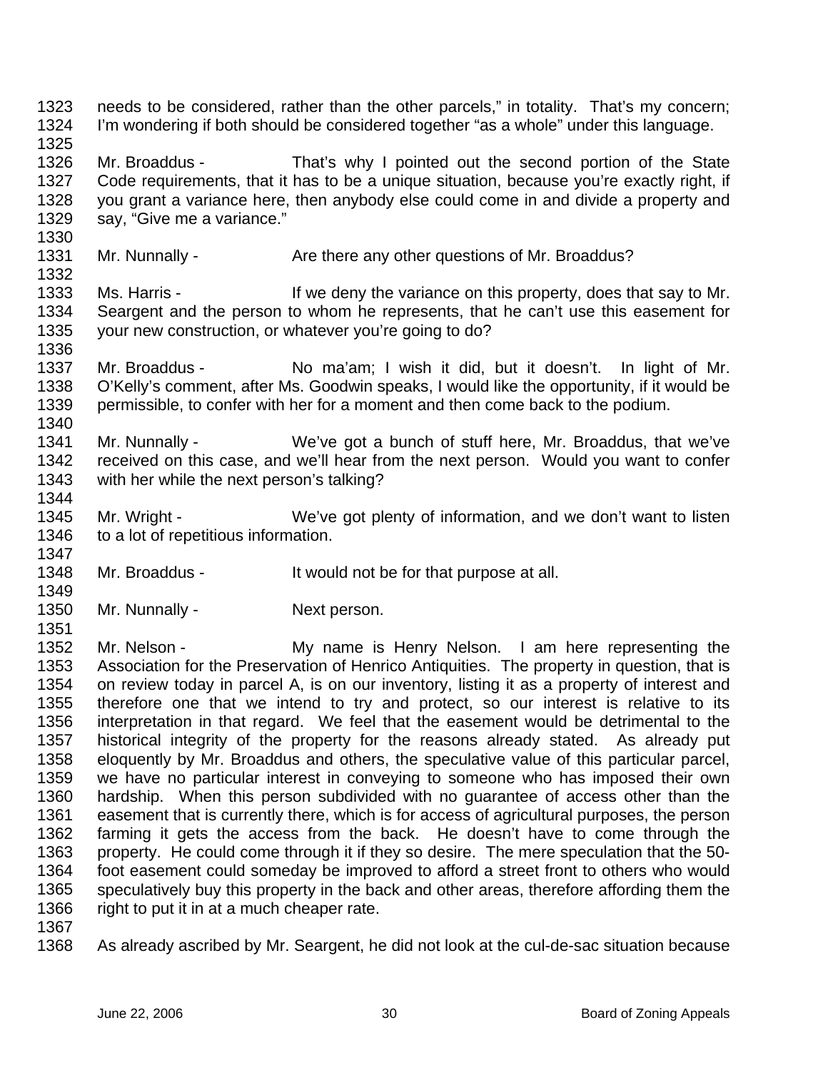needs to be considered, rather than the other parcels," in totality. That's my concern; I'm wondering if both should be considered together "as a whole" under this language.

Mr. Broaddus - That's why I pointed out the second portion of the State Code requirements, that it has to be a unique situation, because you're exactly right, if you grant a variance here, then anybody else could come in and divide a property and say, "Give me a variance."

Mr. Nunnally - Are there any other questions of Mr. Broaddus?

Ms. Harris - If we deny the variance on this property, does that say to Mr. Seargent and the person to whom he represents, that he can't use this easement for your new construction, or whatever you're going to do?

Mr. Broaddus - No ma'am; I wish it did, but it doesn't. In light of Mr. O'Kelly's comment, after Ms. Goodwin speaks, I would like the opportunity, if it would be permissible, to confer with her for a moment and then come back to the podium.

Mr. Nunnally - We've got a bunch of stuff here, Mr. Broaddus, that we've received on this case, and we'll hear from the next person. Would you want to confer with her while the next person's talking?

Mr. Wright - We've got plenty of information, and we don't want to listen to a lot of repetitious information.

Mr. Broaddus - It would not be for that purpose at all.

Mr. Nunnally - Next person.

Mr. Nelson - My name is Henry Nelson. I am here representing the Association for the Preservation of Henrico Antiquities. The property in question, that is on review today in parcel A, is on our inventory, listing it as a property of interest and therefore one that we intend to try and protect, so our interest is relative to its interpretation in that regard. We feel that the easement would be detrimental to the historical integrity of the property for the reasons already stated. As already put eloquently by Mr. Broaddus and others, the speculative value of this particular parcel, we have no particular interest in conveying to someone who has imposed their own hardship. When this person subdivided with no guarantee of access other than the easement that is currently there, which is for access of agricultural purposes, the person farming it gets the access from the back. He doesn't have to come through the property. He could come through it if they so desire. The mere speculation that the 50-foot easement could someday be improved to afford a street front to others who would speculatively buy this property in the back and other areas, therefore affording them the right to put it in at a much cheaper rate.

As already ascribed by Mr. Seargent, he did not look at the cul-de-sac situation because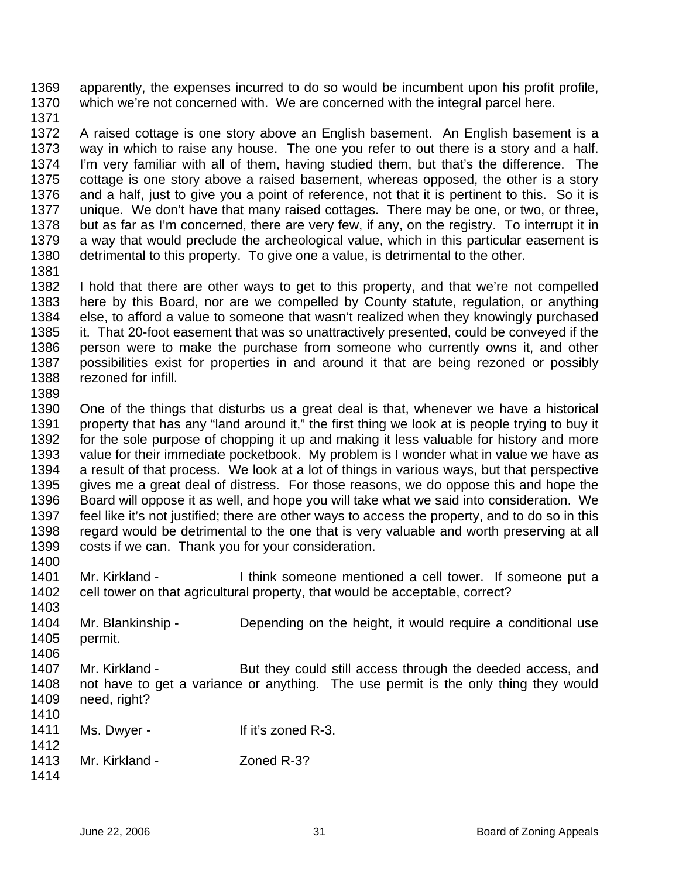apparently, the expenses incurred to do so would be incumbent upon his profit profile, which we're not concerned with. We are concerned with the integral parcel here.

A raised cottage is one story above an English basement. An English basement is a way in which to raise any house. The one you refer to out there is a story and a half. I'm very familiar with all of them, having studied them, but that's the difference. The cottage is one story above a raised basement, whereas opposed, the other is a story and a half, just to give you a point of reference, not that it is pertinent to this. So it is unique. We don't have that many raised cottages. There may be one, or two, or three, but as far as I'm concerned, there are very few, if any, on the registry. To interrupt it in a way that would preclude the archeological value, which in this particular easement is detrimental to this property. To give one a value, is detrimental to the other.

I hold that there are other ways to get to this property, and that we're not compelled here by this Board, nor are we compelled by County statute, regulation, or anything else, to afford a value to someone that wasn't realized when they knowingly purchased it. That 20-foot easement that was so unattractively presented, could be conveyed if the person were to make the purchase from someone who currently owns it, and other possibilities exist for properties in and around it that are being rezoned or possibly rezoned for infill.

One of the things that disturbs us a great deal is that, whenever we have a historical property that has any "land around it," the first thing we look at is people trying to buy it for the sole purpose of chopping it up and making it less valuable for history and more value for their immediate pocketbook. My problem is I wonder what in value we have as a result of that process. We look at a lot of things in various ways, but that perspective gives me a great deal of distress. For those reasons, we do oppose this and hope the Board will oppose it as well, and hope you will take what we said into consideration. We feel like it's not justified; there are other ways to access the property, and to do so in this regard would be detrimental to the one that is very valuable and worth preserving at all costs if we can. Thank you for your consideration.

Mr. Kirkland - I think someone mentioned a cell tower. If someone put a cell tower on that agricultural property, that would be acceptable, correct?

Mr. Blankinship - Depending on the height, it would require a conditional use permit.

Mr. Kirkland - But they could still access through the deeded access, and not have to get a variance or anything. The use permit is the only thing they would need, right?

Ms. Dwyer - If it's zoned R-3.

Mr. Kirkland - Zoned R-3?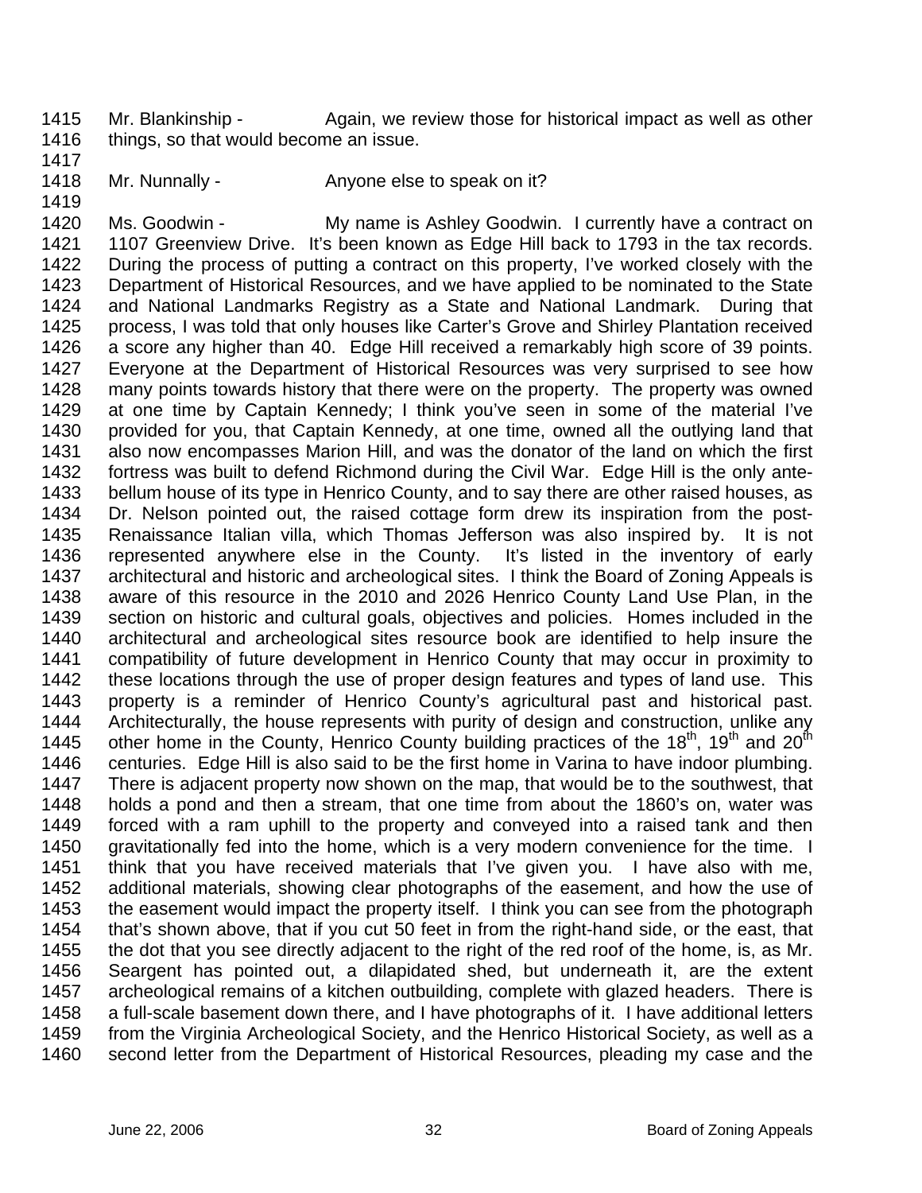1415 Mr. Blankinship - Again, we review those for historical impact as well as other
1416 things, so that would become an issue.

1417

1418 Mr. Nunnally - Anyone else to speak on it?

1419

1420 Ms. Goodwin - My name is Ashley Goodwin. I currently have a contract on
1421 1107 Greenview Drive. It's been known as Edge Hill back to 1793 in the tax records.
1422 During the process of putting a contract on this property, I've worked closely with the
1423 Department of Historical Resources, and we have applied to be nominated to the State
1424 and National Landmarks Registry as a State and National Landmark. During that
1425 process, I was told that only houses like Carter's Grove and Shirley Plantation received
1426 a score any higher than 40. Edge Hill received a remarkably high score of 39 points.
1427 Everyone at the Department of Historical Resources was very surprised to see how
1428 many points towards history that there were on the property. The property was owned
1429 at one time by Captain Kennedy; I think you've seen in some of the material I've
1430 provided for you, that Captain Kennedy, at one time, owned all the outlying land that
1431 also now encompasses Marion Hill, and was the donator of the land on which the first
1432 fortress was built to defend Richmond during the Civil War. Edge Hill is the only ante-
1433 bellum house of its type in Henrico County, and to say there are other raised houses, as
1434 Dr. Nelson pointed out, the raised cottage form drew its inspiration from the post-
1435 Renaissance Italian villa, which Thomas Jefferson was also inspired by. It is not
1436 represented anywhere else in the County. It's listed in the inventory of early
1437 architectural and historic and archeological sites. I think the Board of Zoning Appeals is
1438 aware of this resource in the 2010 and 2026 Henrico County Land Use Plan, in the
1439 section on historic and cultural goals, objectives and policies. Homes included in the
1440 architectural and archeological sites resource book are identified to help insure the
1441 compatibility of future development in Henrico County that may occur in proximity to
1442 these locations through the use of proper design features and types of land use. This
1443 property is a reminder of Henrico County's agricultural past and historical past.
1444 Architecturally, the house represents with purity of design and construction, unlike any
1445 other home in the County, Henrico County building practices of the 18th, 19th and 20th
1446 centuries. Edge Hill is also said to be the first home in Varina to have indoor plumbing.
1447 There is adjacent property now shown on the map, that would be to the southwest, that
1448 holds a pond and then a stream, that one time from about the 1860's on, water was
1449 forced with a ram uphill to the property and conveyed into a raised tank and then
1450 gravitationally fed into the home, which is a very modern convenience for the time. I
1451 think that you have received materials that I've given you. I have also with me,
1452 additional materials, showing clear photographs of the easement, and how the use of
1453 the easement would impact the property itself. I think you can see from the photograph
1454 that's shown above, that if you cut 50 feet in from the right-hand side, or the east, that
1455 the dot that you see directly adjacent to the right of the red roof of the home, is, as Mr.
1456 Seargent has pointed out, a dilapidated shed, but underneath it, are the extent
1457 archeological remains of a kitchen outbuilding, complete with glazed headers. There is
1458 a full-scale basement down there, and I have photographs of it. I have additional letters
1459 from the Virginia Archeological Society, and the Henrico Historical Society, as well as a
1460 second letter from the Department of Historical Resources, pleading my case and the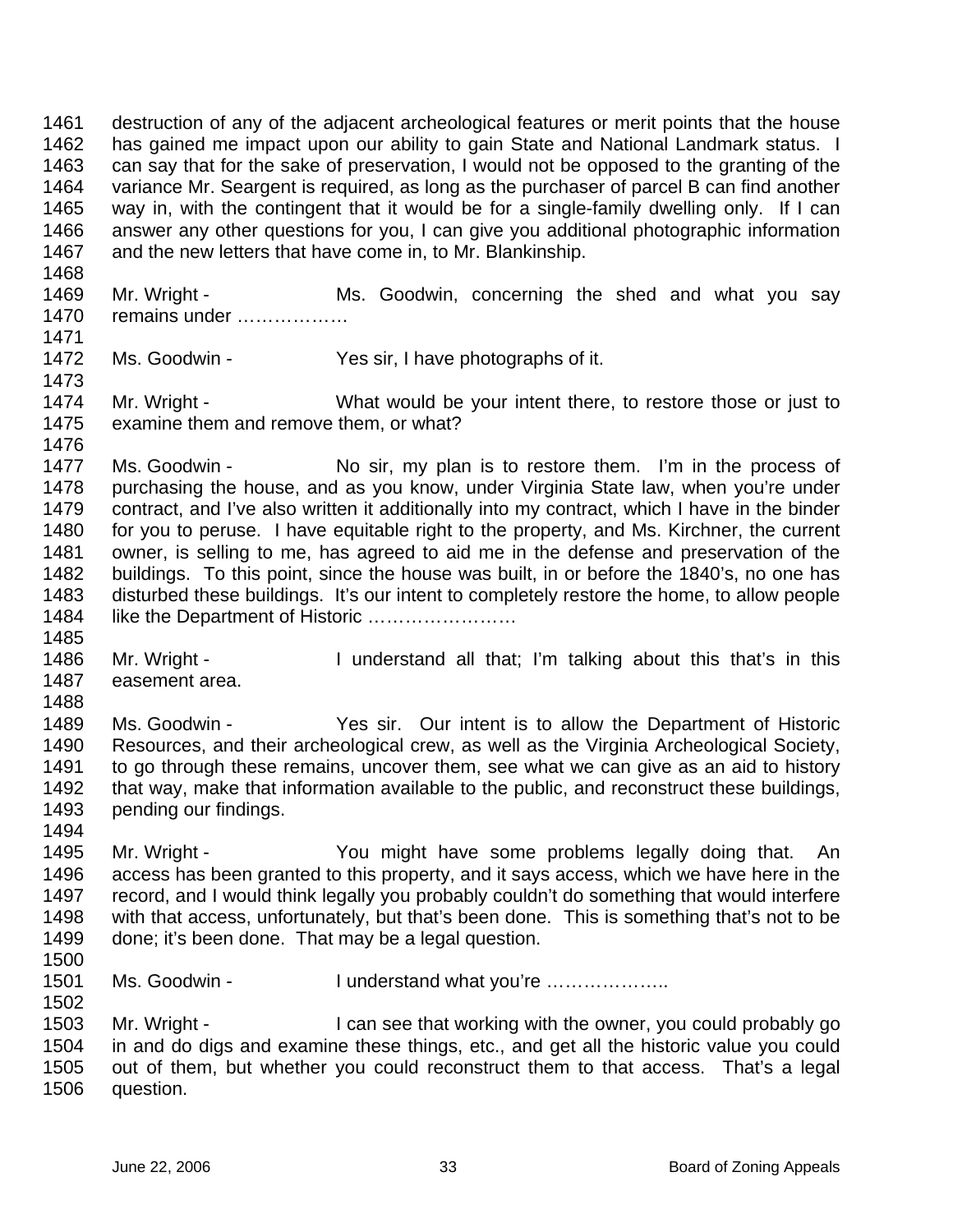1461 destruction of any of the adjacent archeological features or merit points that the house
1462 has gained me impact upon our ability to gain State and National Landmark status. I
1463 can say that for the sake of preservation, I would not be opposed to the granting of the
1464 variance Mr. Seargent is required, as long as the purchaser of parcel B can find another
1465 way in, with the contingent that it would be for a single-family dwelling only. If I can
1466 answer any other questions for you, I can give you additional photographic information
1467 and the new letters that have come in, to Mr. Blankinship.
1468
1469 Mr. Wright - Ms. Goodwin, concerning the shed and what you say
1470 remains under ………………
1471
1472 Ms. Goodwin - Yes sir, I have photographs of it.
1473
1474 Mr. Wright - What would be your intent there, to restore those or just to
1475 examine them and remove them, or what?
1476
1477 Ms. Goodwin - No sir, my plan is to restore them. I'm in the process of
1478 purchasing the house, and as you know, under Virginia State law, when you're under
1479 contract, and I've also written it additionally into my contract, which I have in the binder
1480 for you to peruse. I have equitable right to the property, and Ms. Kirchner, the current
1481 owner, is selling to me, has agreed to aid me in the defense and preservation of the
1482 buildings. To this point, since the house was built, in or before the 1840's, no one has
1483 disturbed these buildings. It's our intent to completely restore the home, to allow people
1484 like the Department of Historic ……………………
1485
1486 Mr. Wright - I understand all that; I'm talking about this that's in this
1487 easement area.
1488
1489 Ms. Goodwin - Yes sir. Our intent is to allow the Department of Historic
1490 Resources, and their archeological crew, as well as the Virginia Archeological Society,
1491 to go through these remains, uncover them, see what we can give as an aid to history
1492 that way, make that information available to the public, and reconstruct these buildings,
1493 pending our findings.
1494
1495 Mr. Wright - You might have some problems legally doing that. An
1496 access has been granted to this property, and it says access, which we have here in the
1497 record, and I would think legally you probably couldn't do something that would interfere
1498 with that access, unfortunately, but that's been done. This is something that's not to be
1499 done; it's been done. That may be a legal question.
1500
1501 Ms. Goodwin - I understand what you're ………………..
1502
1503 Mr. Wright - I can see that working with the owner, you could probably go
1504 in and do digs and examine these things, etc., and get all the historic value you could
1505 out of them, but whether you could reconstruct them to that access. That's a legal
1506 question.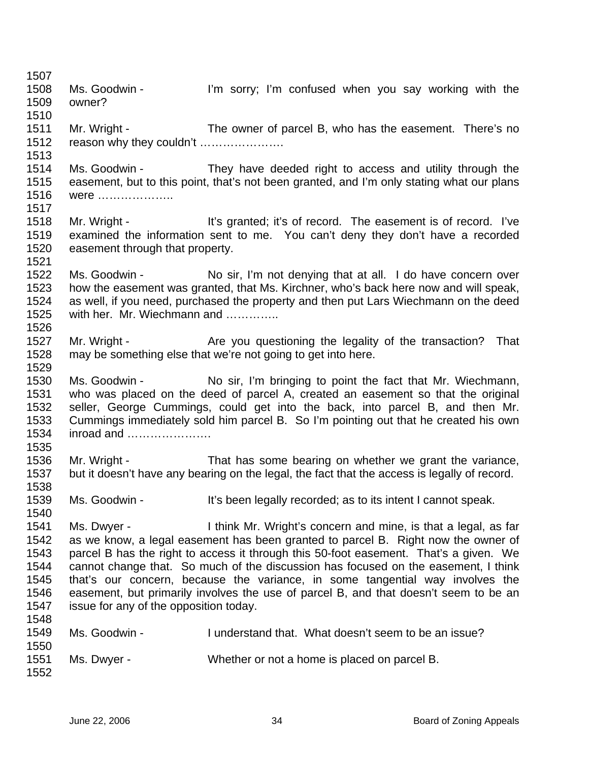Ms. Goodwin - I'm sorry; I'm confused when you say working with the owner?

Mr. Wright - The owner of parcel B, who has the easement. There's no reason why they couldn't ………………….

Ms. Goodwin - They have deeded right to access and utility through the easement, but to this point, that's not been granted, and I'm only stating what our plans were ………………..

Mr. Wright - It's granted; it's of record. The easement is of record. I've examined the information sent to me. You can't deny they don't have a recorded easement through that property.

Ms. Goodwin - No sir, I'm not denying that at all. I do have concern over how the easement was granted, that Ms. Kirchner, who's back here now and will speak, as well, if you need, purchased the property and then put Lars Wiechmann on the deed with her. Mr. Wiechmann and …………..

Mr. Wright - Are you questioning the legality of the transaction? That may be something else that we're not going to get into here.

Ms. Goodwin - No sir, I'm bringing to point the fact that Mr. Wiechmann, who was placed on the deed of parcel A, created an easement so that the original seller, George Cummings, could get into the back, into parcel B, and then Mr. Cummings immediately sold him parcel B. So I'm pointing out that he created his own inroad and ………………….

Mr. Wright - That has some bearing on whether we grant the variance, but it doesn't have any bearing on the legal, the fact that the access is legally of record.

Ms. Goodwin - It's been legally recorded; as to its intent I cannot speak.

Ms. Dwyer - I think Mr. Wright's concern and mine, is that a legal, as far as we know, a legal easement has been granted to parcel B. Right now the owner of parcel B has the right to access it through this 50-foot easement. That's a given. We cannot change that. So much of the discussion has focused on the easement, I think that's our concern, because the variance, in some tangential way involves the easement, but primarily involves the use of parcel B, and that doesn't seem to be an issue for any of the opposition today.

Ms. Goodwin - I understand that. What doesn't seem to be an issue?

Ms. Dwyer - Whether or not a home is placed on parcel B.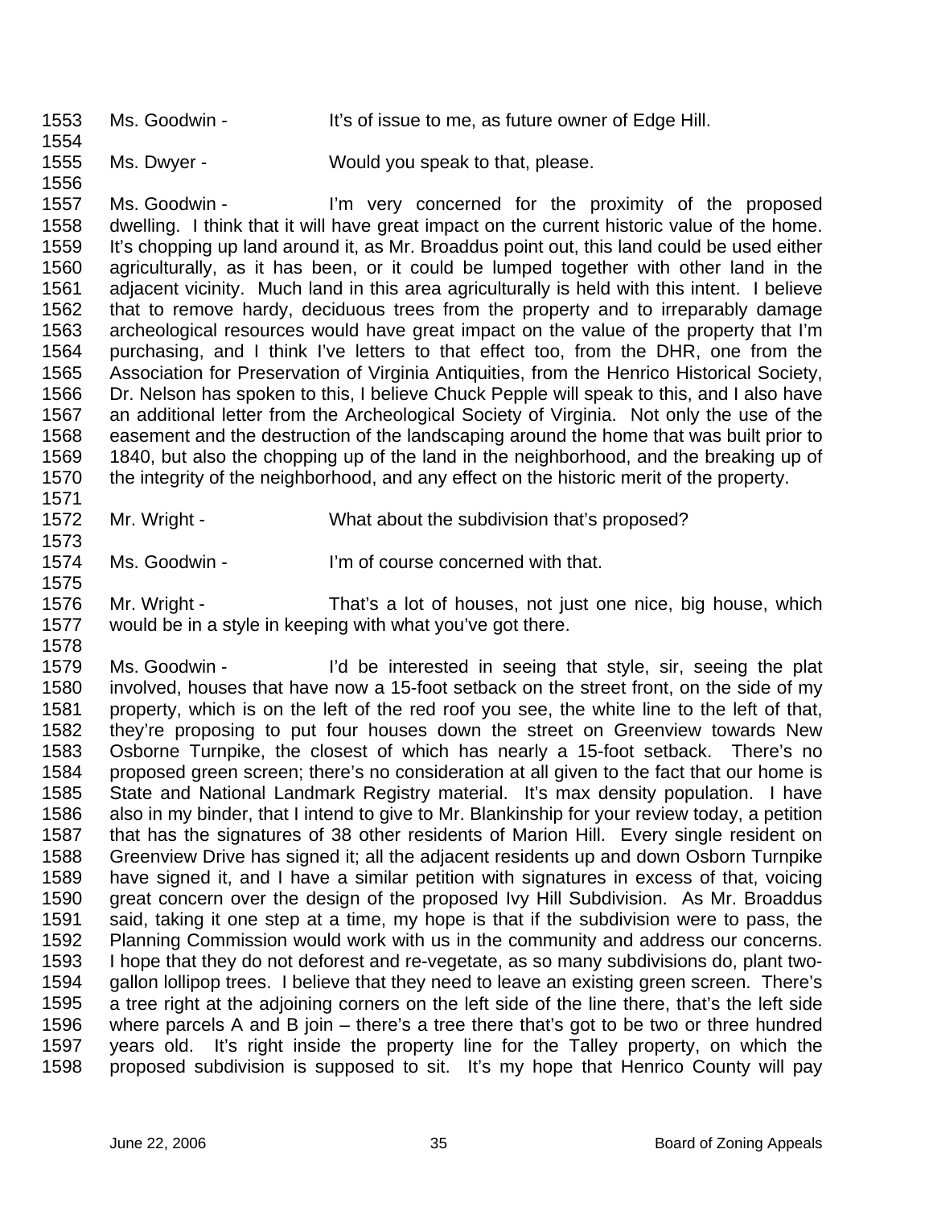1553 Ms. Goodwin - It's of issue to me, as future owner of Edge Hill.
1554
1555 Ms. Dwyer - Would you speak to that, please.
1556
1557 Ms. Goodwin - I'm very concerned for the proximity of the proposed
1558 dwelling. I think that it will have great impact on the current historic value of the home.
1559 It's chopping up land around it, as Mr. Broaddus point out, this land could be used either
1560 agriculturally, as it has been, or it could be lumped together with other land in the
1561 adjacent vicinity. Much land in this area agriculturally is held with this intent. I believe
1562 that to remove hardy, deciduous trees from the property and to irreparably damage
1563 archeological resources would have great impact on the value of the property that I'm
1564 purchasing, and I think I've letters to that effect too, from the DHR, one from the
1565 Association for Preservation of Virginia Antiquities, from the Henrico Historical Society,
1566 Dr. Nelson has spoken to this, I believe Chuck Pepple will speak to this, and I also have
1567 an additional letter from the Archeological Society of Virginia. Not only the use of the
1568 easement and the destruction of the landscaping around the home that was built prior to
1569 1840, but also the chopping up of the land in the neighborhood, and the breaking up of
1570 the integrity of the neighborhood, and any effect on the historic merit of the property.
1571
1572 Mr. Wright - What about the subdivision that's proposed?
1573
1574 Ms. Goodwin - I'm of course concerned with that.
1575
1576 Mr. Wright - That's a lot of houses, not just one nice, big house, which
1577 would be in a style in keeping with what you've got there.
1578
1579 Ms. Goodwin - I'd be interested in seeing that style, sir, seeing the plat
1580 involved, houses that have now a 15-foot setback on the street front, on the side of my
1581 property, which is on the left of the red roof you see, the white line to the left of that,
1582 they're proposing to put four houses down the street on Greenview towards New
1583 Osborne Turnpike, the closest of which has nearly a 15-foot setback. There's no
1584 proposed green screen; there's no consideration at all given to the fact that our home is
1585 State and National Landmark Registry material. It's max density population. I have
1586 also in my binder, that I intend to give to Mr. Blankinship for your review today, a petition
1587 that has the signatures of 38 other residents of Marion Hill. Every single resident on
1588 Greenview Drive has signed it; all the adjacent residents up and down Osborn Turnpike
1589 have signed it, and I have a similar petition with signatures in excess of that, voicing
1590 great concern over the design of the proposed Ivy Hill Subdivision. As Mr. Broaddus
1591 said, taking it one step at a time, my hope is that if the subdivision were to pass, the
1592 Planning Commission would work with us in the community and address our concerns.
1593 I hope that they do not deforest and re-vegetate, as so many subdivisions do, plant two-
1594 gallon lollipop trees. I believe that they need to leave an existing green screen. There's
1595 a tree right at the adjoining corners on the left side of the line there, that's the left side
1596 where parcels A and B join – there's a tree there that's got to be two or three hundred
1597 years old. It's right inside the property line for the Talley property, on which the
1598 proposed subdivision is supposed to sit. It's my hope that Henrico County will pay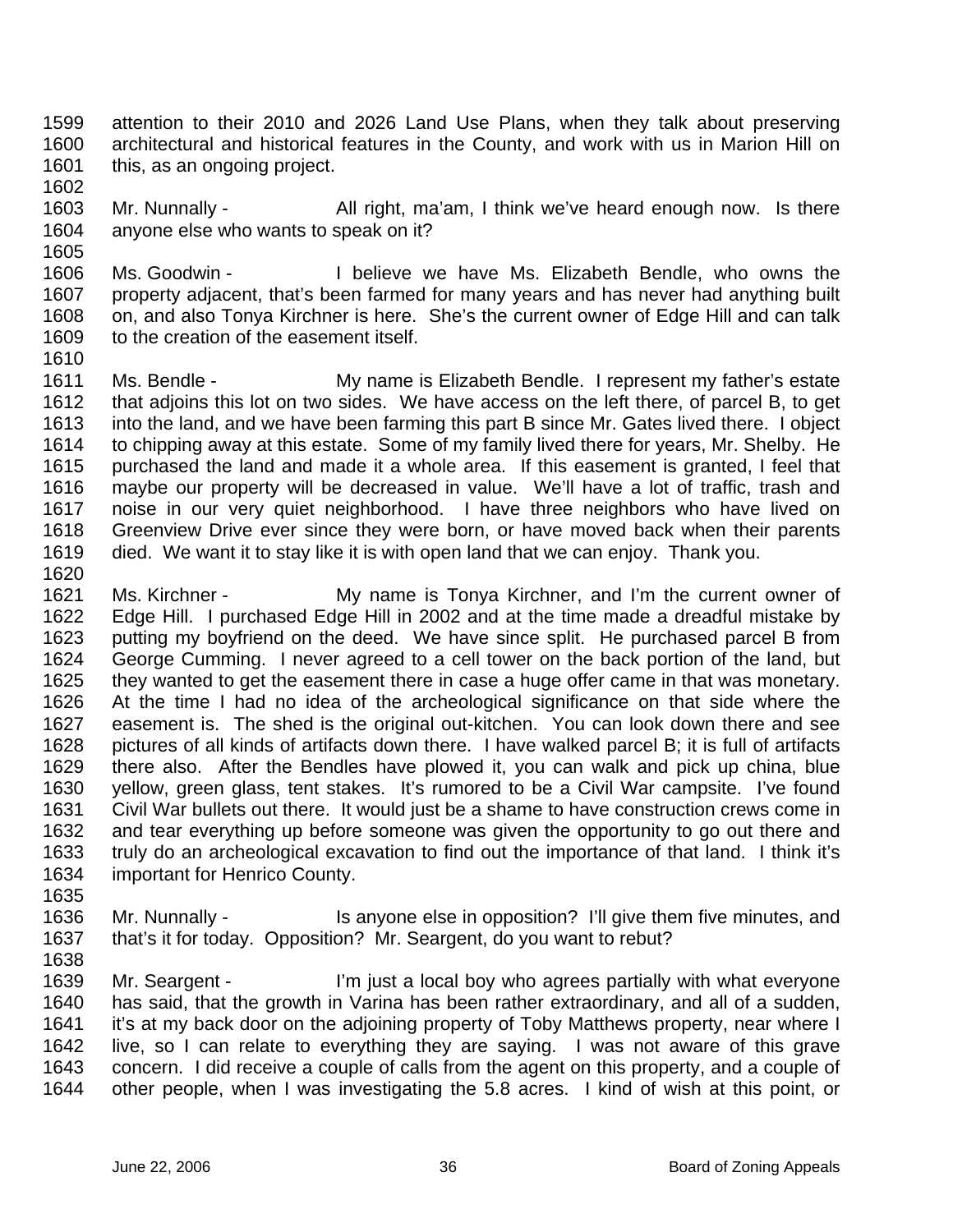attention to their 2010 and 2026 Land Use Plans, when they talk about preserving architectural and historical features in the County, and work with us in Marion Hill on this, as an ongoing project.

Mr. Nunnally - All right, ma'am, I think we've heard enough now. Is there anyone else who wants to speak on it?

Ms. Goodwin - I believe we have Ms. Elizabeth Bendle, who owns the property adjacent, that's been farmed for many years and has never had anything built on, and also Tonya Kirchner is here. She's the current owner of Edge Hill and can talk to the creation of the easement itself.

Ms. Bendle - My name is Elizabeth Bendle. I represent my father's estate that adjoins this lot on two sides. We have access on the left there, of parcel B, to get into the land, and we have been farming this part B since Mr. Gates lived there. I object to chipping away at this estate. Some of my family lived there for years, Mr. Shelby. He purchased the land and made it a whole area. If this easement is granted, I feel that maybe our property will be decreased in value. We'll have a lot of traffic, trash and noise in our very quiet neighborhood. I have three neighbors who have lived on Greenview Drive ever since they were born, or have moved back when their parents died. We want it to stay like it is with open land that we can enjoy. Thank you.

Ms. Kirchner - My name is Tonya Kirchner, and I'm the current owner of Edge Hill. I purchased Edge Hill in 2002 and at the time made a dreadful mistake by putting my boyfriend on the deed. We have since split. He purchased parcel B from George Cumming. I never agreed to a cell tower on the back portion of the land, but they wanted to get the easement there in case a huge offer came in that was monetary. At the time I had no idea of the archeological significance on that side where the easement is. The shed is the original out-kitchen. You can look down there and see pictures of all kinds of artifacts down there. I have walked parcel B; it is full of artifacts there also. After the Bendles have plowed it, you can walk and pick up china, blue yellow, green glass, tent stakes. It's rumored to be a Civil War campsite. I've found Civil War bullets out there. It would just be a shame to have construction crews come in and tear everything up before someone was given the opportunity to go out there and truly do an archeological excavation to find out the importance of that land. I think it's important for Henrico County.

Mr. Nunnally - Is anyone else in opposition? I'll give them five minutes, and that's it for today. Opposition? Mr. Seargent, do you want to rebut?

Mr. Seargent - I'm just a local boy who agrees partially with what everyone has said, that the growth in Varina has been rather extraordinary, and all of a sudden, it's at my back door on the adjoining property of Toby Matthews property, near where I live, so I can relate to everything they are saying. I was not aware of this grave concern. I did receive a couple of calls from the agent on this property, and a couple of other people, when I was investigating the 5.8 acres. I kind of wish at this point, or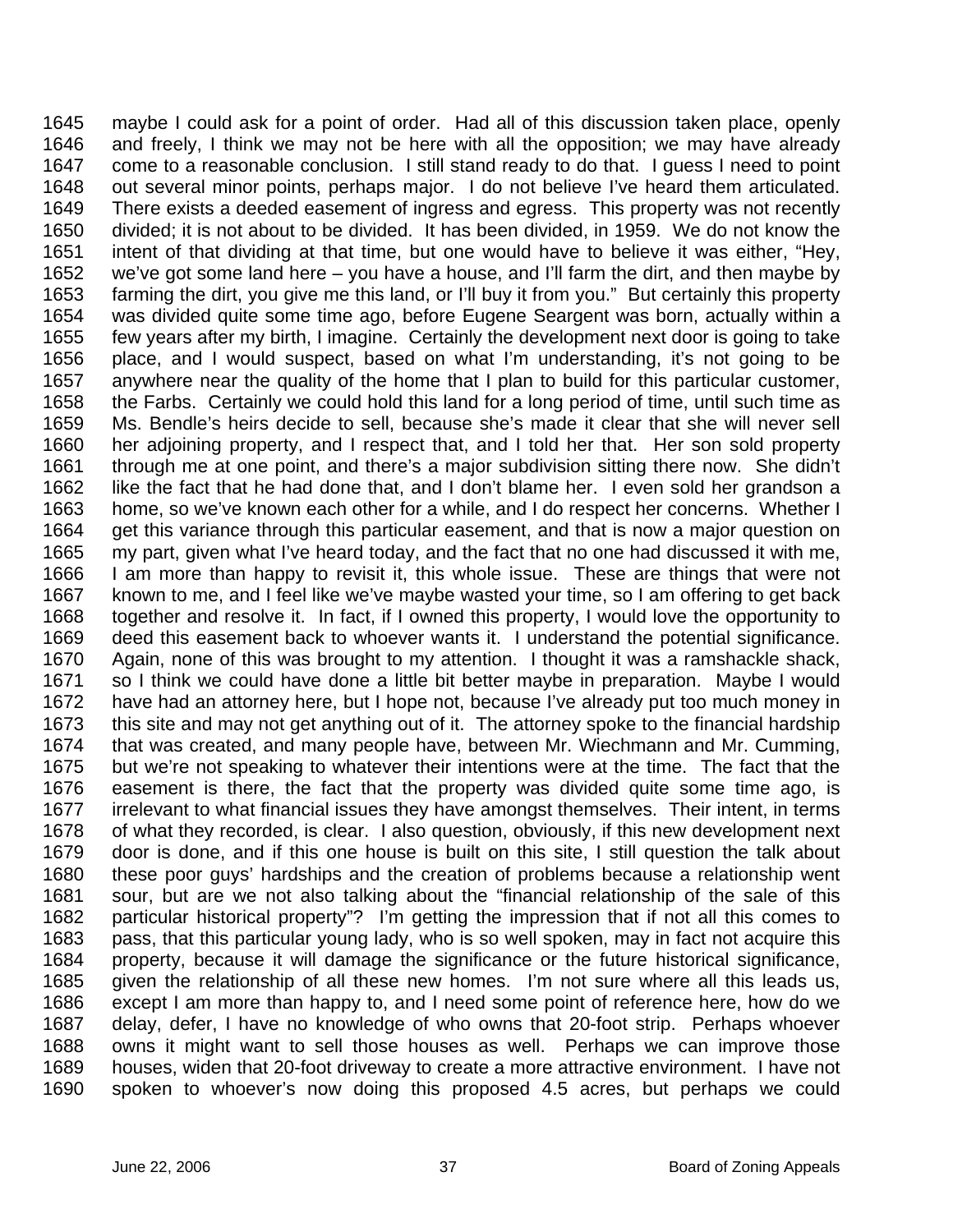1645 maybe I could ask for a point of order. Had all of this discussion taken place, openly
1646 and freely, I think we may not be here with all the opposition; we may have already
1647 come to a reasonable conclusion. I still stand ready to do that. I guess I need to point
1648 out several minor points, perhaps major. I do not believe I've heard them articulated.
1649 There exists a deeded easement of ingress and egress. This property was not recently
1650 divided; it is not about to be divided. It has been divided, in 1959. We do not know the
1651 intent of that dividing at that time, but one would have to believe it was either, "Hey,
1652 we've got some land here – you have a house, and I'll farm the dirt, and then maybe by
1653 farming the dirt, you give me this land, or I'll buy it from you." But certainly this property
1654 was divided quite some time ago, before Eugene Seargent was born, actually within a
1655 few years after my birth, I imagine. Certainly the development next door is going to take
1656 place, and I would suspect, based on what I'm understanding, it's not going to be
1657 anywhere near the quality of the home that I plan to build for this particular customer,
1658 the Farbs. Certainly we could hold this land for a long period of time, until such time as
1659 Ms. Bendle's heirs decide to sell, because she's made it clear that she will never sell
1660 her adjoining property, and I respect that, and I told her that. Her son sold property
1661 through me at one point, and there's a major subdivision sitting there now. She didn't
1662 like the fact that he had done that, and I don't blame her. I even sold her grandson a
1663 home, so we've known each other for a while, and I do respect her concerns. Whether I
1664 get this variance through this particular easement, and that is now a major question on
1665 my part, given what I've heard today, and the fact that no one had discussed it with me,
1666 I am more than happy to revisit it, this whole issue. These are things that were not
1667 known to me, and I feel like we've maybe wasted your time, so I am offering to get back
1668 together and resolve it. In fact, if I owned this property, I would love the opportunity to
1669 deed this easement back to whoever wants it. I understand the potential significance.
1670 Again, none of this was brought to my attention. I thought it was a ramshackle shack,
1671 so I think we could have done a little bit better maybe in preparation. Maybe I would
1672 have had an attorney here, but I hope not, because I've already put too much money in
1673 this site and may not get anything out of it. The attorney spoke to the financial hardship
1674 that was created, and many people have, between Mr. Wiechmann and Mr. Cumming,
1675 but we're not speaking to whatever their intentions were at the time. The fact that the
1676 easement is there, the fact that the property was divided quite some time ago, is
1677 irrelevant to what financial issues they have amongst themselves. Their intent, in terms
1678 of what they recorded, is clear. I also question, obviously, if this new development next
1679 door is done, and if this one house is built on this site, I still question the talk about
1680 these poor guys' hardships and the creation of problems because a relationship went
1681 sour, but are we not also talking about the "financial relationship of the sale of this
1682 particular historical property"? I'm getting the impression that if not all this comes to
1683 pass, that this particular young lady, who is so well spoken, may in fact not acquire this
1684 property, because it will damage the significance or the future historical significance,
1685 given the relationship of all these new homes. I'm not sure where all this leads us,
1686 except I am more than happy to, and I need some point of reference here, how do we
1687 delay, defer, I have no knowledge of who owns that 20-foot strip. Perhaps whoever
1688 owns it might want to sell those houses as well. Perhaps we can improve those
1689 houses, widen that 20-foot driveway to create a more attractive environment. I have not
1690 spoken to whoever's now doing this proposed 4.5 acres, but perhaps we could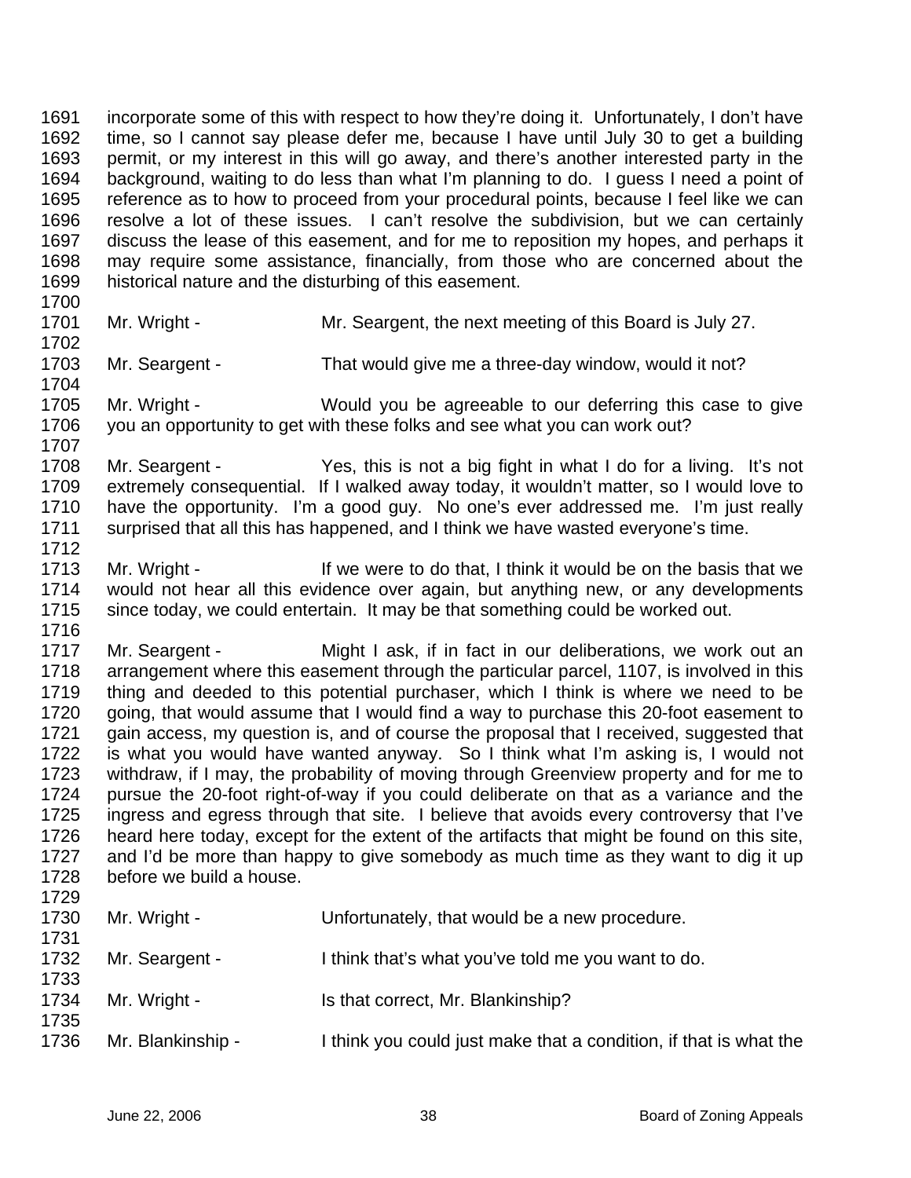1691 incorporate some of this with respect to how they're doing it. Unfortunately, I don't have
1692 time, so I cannot say please defer me, because I have until July 30 to get a building
1693 permit, or my interest in this will go away, and there's another interested party in the
1694 background, waiting to do less than what I'm planning to do. I guess I need a point of
1695 reference as to how to proceed from your procedural points, because I feel like we can
1696 resolve a lot of these issues. I can't resolve the subdivision, but we can certainly
1697 discuss the lease of this easement, and for me to reposition my hopes, and perhaps it
1698 may require some assistance, financially, from those who are concerned about the
1699 historical nature and the disturbing of this easement.
1700
1701 Mr. Wright - Mr. Seargent, the next meeting of this Board is July 27.
1702
1703 Mr. Seargent - That would give me a three-day window, would it not?
1704
1705 Mr. Wright - Would you be agreeable to our deferring this case to give
1706 you an opportunity to get with these folks and see what you can work out?
1707
1708 Mr. Seargent - Yes, this is not a big fight in what I do for a living. It's not
1709 extremely consequential. If I walked away today, it wouldn't matter, so I would love to
1710 have the opportunity. I'm a good guy. No one's ever addressed me. I'm just really
1711 surprised that all this has happened, and I think we have wasted everyone's time.
1712
1713 Mr. Wright - If we were to do that, I think it would be on the basis that we
1714 would not hear all this evidence over again, but anything new, or any developments
1715 since today, we could entertain. It may be that something could be worked out.
1716
1717 Mr. Seargent - Might I ask, if in fact in our deliberations, we work out an
1718 arrangement where this easement through the particular parcel, 1107, is involved in this
1719 thing and deeded to this potential purchaser, which I think is where we need to be
1720 going, that would assume that I would find a way to purchase this 20-foot easement to
1721 gain access, my question is, and of course the proposal that I received, suggested that
1722 is what you would have wanted anyway. So I think what I'm asking is, I would not
1723 withdraw, if I may, the probability of moving through Greenview property and for me to
1724 pursue the 20-foot right-of-way if you could deliberate on that as a variance and the
1725 ingress and egress through that site. I believe that avoids every controversy that I've
1726 heard here today, except for the extent of the artifacts that might be found on this site,
1727 and I'd be more than happy to give somebody as much time as they want to dig it up
1728 before we build a house.
1729
1730 Mr. Wright - Unfortunately, that would be a new procedure.
1731
1732 Mr. Seargent - I think that's what you've told me you want to do.
1733
1734 Mr. Wright - Is that correct, Mr. Blankinship?
1735
1736 Mr. Blankinship - I think you could just make that a condition, if that is what the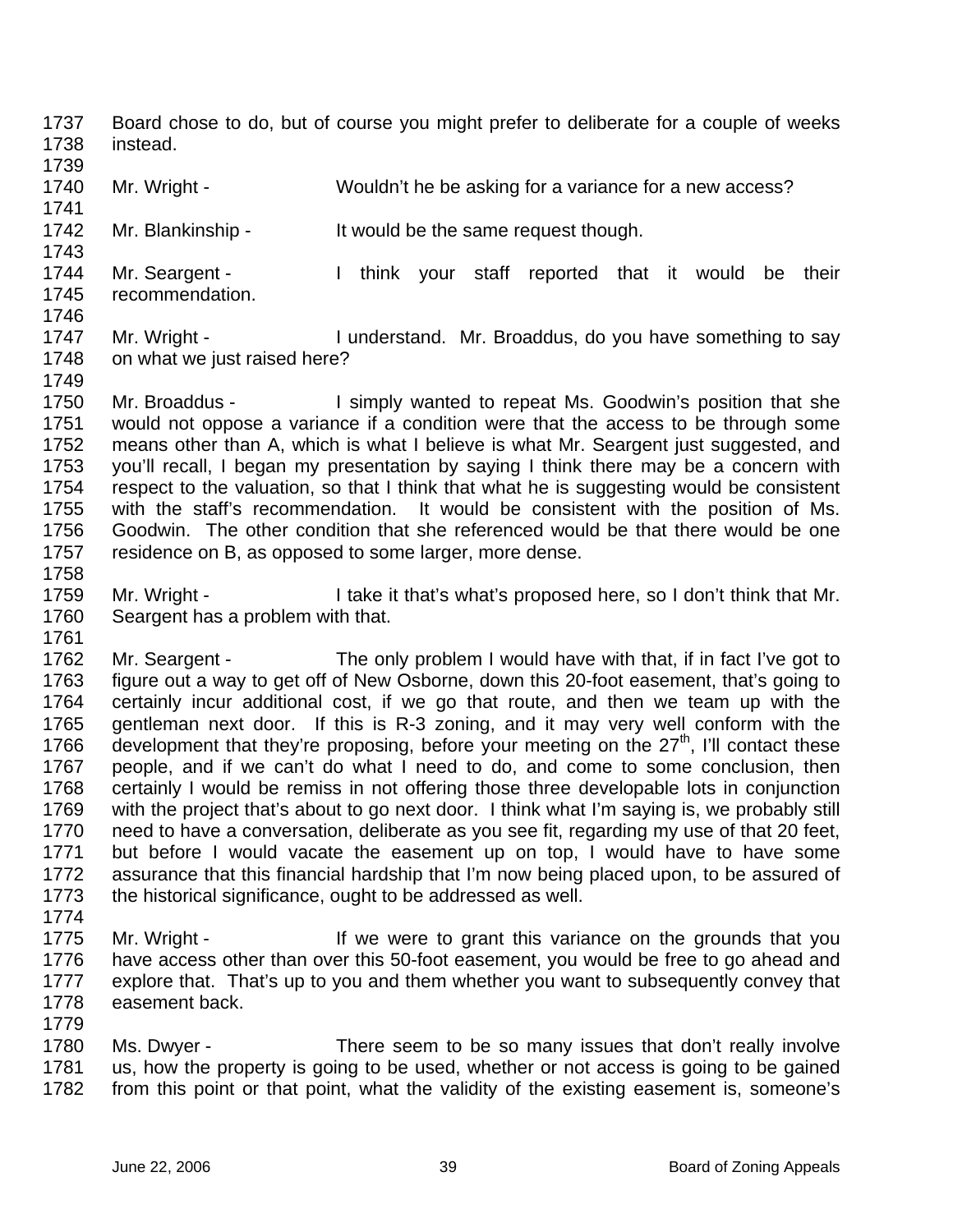1737 Board chose to do, but of course you might prefer to deliberate for a couple of weeks
1738 instead.
1739
1740 Mr. Wright - Wouldn't he be asking for a variance for a new access?
1741
1742 Mr. Blankinship - It would be the same request though.
1743
1744 Mr. Seargent - I think your staff reported that it would be their
1745 recommendation.
1746
1747 Mr. Wright - I understand. Mr. Broaddus, do you have something to say
1748 on what we just raised here?
1749
1750 Mr. Broaddus - I simply wanted to repeat Ms. Goodwin's position that she
1751 would not oppose a variance if a condition were that the access to be through some
1752 means other than A, which is what I believe is what Mr. Seargent just suggested, and
1753 you'll recall, I began my presentation by saying I think there may be a concern with
1754 respect to the valuation, so that I think that what he is suggesting would be consistent
1755 with the staff's recommendation. It would be consistent with the position of Ms.
1756 Goodwin. The other condition that she referenced would be that there would be one
1757 residence on B, as opposed to some larger, more dense.
1758
1759 Mr. Wright - I take it that's what's proposed here, so I don't think that Mr.
1760 Seargent has a problem with that.
1761
1762 Mr. Seargent - The only problem I would have with that, if in fact I've got to
1763 figure out a way to get off of New Osborne, down this 20-foot easement, that's going to
1764 certainly incur additional cost, if we go that route, and then we team up with the
1765 gentleman next door. If this is R-3 zoning, and it may very well conform with the
1766 development that they're proposing, before your meeting on the 27th, I'll contact these
1767 people, and if we can't do what I need to do, and come to some conclusion, then
1768 certainly I would be remiss in not offering those three developable lots in conjunction
1769 with the project that's about to go next door. I think what I'm saying is, we probably still
1770 need to have a conversation, deliberate as you see fit, regarding my use of that 20 feet,
1771 but before I would vacate the easement up on top, I would have to have some
1772 assurance that this financial hardship that I'm now being placed upon, to be assured of
1773 the historical significance, ought to be addressed as well.
1774
1775 Mr. Wright - If we were to grant this variance on the grounds that you
1776 have access other than over this 50-foot easement, you would be free to go ahead and
1777 explore that. That's up to you and them whether you want to subsequently convey that
1778 easement back.
1779
1780 Ms. Dwyer - There seem to be so many issues that don't really involve
1781 us, how the property is going to be used, whether or not access is going to be gained
1782 from this point or that point, what the validity of the existing easement is, someone's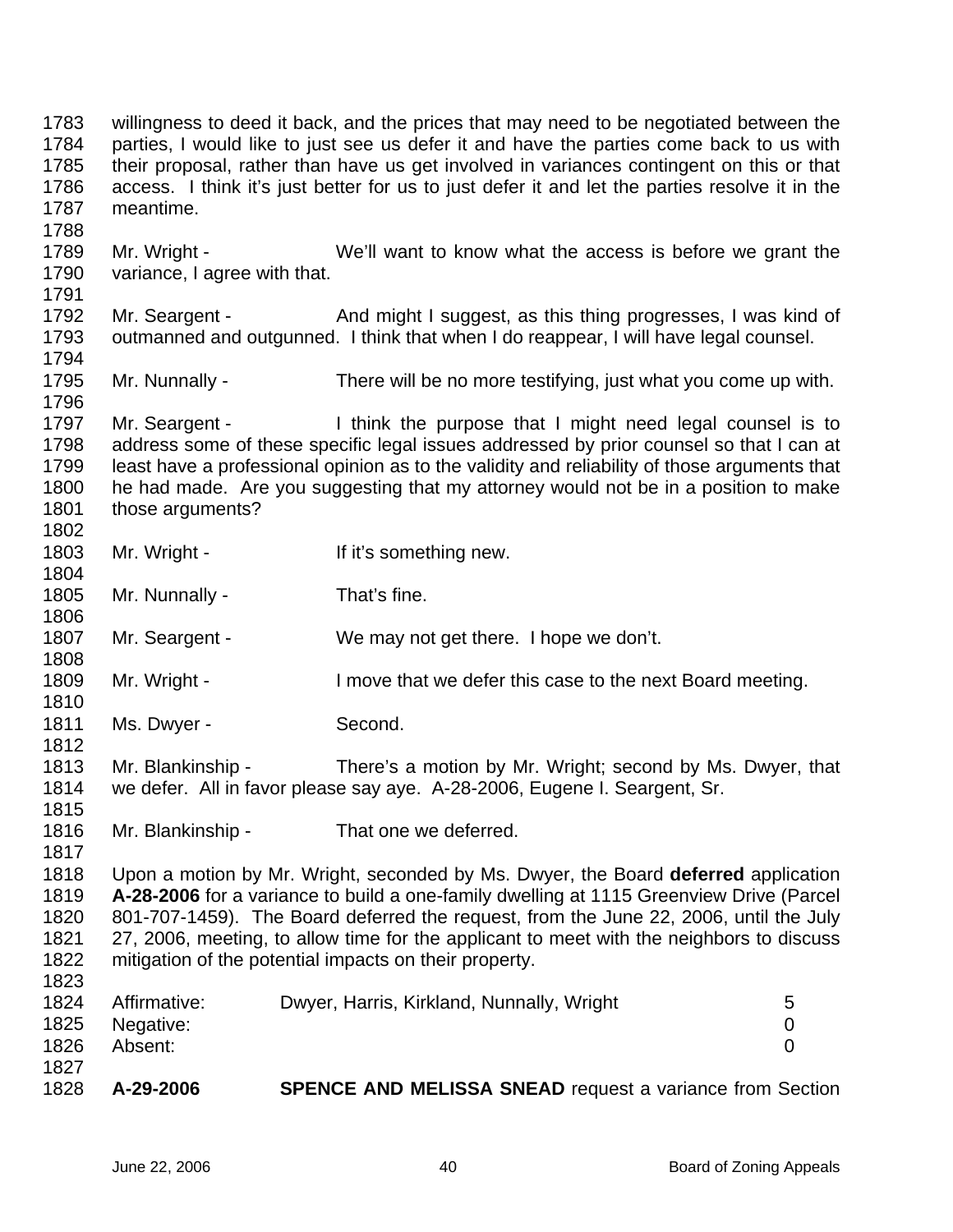willingness to deed it back, and the prices that may need to be negotiated between the parties, I would like to just see us defer it and have the parties come back to us with their proposal, rather than have us get involved in variances contingent on this or that access. I think it's just better for us to just defer it and let the parties resolve it in the meantime.

Mr. Wright - We'll want to know what the access is before we grant the variance, I agree with that.

Mr. Seargent - And might I suggest, as this thing progresses, I was kind of outmanned and outgunned. I think that when I do reappear, I will have legal counsel.

Mr. Nunnally - There will be no more testifying, just what you come up with.

Mr. Seargent - I think the purpose that I might need legal counsel is to address some of these specific legal issues addressed by prior counsel so that I can at least have a professional opinion as to the validity and reliability of those arguments that he had made. Are you suggesting that my attorney would not be in a position to make those arguments?

Mr. Wright - If it's something new.

Mr. Nunnally - That's fine.

Mr. Seargent - We may not get there. I hope we don't.

Mr. Wright - I move that we defer this case to the next Board meeting.

Ms. Dwyer - Second.

Mr. Blankinship - There's a motion by Mr. Wright; second by Ms. Dwyer, that we defer. All in favor please say aye. A-28-2006, Eugene I. Seargent, Sr.

Mr. Blankinship - That one we deferred.

Upon a motion by Mr. Wright, seconded by Ms. Dwyer, the Board **deferred** application **A-28-2006** for a variance to build a one-family dwelling at 1115 Greenview Drive (Parcel 801-707-1459). The Board deferred the request, from the June 22, 2006, until the July 27, 2006, meeting, to allow time for the applicant to meet with the neighbors to discuss mitigation of the potential impacts on their property.

| | | |
|---|---|---|
| Affirmative: | Dwyer, Harris, Kirkland, Nunnally, Wright | 5 |
| Negative: | | 0 |
| Absent: | | 0 |

**A-29-2006** **SPENCE AND MELISSA SNEAD** request a variance from Section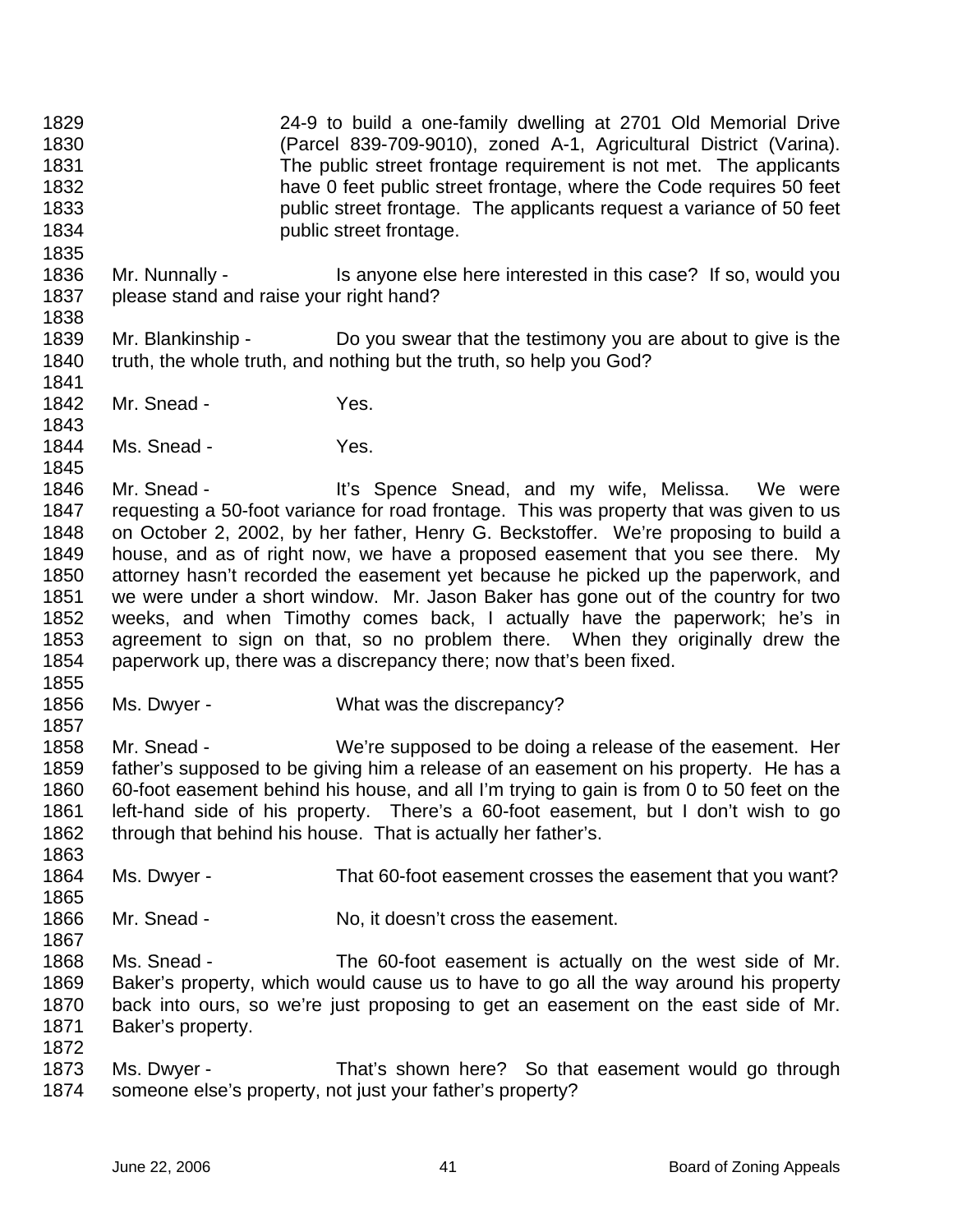24-9 to build a one-family dwelling at 2701 Old Memorial Drive (Parcel 839-709-9010), zoned A-1, Agricultural District (Varina). The public street frontage requirement is not met. The applicants have 0 feet public street frontage, where the Code requires 50 feet public street frontage. The applicants request a variance of 50 feet public street frontage.

Mr. Nunnally - Is anyone else here interested in this case? If so, would you please stand and raise your right hand?

Mr. Blankinship - Do you swear that the testimony you are about to give is the truth, the whole truth, and nothing but the truth, so help you God?

Mr. Snead - Yes.

Ms. Snead - Yes.

Mr. Snead - It's Spence Snead, and my wife, Melissa. We were requesting a 50-foot variance for road frontage. This was property that was given to us on October 2, 2002, by her father, Henry G. Beckstoffer. We're proposing to build a house, and as of right now, we have a proposed easement that you see there. My attorney hasn't recorded the easement yet because he picked up the paperwork, and we were under a short window. Mr. Jason Baker has gone out of the country for two weeks, and when Timothy comes back, I actually have the paperwork; he's in agreement to sign on that, so no problem there. When they originally drew the paperwork up, there was a discrepancy there; now that's been fixed.

Ms. Dwyer - What was the discrepancy?

Mr. Snead - We're supposed to be doing a release of the easement. Her father's supposed to be giving him a release of an easement on his property. He has a 60-foot easement behind his house, and all I'm trying to gain is from 0 to 50 feet on the left-hand side of his property. There's a 60-foot easement, but I don't wish to go through that behind his house. That is actually her father's.

Ms. Dwyer - That 60-foot easement crosses the easement that you want?

Mr. Snead - No, it doesn't cross the easement.

Ms. Snead - The 60-foot easement is actually on the west side of Mr. Baker's property, which would cause us to have to go all the way around his property back into ours, so we're just proposing to get an easement on the east side of Mr. Baker's property.

Ms. Dwyer - That's shown here? So that easement would go through someone else's property, not just your father's property?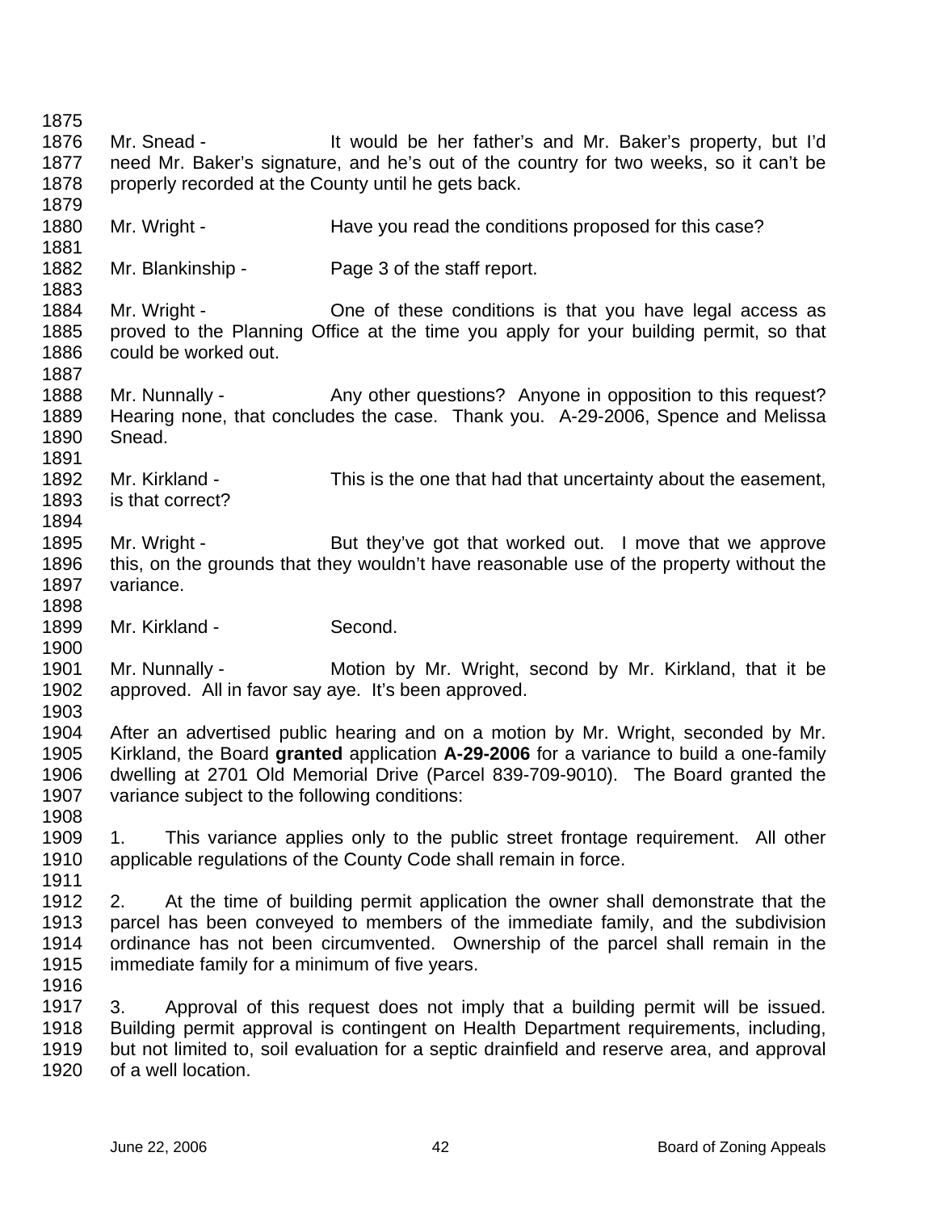Mr. Snead - It would be her father's and Mr. Baker's property, but I'd need Mr. Baker's signature, and he's out of the country for two weeks, so it can't be properly recorded at the County until he gets back.

Mr. Wright - Have you read the conditions proposed for this case?

Mr. Blankinship - Page 3 of the staff report.

Mr. Wright - One of these conditions is that you have legal access as proved to the Planning Office at the time you apply for your building permit, so that could be worked out.

Mr. Nunnally - Any other questions? Anyone in opposition to this request? Hearing none, that concludes the case. Thank you. A-29-2006, Spence and Melissa Snead.

Mr. Kirkland - This is the one that had that uncertainty about the easement, is that correct?

Mr. Wright - But they've got that worked out. I move that we approve this, on the grounds that they wouldn't have reasonable use of the property without the variance.

Mr. Kirkland - Second.

Mr. Nunnally - Motion by Mr. Wright, second by Mr. Kirkland, that it be approved. All in favor say aye. It's been approved.

After an advertised public hearing and on a motion by Mr. Wright, seconded by Mr. Kirkland, the Board **granted** application **A-29-2006** for a variance to build a one-family dwelling at 2701 Old Memorial Drive (Parcel 839-709-9010). The Board granted the variance subject to the following conditions:

1. This variance applies only to the public street frontage requirement. All other applicable regulations of the County Code shall remain in force.

2. At the time of building permit application the owner shall demonstrate that the parcel has been conveyed to members of the immediate family, and the subdivision ordinance has not been circumvented. Ownership of the parcel shall remain in the immediate family for a minimum of five years.

3. Approval of this request does not imply that a building permit will be issued. Building permit approval is contingent on Health Department requirements, including, but not limited to, soil evaluation for a septic drainfield and reserve area, and approval of a well location.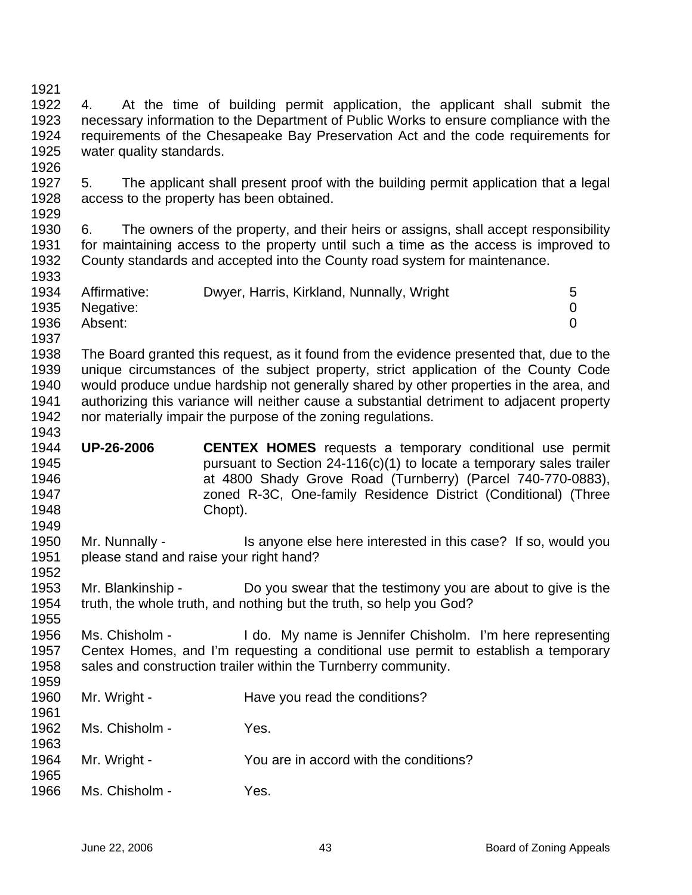4. At the time of building permit application, the applicant shall submit the necessary information to the Department of Public Works to ensure compliance with the requirements of the Chesapeake Bay Preservation Act and the code requirements for water quality standards.

5. The applicant shall present proof with the building permit application that a legal access to the property has been obtained.

6. The owners of the property, and their heirs or assigns, shall accept responsibility for maintaining access to the property until such a time as the access is improved to County standards and accepted into the County road system for maintenance.

| | | |
|---|---|---|
| Affirmative: | Dwyer, Harris, Kirkland, Nunnally, Wright | 5 |
| Negative: | | 0 |
| Absent: | | 0 |

The Board granted this request, as it found from the evidence presented that, due to the unique circumstances of the subject property, strict application of the County Code would produce undue hardship not generally shared by other properties in the area, and authorizing this variance will neither cause a substantial detriment to adjacent property nor materially impair the purpose of the zoning regulations.

**UP-26-2006** **CENTEX HOMES** requests a temporary conditional use permit pursuant to Section 24-116(c)(1) to locate a temporary sales trailer at 4800 Shady Grove Road (Turnberry) (Parcel 740-770-0883), zoned R-3C, One-family Residence District (Conditional) (Three Chopt).

Mr. Nunnally - Is anyone else here interested in this case? If so, would you please stand and raise your right hand?

Mr. Blankinship - Do you swear that the testimony you are about to give is the truth, the whole truth, and nothing but the truth, so help you God?

Ms. Chisholm - I do. My name is Jennifer Chisholm. I'm here representing Centex Homes, and I'm requesting a conditional use permit to establish a temporary sales and construction trailer within the Turnberry community.

Mr. Wright - Have you read the conditions?

Ms. Chisholm - Yes.

Mr. Wright - You are in accord with the conditions?

Ms. Chisholm - Yes.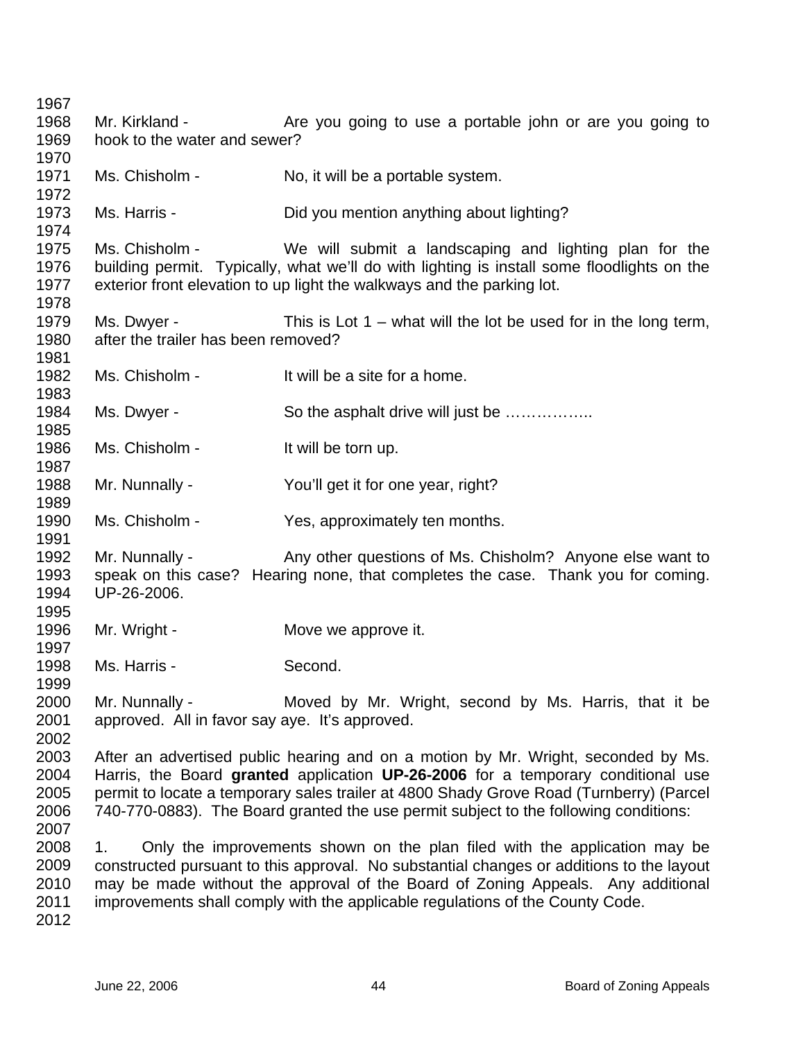Mr. Kirkland - Are you going to use a portable john or are you going to hook to the water and sewer?

Ms. Chisholm - No, it will be a portable system.

Ms. Harris - Did you mention anything about lighting?

Ms. Chisholm - We will submit a landscaping and lighting plan for the building permit. Typically, what we'll do with lighting is install some floodlights on the exterior front elevation to up light the walkways and the parking lot.

Ms. Dwyer - This is Lot 1 – what will the lot be used for in the long term, after the trailer has been removed?

Ms. Chisholm - It will be a site for a home.

Ms. Dwyer - So the asphalt drive will just be ……………..

Ms. Chisholm - It will be torn up.

Mr. Nunnally - You'll get it for one year, right?

Ms. Chisholm - Yes, approximately ten months.

Mr. Nunnally - Any other questions of Ms. Chisholm? Anyone else want to speak on this case? Hearing none, that completes the case. Thank you for coming. UP-26-2006.

Mr. Wright - Move we approve it.

Ms. Harris - Second.

Mr. Nunnally - Moved by Mr. Wright, second by Ms. Harris, that it be approved. All in favor say aye. It's approved.

After an advertised public hearing and on a motion by Mr. Wright, seconded by Ms. Harris, the Board **granted** application **UP-26-2006** for a temporary conditional use permit to locate a temporary sales trailer at 4800 Shady Grove Road (Turnberry) (Parcel 740-770-0883). The Board granted the use permit subject to the following conditions:

1. Only the improvements shown on the plan filed with the application may be constructed pursuant to this approval. No substantial changes or additions to the layout may be made without the approval of the Board of Zoning Appeals. Any additional improvements shall comply with the applicable regulations of the County Code.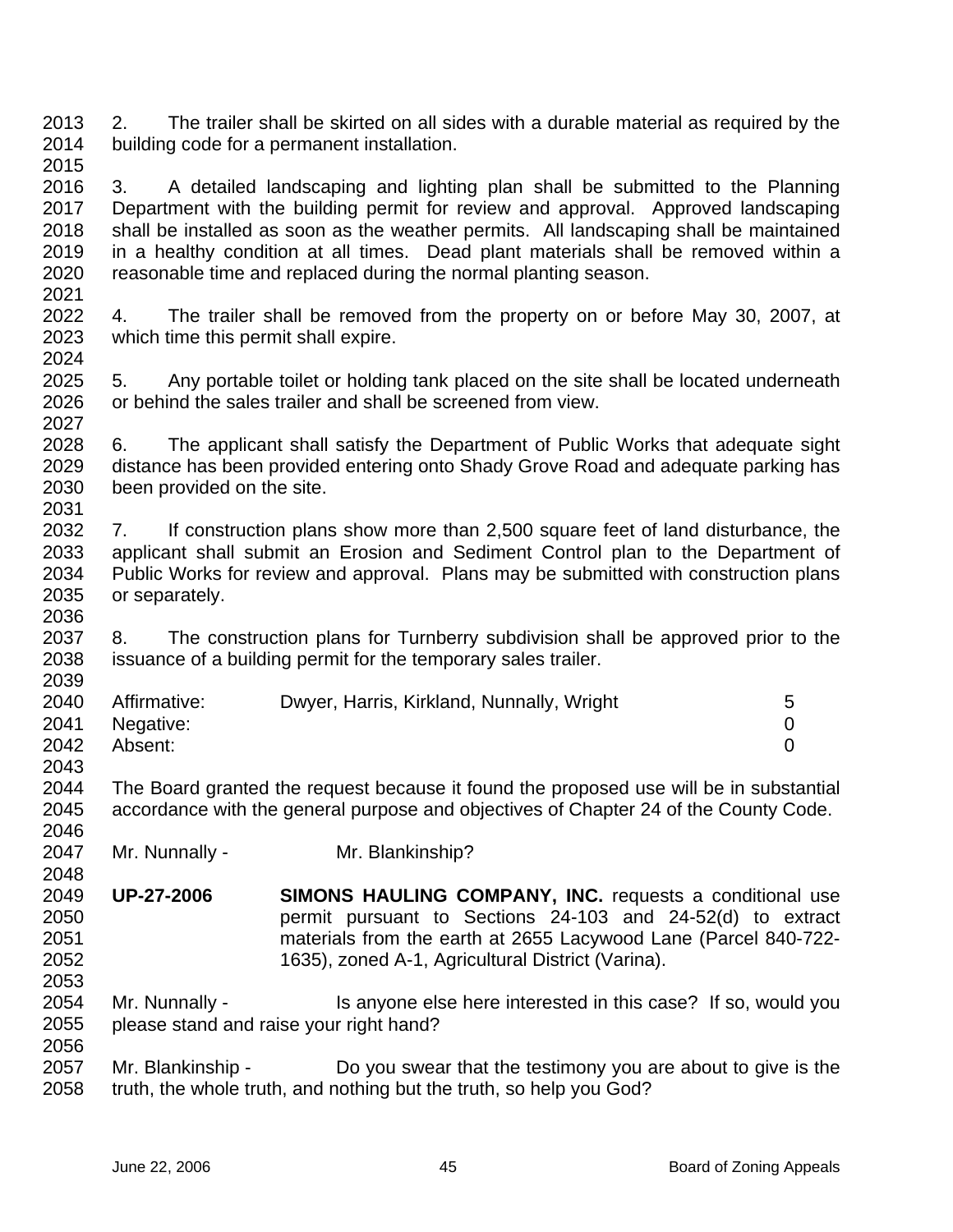2. The trailer shall be skirted on all sides with a durable material as required by the building code for a permanent installation.

3. A detailed landscaping and lighting plan shall be submitted to the Planning Department with the building permit for review and approval. Approved landscaping shall be installed as soon as the weather permits. All landscaping shall be maintained in a healthy condition at all times. Dead plant materials shall be removed within a reasonable time and replaced during the normal planting season.

4. The trailer shall be removed from the property on or before May 30, 2007, at which time this permit shall expire.

5. Any portable toilet or holding tank placed on the site shall be located underneath or behind the sales trailer and shall be screened from view.

6. The applicant shall satisfy the Department of Public Works that adequate sight distance has been provided entering onto Shady Grove Road and adequate parking has been provided on the site.

7. If construction plans show more than 2,500 square feet of land disturbance, the applicant shall submit an Erosion and Sediment Control plan to the Department of Public Works for review and approval. Plans may be submitted with construction plans or separately.

8. The construction plans for Turnberry subdivision shall be approved prior to the issuance of a building permit for the temporary sales trailer.

| | | |
|---|---|---|
| Affirmative: | Dwyer, Harris, Kirkland, Nunnally, Wright | 5 |
| Negative: | | 0 |
| Absent: | | 0 |

The Board granted the request because it found the proposed use will be in substantial accordance with the general purpose and objectives of Chapter 24 of the County Code.

Mr. Nunnally - Mr. Blankinship?

**UP-27-2006** **SIMONS HAULING COMPANY, INC.** requests a conditional use permit pursuant to Sections 24-103 and 24-52(d) to extract materials from the earth at 2655 Lacywood Lane (Parcel 840-722-1635), zoned A-1, Agricultural District (Varina).

Mr. Nunnally - Is anyone else here interested in this case? If so, would you please stand and raise your right hand?

Mr. Blankinship - Do you swear that the testimony you are about to give is the truth, the whole truth, and nothing but the truth, so help you God?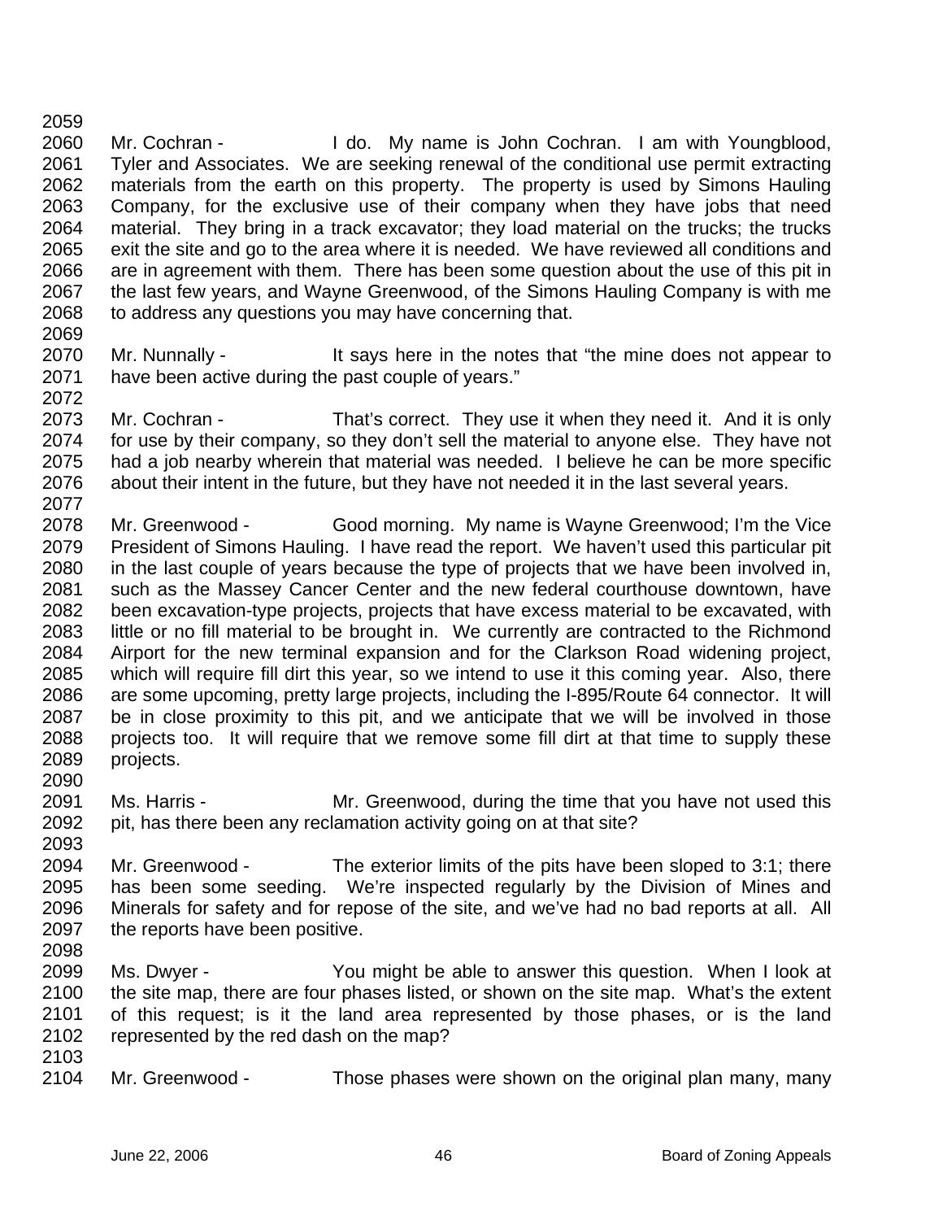2059

2060 Mr. Cochran - I do. My name is John Cochran. I am with Youngblood,
2061 Tyler and Associates. We are seeking renewal of the conditional use permit extracting
2062 materials from the earth on this property. The property is used by Simons Hauling
2063 Company, for the exclusive use of their company when they have jobs that need
2064 material. They bring in a track excavator; they load material on the trucks; the trucks
2065 exit the site and go to the area where it is needed. We have reviewed all conditions and
2066 are in agreement with them. There has been some question about the use of this pit in
2067 the last few years, and Wayne Greenwood, of the Simons Hauling Company is with me
2068 to address any questions you may have concerning that.
2069

2070 Mr. Nunnally - It says here in the notes that "the mine does not appear to
2071 have been active during the past couple of years."
2072

2073 Mr. Cochran - That's correct. They use it when they need it. And it is only
2074 for use by their company, so they don't sell the material to anyone else. They have not
2075 had a job nearby wherein that material was needed. I believe he can be more specific
2076 about their intent in the future, but they have not needed it in the last several years.
2077

2078 Mr. Greenwood - Good morning. My name is Wayne Greenwood; I'm the Vice
2079 President of Simons Hauling. I have read the report. We haven't used this particular pit
2080 in the last couple of years because the type of projects that we have been involved in,
2081 such as the Massey Cancer Center and the new federal courthouse downtown, have
2082 been excavation-type projects, projects that have excess material to be excavated, with
2083 little or no fill material to be brought in. We currently are contracted to the Richmond
2084 Airport for the new terminal expansion and for the Clarkson Road widening project,
2085 which will require fill dirt this year, so we intend to use it this coming year. Also, there
2086 are some upcoming, pretty large projects, including the I-895/Route 64 connector. It will
2087 be in close proximity to this pit, and we anticipate that we will be involved in those
2088 projects too. It will require that we remove some fill dirt at that time to supply these
2089 projects.
2090

2091 Ms. Harris - Mr. Greenwood, during the time that you have not used this
2092 pit, has there been any reclamation activity going on at that site?
2093

2094 Mr. Greenwood - The exterior limits of the pits have been sloped to 3:1; there
2095 has been some seeding. We're inspected regularly by the Division of Mines and
2096 Minerals for safety and for repose of the site, and we've had no bad reports at all. All
2097 the reports have been positive.
2098

2099 Ms. Dwyer - You might be able to answer this question. When I look at
2100 the site map, there are four phases listed, or shown on the site map. What's the extent
2101 of this request; is it the land area represented by those phases, or is the land
2102 represented by the red dash on the map?
2103

2104 Mr. Greenwood - Those phases were shown on the original plan many, many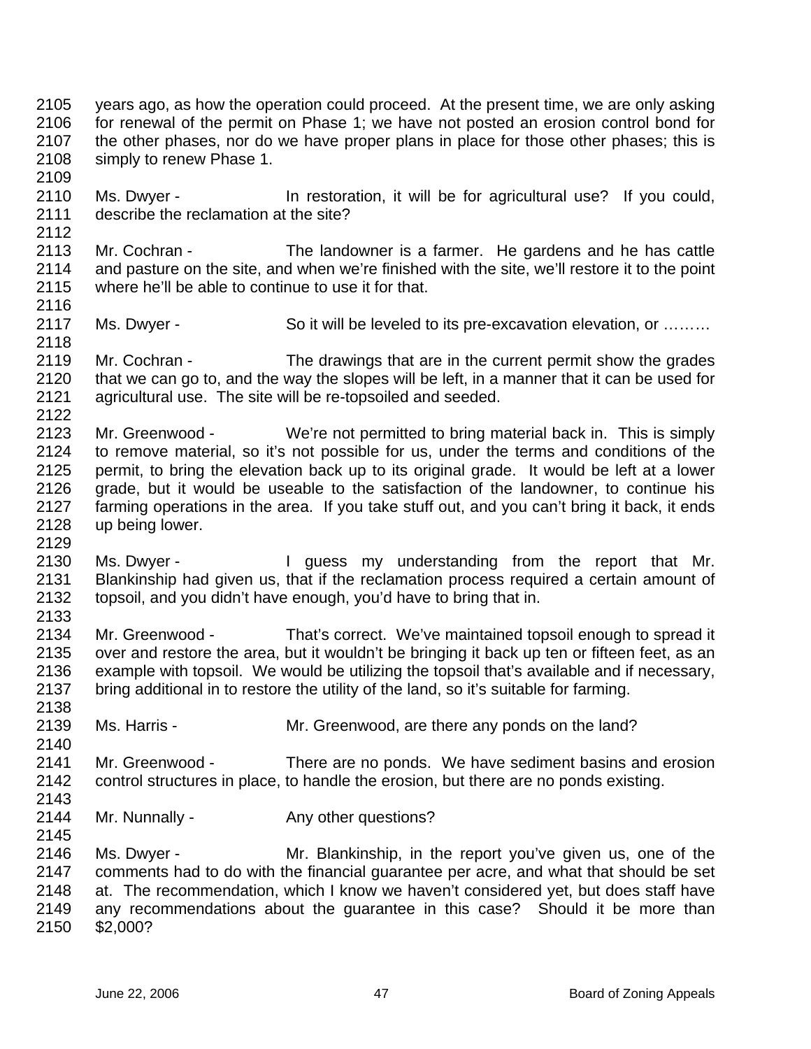2105 years ago, as how the operation could proceed. At the present time, we are only asking
2106 for renewal of the permit on Phase 1; we have not posted an erosion control bond for
2107 the other phases, nor do we have proper plans in place for those other phases; this is
2108 simply to renew Phase 1.
2109
2110 Ms. Dwyer - In restoration, it will be for agricultural use? If you could,
2111 describe the reclamation at the site?
2112
2113 Mr. Cochran - The landowner is a farmer. He gardens and he has cattle
2114 and pasture on the site, and when we're finished with the site, we'll restore it to the point
2115 where he'll be able to continue to use it for that.
2116
2117 Ms. Dwyer - So it will be leveled to its pre-excavation elevation, or ………
2118
2119 Mr. Cochran - The drawings that are in the current permit show the grades
2120 that we can go to, and the way the slopes will be left, in a manner that it can be used for
2121 agricultural use. The site will be re-topsoiled and seeded.
2122
2123 Mr. Greenwood - We're not permitted to bring material back in. This is simply
2124 to remove material, so it's not possible for us, under the terms and conditions of the
2125 permit, to bring the elevation back up to its original grade. It would be left at a lower
2126 grade, but it would be useable to the satisfaction of the landowner, to continue his
2127 farming operations in the area. If you take stuff out, and you can't bring it back, it ends
2128 up being lower.
2129
2130 Ms. Dwyer - I guess my understanding from the report that Mr.
2131 Blankinship had given us, that if the reclamation process required a certain amount of
2132 topsoil, and you didn't have enough, you'd have to bring that in.
2133
2134 Mr. Greenwood - That's correct. We've maintained topsoil enough to spread it
2135 over and restore the area, but it wouldn't be bringing it back up ten or fifteen feet, as an
2136 example with topsoil. We would be utilizing the topsoil that's available and if necessary,
2137 bring additional in to restore the utility of the land, so it's suitable for farming.
2138
2139 Ms. Harris - Mr. Greenwood, are there any ponds on the land?
2140
2141 Mr. Greenwood - There are no ponds. We have sediment basins and erosion
2142 control structures in place, to handle the erosion, but there are no ponds existing.
2143
2144 Mr. Nunnally - Any other questions?
2145
2146 Ms. Dwyer - Mr. Blankinship, in the report you've given us, one of the
2147 comments had to do with the financial guarantee per acre, and what that should be set
2148 at. The recommendation, which I know we haven't considered yet, but does staff have
2149 any recommendations about the guarantee in this case? Should it be more than
2150 $2,000?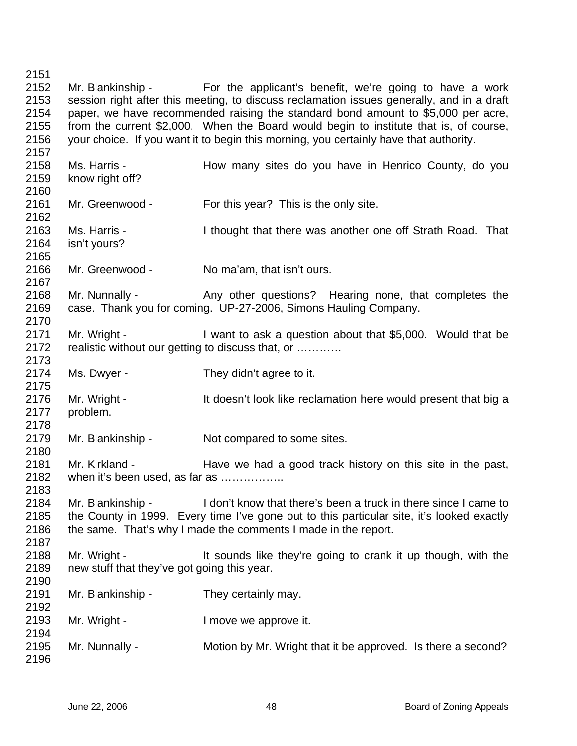2151

2152 Mr. Blankinship - For the applicant's benefit, we're going to have a work
2153 session right after this meeting, to discuss reclamation issues generally, and in a draft
2154 paper, we have recommended raising the standard bond amount to $5,000 per acre,
2155 from the current $2,000. When the Board would begin to institute that is, of course,
2156 your choice. If you want it to begin this morning, you certainly have that authority.
2157

2158 Ms. Harris - How many sites do you have in Henrico County, do you
2159 know right off?
2160

2161 Mr. Greenwood - For this year? This is the only site.
2162

2163 Ms. Harris - I thought that there was another one off Strath Road. That
2164 isn't yours?
2165

2166 Mr. Greenwood - No ma'am, that isn't ours.
2167

2168 Mr. Nunnally - Any other questions? Hearing none, that completes the
2169 case. Thank you for coming. UP-27-2006, Simons Hauling Company.
2170

2171 Mr. Wright - I want to ask a question about that $5,000. Would that be
2172 realistic without our getting to discuss that, or …………
2173

2174 Ms. Dwyer - They didn't agree to it.
2175

2176 Mr. Wright - It doesn't look like reclamation here would present that big a
2177 problem.
2178

2179 Mr. Blankinship - Not compared to some sites.
2180

2181 Mr. Kirkland - Have we had a good track history on this site in the past,
2182 when it's been used, as far as ……………..
2183

2184 Mr. Blankinship - I don't know that there's been a truck in there since I came to
2185 the County in 1999. Every time I've gone out to this particular site, it's looked exactly
2186 the same. That's why I made the comments I made in the report.
2187

2188 Mr. Wright - It sounds like they're going to crank it up though, with the
2189 new stuff that they've got going this year.
2190

2191 Mr. Blankinship - They certainly may.
2192

2193 Mr. Wright - I move we approve it.
2194

2195 Mr. Nunnally - Motion by Mr. Wright that it be approved. Is there a second?
2196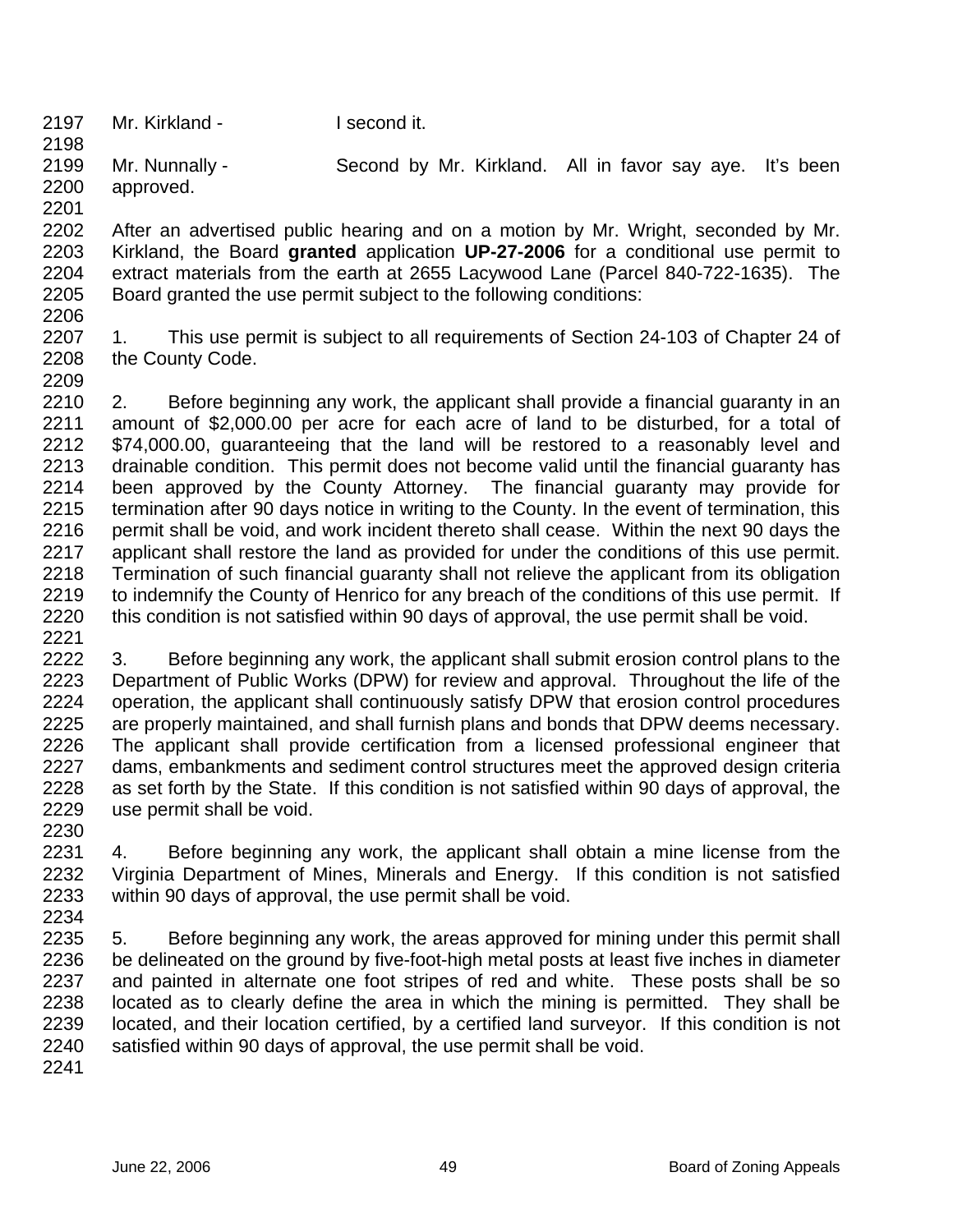Mr. Kirkland - I second it.

Mr. Nunnally - Second by Mr. Kirkland. All in favor say aye. It's been approved.

After an advertised public hearing and on a motion by Mr. Wright, seconded by Mr. Kirkland, the Board **granted** application **UP-27-2006** for a conditional use permit to extract materials from the earth at 2655 Lacywood Lane (Parcel 840-722-1635). The Board granted the use permit subject to the following conditions:

1. This use permit is subject to all requirements of Section 24-103 of Chapter 24 of the County Code.

2. Before beginning any work, the applicant shall provide a financial guaranty in an amount of $2,000.00 per acre for each acre of land to be disturbed, for a total of $74,000.00, guaranteeing that the land will be restored to a reasonably level and drainable condition. This permit does not become valid until the financial guaranty has been approved by the County Attorney. The financial guaranty may provide for termination after 90 days notice in writing to the County. In the event of termination, this permit shall be void, and work incident thereto shall cease. Within the next 90 days the applicant shall restore the land as provided for under the conditions of this use permit. Termination of such financial guaranty shall not relieve the applicant from its obligation to indemnify the County of Henrico for any breach of the conditions of this use permit. If this condition is not satisfied within 90 days of approval, the use permit shall be void.

3. Before beginning any work, the applicant shall submit erosion control plans to the Department of Public Works (DPW) for review and approval. Throughout the life of the operation, the applicant shall continuously satisfy DPW that erosion control procedures are properly maintained, and shall furnish plans and bonds that DPW deems necessary. The applicant shall provide certification from a licensed professional engineer that dams, embankments and sediment control structures meet the approved design criteria as set forth by the State. If this condition is not satisfied within 90 days of approval, the use permit shall be void.

4. Before beginning any work, the applicant shall obtain a mine license from the Virginia Department of Mines, Minerals and Energy. If this condition is not satisfied within 90 days of approval, the use permit shall be void.

5. Before beginning any work, the areas approved for mining under this permit shall be delineated on the ground by five-foot-high metal posts at least five inches in diameter and painted in alternate one foot stripes of red and white. These posts shall be so located as to clearly define the area in which the mining is permitted. They shall be located, and their location certified, by a certified land surveyor. If this condition is not satisfied within 90 days of approval, the use permit shall be void.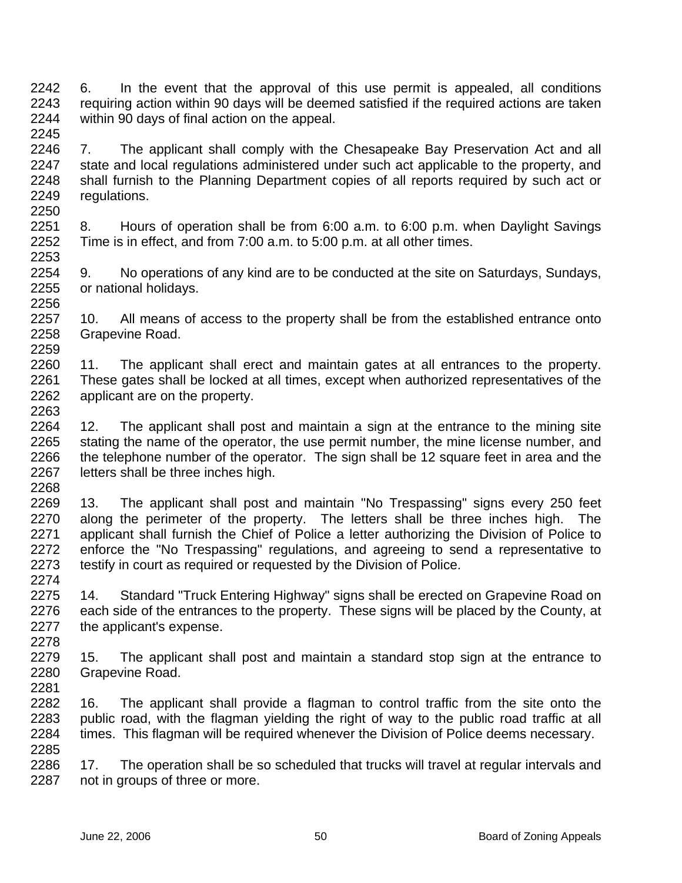6. In the event that the approval of this use permit is appealed, all conditions requiring action within 90 days will be deemed satisfied if the required actions are taken within 90 days of final action on the appeal.

7. The applicant shall comply with the Chesapeake Bay Preservation Act and all state and local regulations administered under such act applicable to the property, and shall furnish to the Planning Department copies of all reports required by such act or regulations.

8. Hours of operation shall be from 6:00 a.m. to 6:00 p.m. when Daylight Savings Time is in effect, and from 7:00 a.m. to 5:00 p.m. at all other times.

9. No operations of any kind are to be conducted at the site on Saturdays, Sundays, or national holidays.

10. All means of access to the property shall be from the established entrance onto Grapevine Road.

11. The applicant shall erect and maintain gates at all entrances to the property. These gates shall be locked at all times, except when authorized representatives of the applicant are on the property.

12. The applicant shall post and maintain a sign at the entrance to the mining site stating the name of the operator, the use permit number, the mine license number, and the telephone number of the operator. The sign shall be 12 square feet in area and the letters shall be three inches high.

13. The applicant shall post and maintain "No Trespassing" signs every 250 feet along the perimeter of the property. The letters shall be three inches high. The applicant shall furnish the Chief of Police a letter authorizing the Division of Police to enforce the "No Trespassing" regulations, and agreeing to send a representative to testify in court as required or requested by the Division of Police.

14. Standard "Truck Entering Highway" signs shall be erected on Grapevine Road on each side of the entrances to the property. These signs will be placed by the County, at the applicant's expense.

15. The applicant shall post and maintain a standard stop sign at the entrance to Grapevine Road.

16. The applicant shall provide a flagman to control traffic from the site onto the public road, with the flagman yielding the right of way to the public road traffic at all times. This flagman will be required whenever the Division of Police deems necessary.

17. The operation shall be so scheduled that trucks will travel at regular intervals and not in groups of three or more.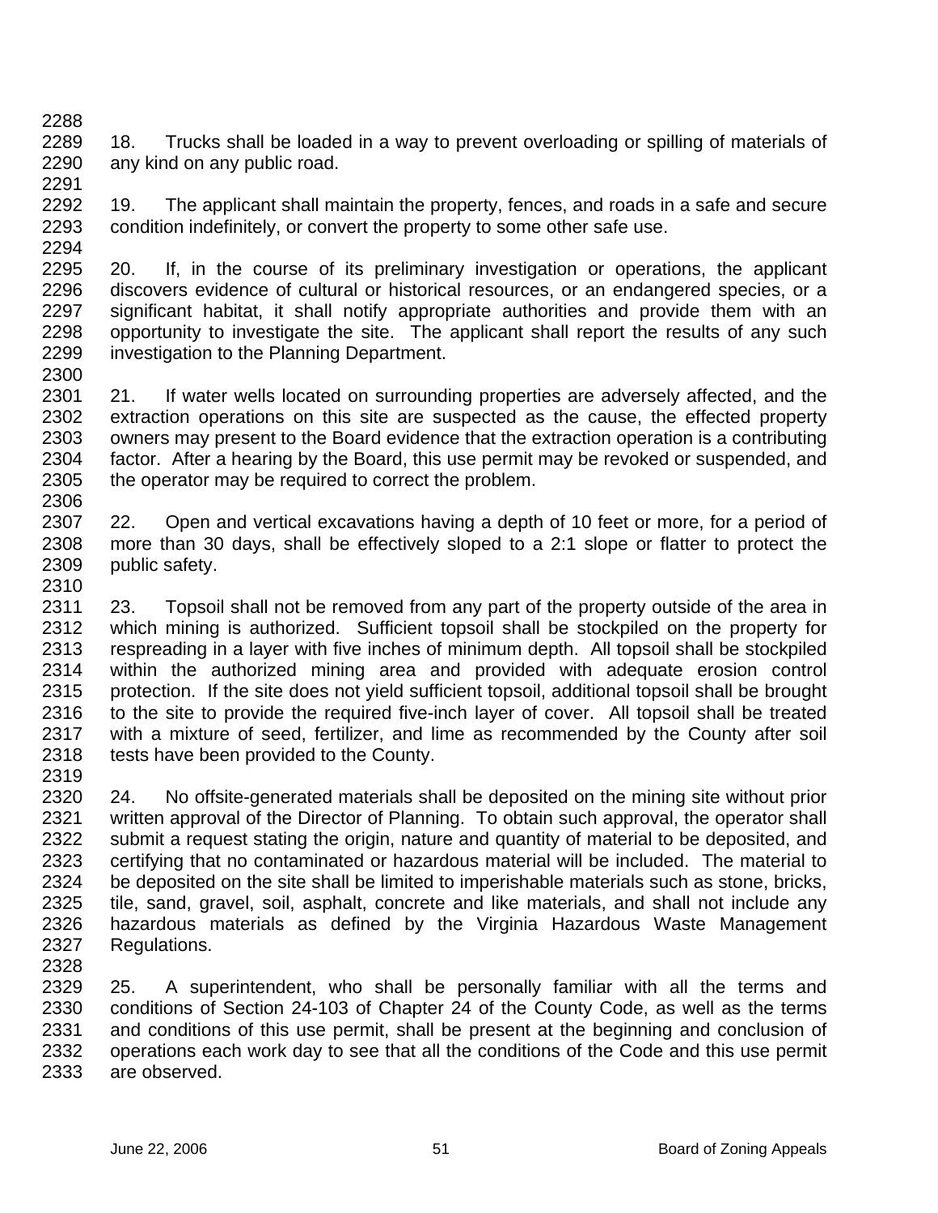18. Trucks shall be loaded in a way to prevent overloading or spilling of materials of any kind on any public road.

19. The applicant shall maintain the property, fences, and roads in a safe and secure condition indefinitely, or convert the property to some other safe use.

20. If, in the course of its preliminary investigation or operations, the applicant discovers evidence of cultural or historical resources, or an endangered species, or a significant habitat, it shall notify appropriate authorities and provide them with an opportunity to investigate the site. The applicant shall report the results of any such investigation to the Planning Department.

21. If water wells located on surrounding properties are adversely affected, and the extraction operations on this site are suspected as the cause, the effected property owners may present to the Board evidence that the extraction operation is a contributing factor. After a hearing by the Board, this use permit may be revoked or suspended, and the operator may be required to correct the problem.

22. Open and vertical excavations having a depth of 10 feet or more, for a period of more than 30 days, shall be effectively sloped to a 2:1 slope or flatter to protect the public safety.

23. Topsoil shall not be removed from any part of the property outside of the area in which mining is authorized. Sufficient topsoil shall be stockpiled on the property for respreading in a layer with five inches of minimum depth. All topsoil shall be stockpiled within the authorized mining area and provided with adequate erosion control protection. If the site does not yield sufficient topsoil, additional topsoil shall be brought to the site to provide the required five-inch layer of cover. All topsoil shall be treated with a mixture of seed, fertilizer, and lime as recommended by the County after soil tests have been provided to the County.

24. No offsite-generated materials shall be deposited on the mining site without prior written approval of the Director of Planning. To obtain such approval, the operator shall submit a request stating the origin, nature and quantity of material to be deposited, and certifying that no contaminated or hazardous material will be included. The material to be deposited on the site shall be limited to imperishable materials such as stone, bricks, tile, sand, gravel, soil, asphalt, concrete and like materials, and shall not include any hazardous materials as defined by the Virginia Hazardous Waste Management Regulations.

25. A superintendent, who shall be personally familiar with all the terms and conditions of Section 24-103 of Chapter 24 of the County Code, as well as the terms and conditions of this use permit, shall be present at the beginning and conclusion of operations each work day to see that all the conditions of the Code and this use permit are observed.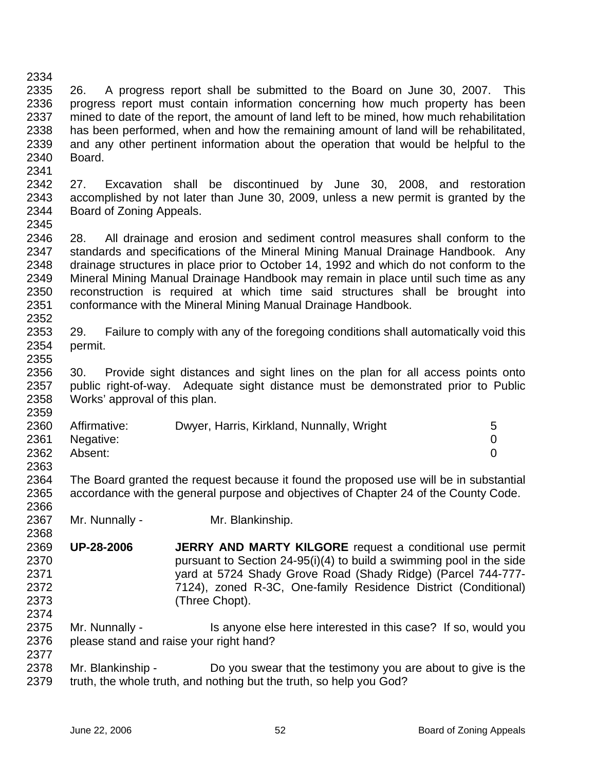26. A progress report shall be submitted to the Board on June 30, 2007. This progress report must contain information concerning how much property has been mined to date of the report, the amount of land left to be mined, how much rehabilitation has been performed, when and how the remaining amount of land will be rehabilitated, and any other pertinent information about the operation that would be helpful to the Board.

27. Excavation shall be discontinued by June 30, 2008, and restoration accomplished by not later than June 30, 2009, unless a new permit is granted by the Board of Zoning Appeals.

28. All drainage and erosion and sediment control measures shall conform to the standards and specifications of the Mineral Mining Manual Drainage Handbook. Any drainage structures in place prior to October 14, 1992 and which do not conform to the Mineral Mining Manual Drainage Handbook may remain in place until such time as any reconstruction is required at which time said structures shall be brought into conformance with the Mineral Mining Manual Drainage Handbook.

29. Failure to comply with any of the foregoing conditions shall automatically void this permit.

30. Provide sight distances and sight lines on the plan for all access points onto public right-of-way. Adequate sight distance must be demonstrated prior to Public Works' approval of this plan.

| | | |
|---|---|---|
| Affirmative: | Dwyer, Harris, Kirkland, Nunnally, Wright | 5 |
| Negative: | | 0 |
| Absent: | | 0 |

The Board granted the request because it found the proposed use will be in substantial accordance with the general purpose and objectives of Chapter 24 of the County Code.

Mr. Nunnally - Mr. Blankinship.

**UP-28-2006** **JERRY AND MARTY KILGORE** request a conditional use permit pursuant to Section 24-95(i)(4) to build a swimming pool in the side yard at 5724 Shady Grove Road (Shady Ridge) (Parcel 744-777-7124), zoned R-3C, One-family Residence District (Conditional) (Three Chopt).

Mr. Nunnally - Is anyone else here interested in this case? If so, would you please stand and raise your right hand?

Mr. Blankinship - Do you swear that the testimony you are about to give is the truth, the whole truth, and nothing but the truth, so help you God?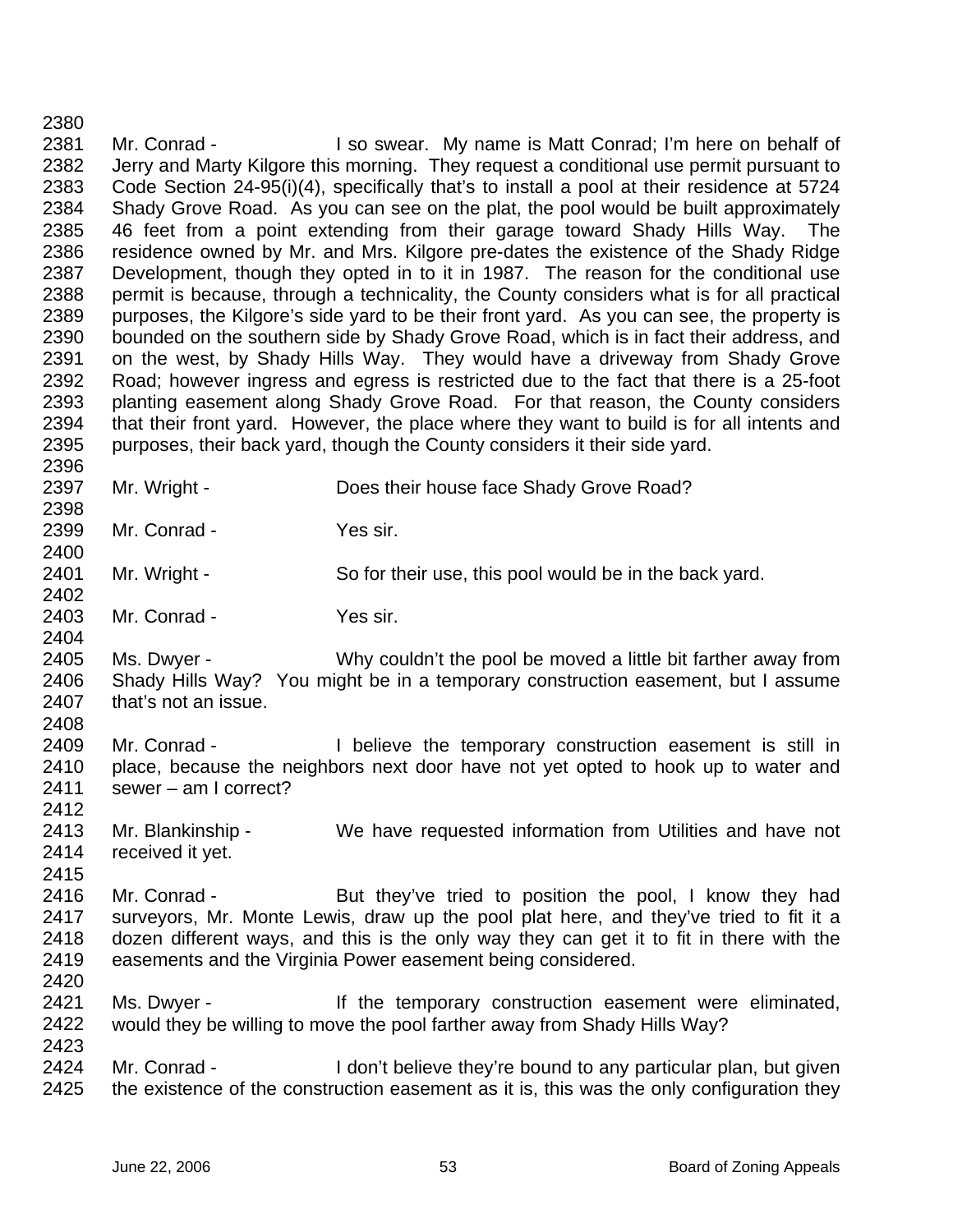Mr. Conrad - I so swear. My name is Matt Conrad; I'm here on behalf of Jerry and Marty Kilgore this morning. They request a conditional use permit pursuant to Code Section 24-95(i)(4), specifically that's to install a pool at their residence at 5724 Shady Grove Road. As you can see on the plat, the pool would be built approximately 46 feet from a point extending from their garage toward Shady Hills Way. The residence owned by Mr. and Mrs. Kilgore pre-dates the existence of the Shady Ridge Development, though they opted in to it in 1987. The reason for the conditional use permit is because, through a technicality, the County considers what is for all practical purposes, the Kilgore's side yard to be their front yard. As you can see, the property is bounded on the southern side by Shady Grove Road, which is in fact their address, and on the west, by Shady Hills Way. They would have a driveway from Shady Grove Road; however ingress and egress is restricted due to the fact that there is a 25-foot planting easement along Shady Grove Road. For that reason, the County considers that their front yard. However, the place where they want to build is for all intents and purposes, their back yard, though the County considers it their side yard.

Mr. Wright - Does their house face Shady Grove Road?

Mr. Conrad - Yes sir.

Mr. Wright - So for their use, this pool would be in the back yard.

Mr. Conrad - Yes sir.

Ms. Dwyer - Why couldn't the pool be moved a little bit farther away from Shady Hills Way? You might be in a temporary construction easement, but I assume that's not an issue.

Mr. Conrad - I believe the temporary construction easement is still in place, because the neighbors next door have not yet opted to hook up to water and sewer – am I correct?

Mr. Blankinship - We have requested information from Utilities and have not received it yet.

Mr. Conrad - But they've tried to position the pool, I know they had surveyors, Mr. Monte Lewis, draw up the pool plat here, and they've tried to fit it a dozen different ways, and this is the only way they can get it to fit in there with the easements and the Virginia Power easement being considered.

Ms. Dwyer - If the temporary construction easement were eliminated, would they be willing to move the pool farther away from Shady Hills Way?

Mr. Conrad - I don't believe they're bound to any particular plan, but given the existence of the construction easement as it is, this was the only configuration they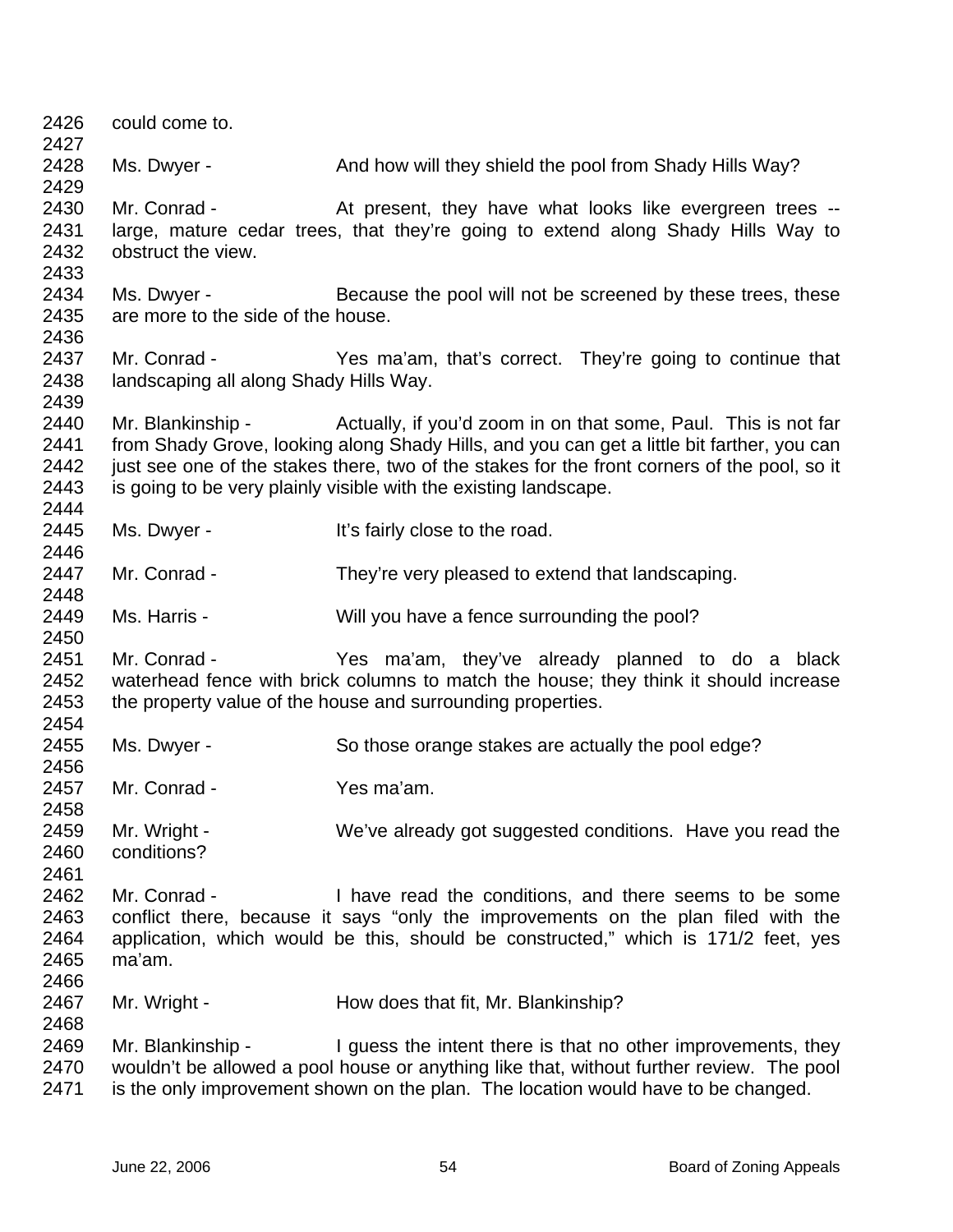2426 could come to.

2428 Ms. Dwyer - And how will they shield the pool from Shady Hills Way?

2430 Mr. Conrad - At present, they have what looks like evergreen trees --
2431 large, mature cedar trees, that they're going to extend along Shady Hills Way to
2432 obstruct the view.

2434 Ms. Dwyer - Because the pool will not be screened by these trees, these
2435 are more to the side of the house.

2437 Mr. Conrad - Yes ma'am, that's correct. They're going to continue that
2438 landscaping all along Shady Hills Way.

2440 Mr. Blankinship - Actually, if you'd zoom in on that some, Paul. This is not far
2441 from Shady Grove, looking along Shady Hills, and you can get a little bit farther, you can
2442 just see one of the stakes there, two of the stakes for the front corners of the pool, so it
2443 is going to be very plainly visible with the existing landscape.

2445 Ms. Dwyer - It's fairly close to the road.

2447 Mr. Conrad - They're very pleased to extend that landscaping.

2449 Ms. Harris - Will you have a fence surrounding the pool?

2451 Mr. Conrad - Yes ma'am, they've already planned to do a black
2452 waterhead fence with brick columns to match the house; they think it should increase
2453 the property value of the house and surrounding properties.

2455 Ms. Dwyer - So those orange stakes are actually the pool edge?

2457 Mr. Conrad - Yes ma'am.

2459 Mr. Wright - We've already got suggested conditions. Have you read the
2460 conditions?

2462 Mr. Conrad - I have read the conditions, and there seems to be some
2463 conflict there, because it says "only the improvements on the plan filed with the
2464 application, which would be this, should be constructed," which is 171/2 feet, yes
2465 ma'am.

2467 Mr. Wright - How does that fit, Mr. Blankinship?

2469 Mr. Blankinship - I guess the intent there is that no other improvements, they
2470 wouldn't be allowed a pool house or anything like that, without further review. The pool
2471 is the only improvement shown on the plan. The location would have to be changed.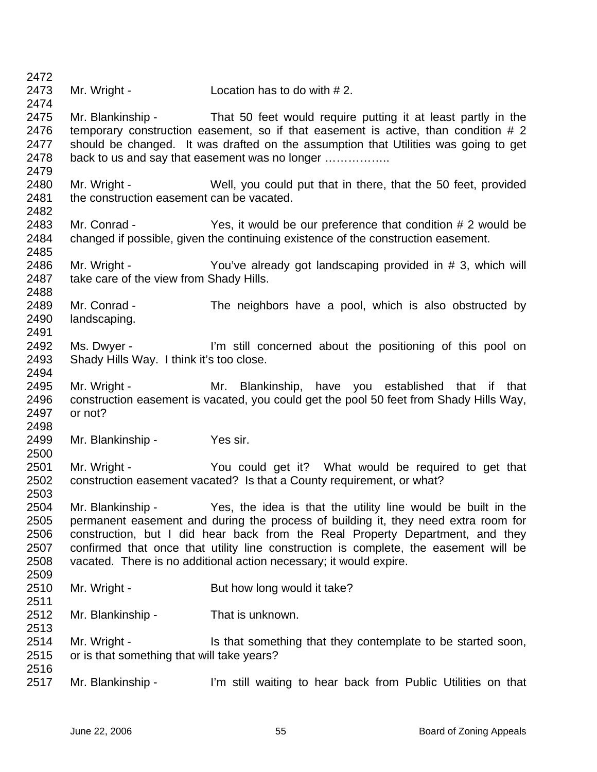2472
2473 Mr. Wright - Location has to do with # 2.
2474
2475 Mr. Blankinship - That 50 feet would require putting it at least partly in the
2476 temporary construction easement, so if that easement is active, than condition # 2
2477 should be changed. It was drafted on the assumption that Utilities was going to get
2478 back to us and say that easement was no longer ……………..
2479
2480 Mr. Wright - Well, you could put that in there, that the 50 feet, provided
2481 the construction easement can be vacated.
2482
2483 Mr. Conrad - Yes, it would be our preference that condition # 2 would be
2484 changed if possible, given the continuing existence of the construction easement.
2485
2486 Mr. Wright - You've already got landscaping provided in # 3, which will
2487 take care of the view from Shady Hills.
2488
2489 Mr. Conrad - The neighbors have a pool, which is also obstructed by
2490 landscaping.
2491
2492 Ms. Dwyer - I'm still concerned about the positioning of this pool on
2493 Shady Hills Way. I think it's too close.
2494
2495 Mr. Wright - Mr. Blankinship, have you established that if that
2496 construction easement is vacated, you could get the pool 50 feet from Shady Hills Way,
2497 or not?
2498
2499 Mr. Blankinship - Yes sir.
2500
2501 Mr. Wright - You could get it? What would be required to get that
2502 construction easement vacated? Is that a County requirement, or what?
2503
2504 Mr. Blankinship - Yes, the idea is that the utility line would be built in the
2505 permanent easement and during the process of building it, they need extra room for
2506 construction, but I did hear back from the Real Property Department, and they
2507 confirmed that once that utility line construction is complete, the easement will be
2508 vacated. There is no additional action necessary; it would expire.
2509
2510 Mr. Wright - But how long would it take?
2511
2512 Mr. Blankinship - That is unknown.
2513
2514 Mr. Wright - Is that something that they contemplate to be started soon,
2515 or is that something that will take years?
2516
2517 Mr. Blankinship - I'm still waiting to hear back from Public Utilities on that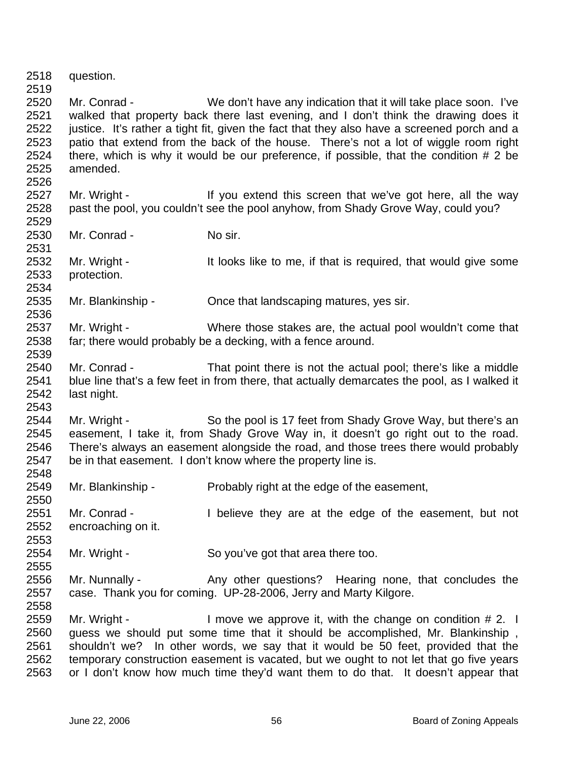question.

Mr. Conrad - We don't have any indication that it will take place soon. I've walked that property back there last evening, and I don't think the drawing does it justice. It's rather a tight fit, given the fact that they also have a screened porch and a patio that extend from the back of the house. There's not a lot of wiggle room right there, which is why it would be our preference, if possible, that the condition # 2 be amended.

Mr. Wright - If you extend this screen that we've got here, all the way past the pool, you couldn't see the pool anyhow, from Shady Grove Way, could you?

Mr. Conrad - No sir.

Mr. Wright - It looks like to me, if that is required, that would give some protection.

Mr. Blankinship - Once that landscaping matures, yes sir.

Mr. Wright - Where those stakes are, the actual pool wouldn't come that far; there would probably be a decking, with a fence around.

Mr. Conrad - That point there is not the actual pool; there's like a middle blue line that's a few feet in from there, that actually demarcates the pool, as I walked it last night.

Mr. Wright - So the pool is 17 feet from Shady Grove Way, but there's an easement, I take it, from Shady Grove Way in, it doesn't go right out to the road. There's always an easement alongside the road, and those trees there would probably be in that easement. I don't know where the property line is.

Mr. Blankinship - Probably right at the edge of the easement,

Mr. Conrad - I believe they are at the edge of the easement, but not encroaching on it.

Mr. Wright - So you've got that area there too.

Mr. Nunnally - Any other questions? Hearing none, that concludes the case. Thank you for coming. UP-28-2006, Jerry and Marty Kilgore.

Mr. Wright - I move we approve it, with the change on condition # 2. I guess we should put some time that it should be accomplished, Mr. Blankinship , shouldn't we? In other words, we say that it would be 50 feet, provided that the temporary construction easement is vacated, but we ought to not let that go five years or I don't know how much time they'd want them to do that. It doesn't appear that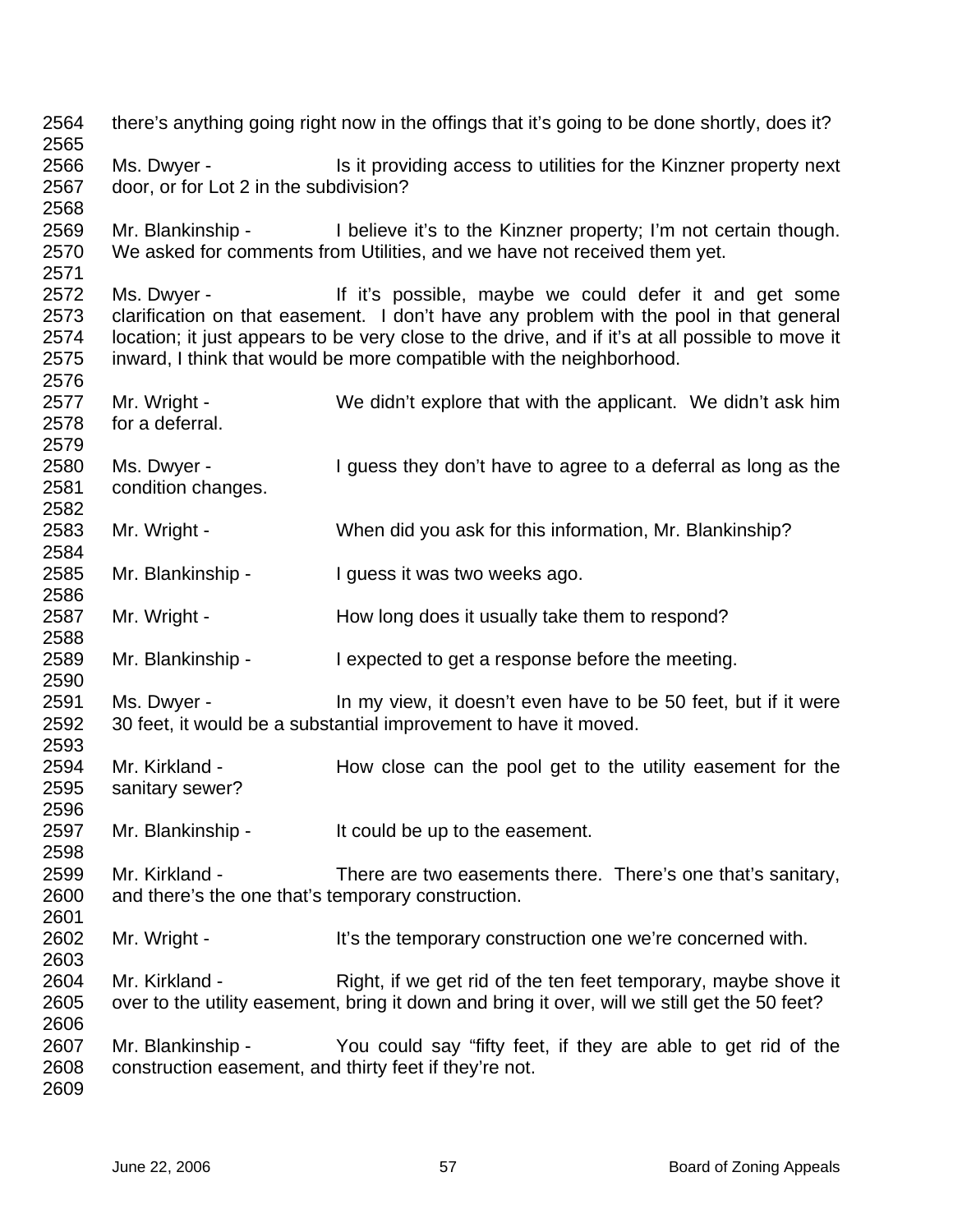2564 there's anything going right now in the offings that it's going to be done shortly, does it?
2565
2566 Ms. Dwyer - Is it providing access to utilities for the Kinzner property next
2567 door, or for Lot 2 in the subdivision?
2568
2569 Mr. Blankinship - I believe it's to the Kinzner property; I'm not certain though.
2570 We asked for comments from Utilities, and we have not received them yet.
2571
2572 Ms. Dwyer - If it's possible, maybe we could defer it and get some
2573 clarification on that easement. I don't have any problem with the pool in that general
2574 location; it just appears to be very close to the drive, and if it's at all possible to move it
2575 inward, I think that would be more compatible with the neighborhood.
2576
2577 Mr. Wright - We didn't explore that with the applicant. We didn't ask him
2578 for a deferral.
2579
2580 Ms. Dwyer - I guess they don't have to agree to a deferral as long as the
2581 condition changes.
2582
2583 Mr. Wright - When did you ask for this information, Mr. Blankinship?
2584
2585 Mr. Blankinship - I guess it was two weeks ago.
2586
2587 Mr. Wright - How long does it usually take them to respond?
2588
2589 Mr. Blankinship - I expected to get a response before the meeting.
2590
2591 Ms. Dwyer - In my view, it doesn't even have to be 50 feet, but if it were
2592 30 feet, it would be a substantial improvement to have it moved.
2593
2594 Mr. Kirkland - How close can the pool get to the utility easement for the
2595 sanitary sewer?
2596
2597 Mr. Blankinship - It could be up to the easement.
2598
2599 Mr. Kirkland - There are two easements there. There's one that's sanitary,
2600 and there's the one that's temporary construction.
2601
2602 Mr. Wright - It's the temporary construction one we're concerned with.
2603
2604 Mr. Kirkland - Right, if we get rid of the ten feet temporary, maybe shove it
2605 over to the utility easement, bring it down and bring it over, will we still get the 50 feet?
2606
2607 Mr. Blankinship - You could say "fifty feet, if they are able to get rid of the
2608 construction easement, and thirty feet if they're not.
2609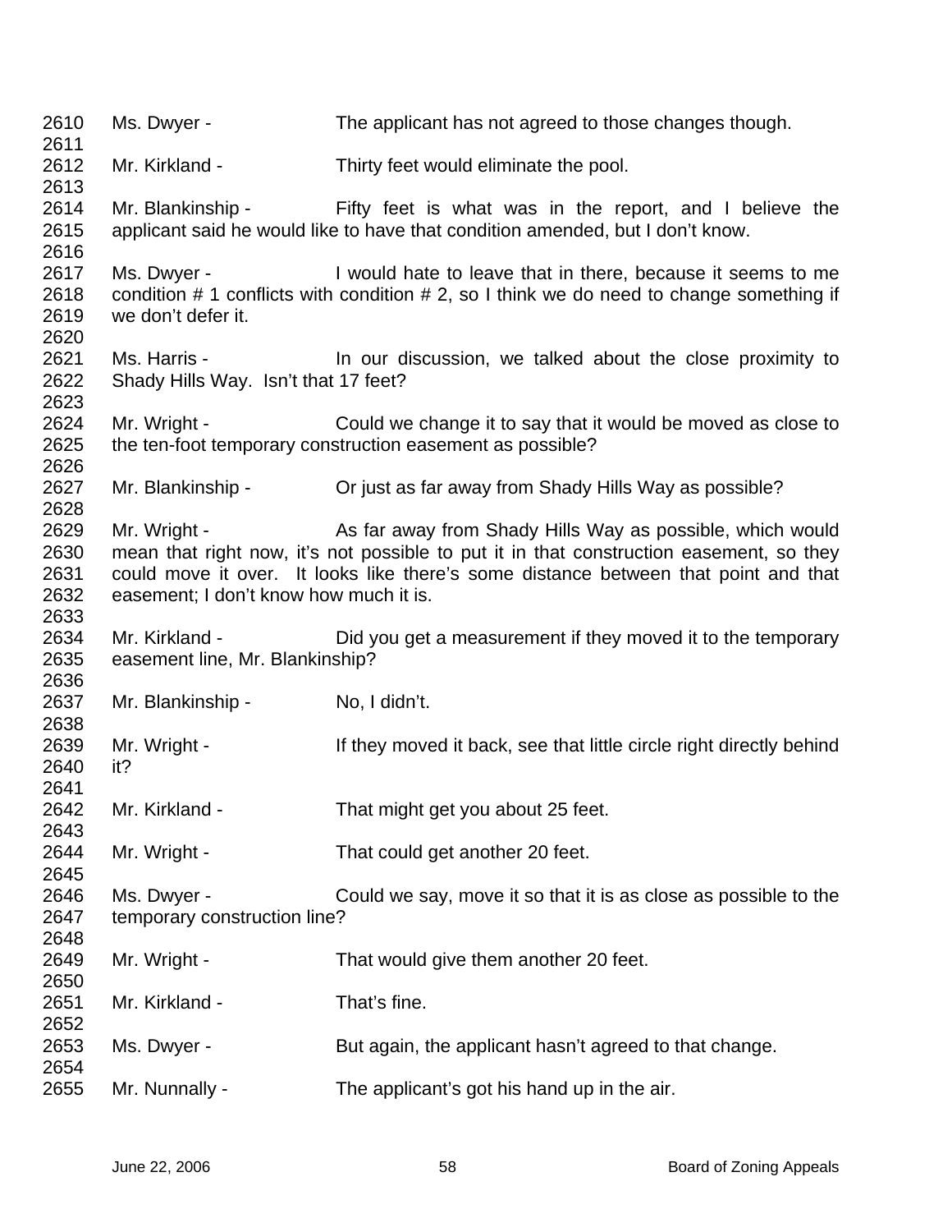2610 Ms. Dwyer - The applicant has not agreed to those changes though.
2611
2612 Mr. Kirkland - Thirty feet would eliminate the pool.
2613
2614 Mr. Blankinship - Fifty feet is what was in the report, and I believe the
2615 applicant said he would like to have that condition amended, but I don't know.
2616
2617 Ms. Dwyer - I would hate to leave that in there, because it seems to me
2618 condition # 1 conflicts with condition # 2, so I think we do need to change something if
2619 we don't defer it.
2620
2621 Ms. Harris - In our discussion, we talked about the close proximity to
2622 Shady Hills Way. Isn't that 17 feet?
2623
2624 Mr. Wright - Could we change it to say that it would be moved as close to
2625 the ten-foot temporary construction easement as possible?
2626
2627 Mr. Blankinship - Or just as far away from Shady Hills Way as possible?
2628
2629 Mr. Wright - As far away from Shady Hills Way as possible, which would
2630 mean that right now, it's not possible to put it in that construction easement, so they
2631 could move it over. It looks like there's some distance between that point and that
2632 easement; I don't know how much it is.
2633
2634 Mr. Kirkland - Did you get a measurement if they moved it to the temporary
2635 easement line, Mr. Blankinship?
2636
2637 Mr. Blankinship - No, I didn't.
2638
2639 Mr. Wright - If they moved it back, see that little circle right directly behind
2640 it?
2641
2642 Mr. Kirkland - That might get you about 25 feet.
2643
2644 Mr. Wright - That could get another 20 feet.
2645
2646 Ms. Dwyer - Could we say, move it so that it is as close as possible to the
2647 temporary construction line?
2648
2649 Mr. Wright - That would give them another 20 feet.
2650
2651 Mr. Kirkland - That's fine.
2652
2653 Ms. Dwyer - But again, the applicant hasn't agreed to that change.
2654
2655 Mr. Nunnally - The applicant's got his hand up in the air.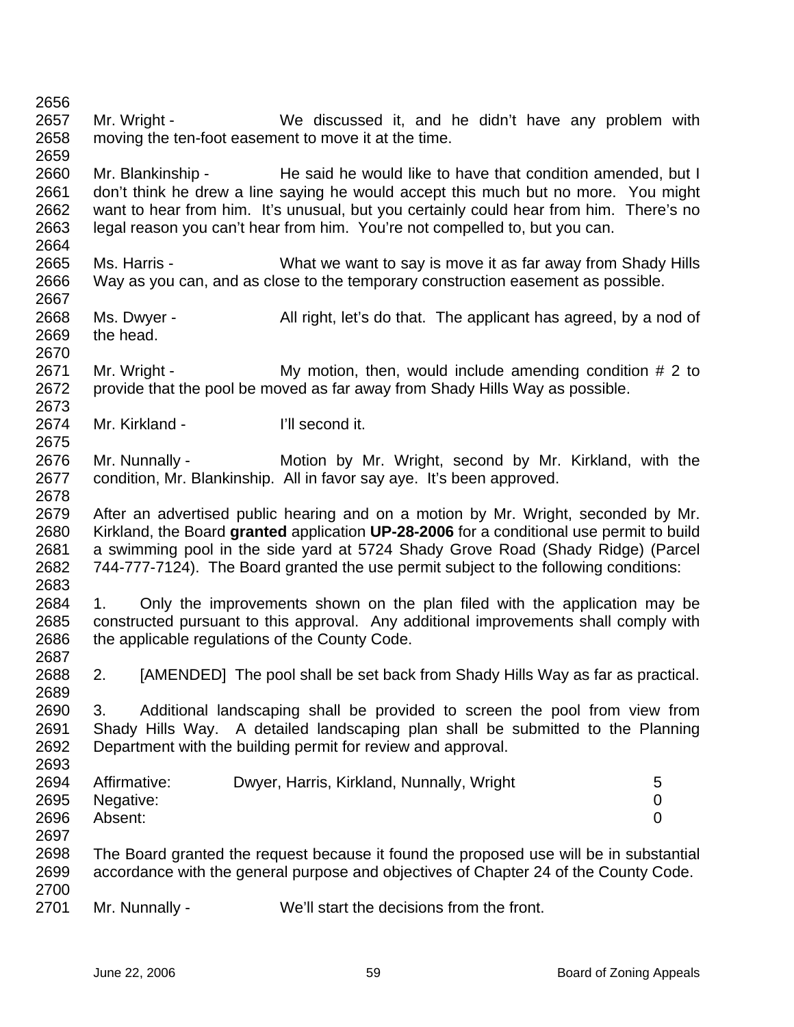Mr. Wright - We discussed it, and he didn't have any problem with moving the ten-foot easement to move it at the time.

Mr. Blankinship - He said he would like to have that condition amended, but I don't think he drew a line saying he would accept this much but no more. You might want to hear from him. It's unusual, but you certainly could hear from him. There's no legal reason you can't hear from him. You're not compelled to, but you can.

Ms. Harris - What we want to say is move it as far away from Shady Hills Way as you can, and as close to the temporary construction easement as possible.

Ms. Dwyer - All right, let's do that. The applicant has agreed, by a nod of the head.

Mr. Wright - My motion, then, would include amending condition # 2 to provide that the pool be moved as far away from Shady Hills Way as possible.

Mr. Kirkland - I'll second it.

Mr. Nunnally - Motion by Mr. Wright, second by Mr. Kirkland, with the condition, Mr. Blankinship. All in favor say aye. It's been approved.

After an advertised public hearing and on a motion by Mr. Wright, seconded by Mr. Kirkland, the Board **granted** application **UP-28-2006** for a conditional use permit to build a swimming pool in the side yard at 5724 Shady Grove Road (Shady Ridge) (Parcel 744-777-7124). The Board granted the use permit subject to the following conditions:

1. Only the improvements shown on the plan filed with the application may be constructed pursuant to this approval. Any additional improvements shall comply with the applicable regulations of the County Code.

2. [AMENDED] The pool shall be set back from Shady Hills Way as far as practical.

3. Additional landscaping shall be provided to screen the pool from view from Shady Hills Way. A detailed landscaping plan shall be submitted to the Planning Department with the building permit for review and approval.

| | | |
|---|---|---|
| Affirmative: | Dwyer, Harris, Kirkland, Nunnally, Wright | 5 |
| Negative: | | 0 |
| Absent: | | 0 |

The Board granted the request because it found the proposed use will be in substantial accordance with the general purpose and objectives of Chapter 24 of the County Code.

Mr. Nunnally - We'll start the decisions from the front.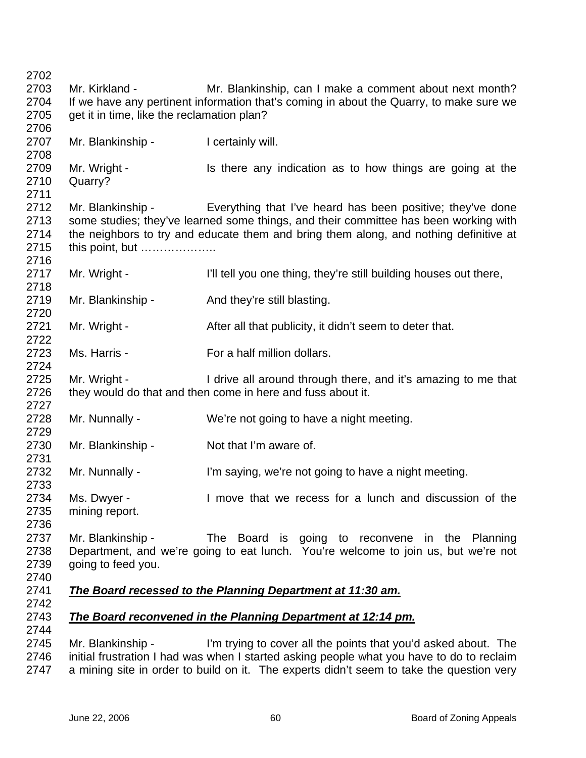Mr. Kirkland - Mr. Blankinship, can I make a comment about next month? If we have any pertinent information that's coming in about the Quarry, to make sure we get it in time, like the reclamation plan?

Mr. Blankinship - I certainly will.

Mr. Wright - Is there any indication as to how things are going at the Quarry?

Mr. Blankinship - Everything that I've heard has been positive; they've done some studies; they've learned some things, and their committee has been working with the neighbors to try and educate them and bring them along, and nothing definitive at this point, but ………………..

Mr. Wright - I'll tell you one thing, they're still building houses out there,

Mr. Blankinship - And they're still blasting.

Mr. Wright - After all that publicity, it didn't seem to deter that.

Ms. Harris - For a half million dollars.

Mr. Wright - I drive all around through there, and it's amazing to me that they would do that and then come in here and fuss about it.

Mr. Nunnally - We're not going to have a night meeting.

Mr. Blankinship - Not that I'm aware of.

Mr. Nunnally - I'm saying, we're not going to have a night meeting.

Ms. Dwyer - I move that we recess for a lunch and discussion of the mining report.

Mr. Blankinship - The Board is going to reconvene in the Planning Department, and we're going to eat lunch. You're welcome to join us, but we're not going to feed you.

***The Board recessed to the Planning Department at 11:30 am.***

***The Board reconvened in the Planning Department at 12:14 pm.***

Mr. Blankinship - I'm trying to cover all the points that you'd asked about. The initial frustration I had was when I started asking people what you have to do to reclaim a mining site in order to build on it. The experts didn't seem to take the question very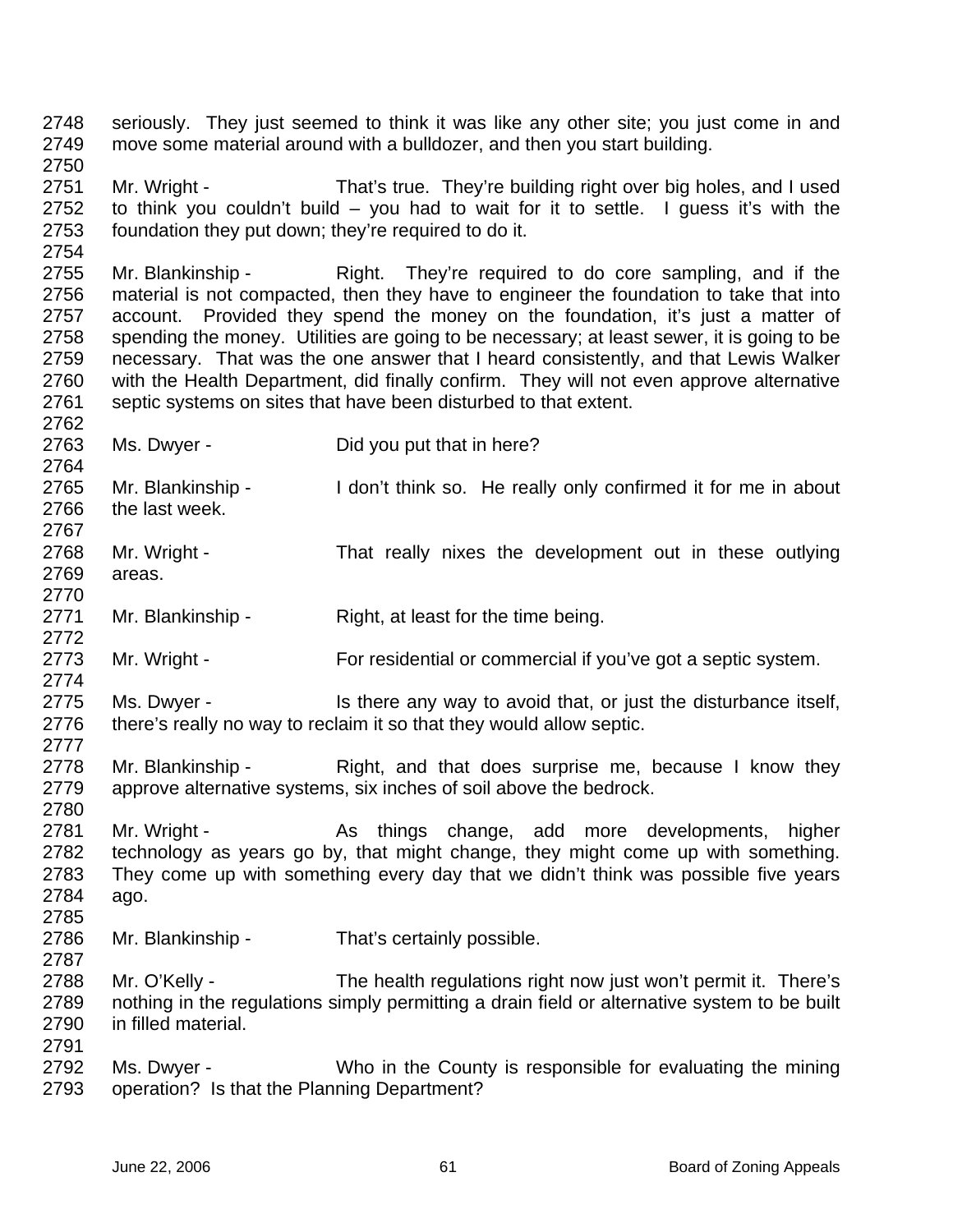seriously. They just seemed to think it was like any other site; you just come in and move some material around with a bulldozer, and then you start building.

Mr. Wright - That's true. They're building right over big holes, and I used to think you couldn't build – you had to wait for it to settle. I guess it's with the foundation they put down; they're required to do it.

Mr. Blankinship - Right. They're required to do core sampling, and if the material is not compacted, then they have to engineer the foundation to take that into account. Provided they spend the money on the foundation, it's just a matter of spending the money. Utilities are going to be necessary; at least sewer, it is going to be necessary. That was the one answer that I heard consistently, and that Lewis Walker with the Health Department, did finally confirm. They will not even approve alternative septic systems on sites that have been disturbed to that extent.

Ms. Dwyer - Did you put that in here?

Mr. Blankinship - I don't think so. He really only confirmed it for me in about the last week.

Mr. Wright - That really nixes the development out in these outlying areas.

Mr. Blankinship - Right, at least for the time being.

Mr. Wright - For residential or commercial if you've got a septic system.

Ms. Dwyer - Is there any way to avoid that, or just the disturbance itself, there's really no way to reclaim it so that they would allow septic.

Mr. Blankinship - Right, and that does surprise me, because I know they approve alternative systems, six inches of soil above the bedrock.

Mr. Wright - As things change, add more developments, higher technology as years go by, that might change, they might come up with something. They come up with something every day that we didn't think was possible five years ago.

Mr. Blankinship - That's certainly possible.

Mr. O'Kelly - The health regulations right now just won't permit it. There's nothing in the regulations simply permitting a drain field or alternative system to be built in filled material.

Ms. Dwyer - Who in the County is responsible for evaluating the mining operation? Is that the Planning Department?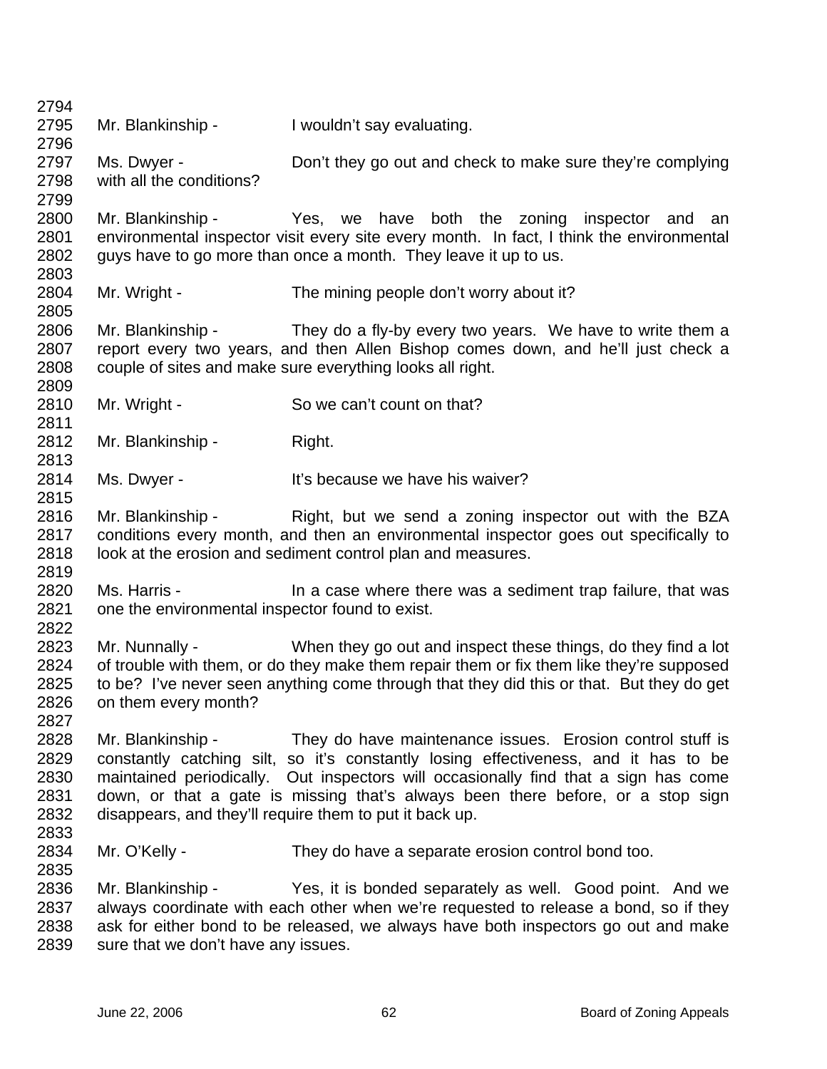Mr. Blankinship - I wouldn't say evaluating.

Ms. Dwyer - Don't they go out and check to make sure they're complying with all the conditions?

Mr. Blankinship - Yes, we have both the zoning inspector and an environmental inspector visit every site every month. In fact, I think the environmental guys have to go more than once a month. They leave it up to us.

Mr. Wright - The mining people don't worry about it?

Mr. Blankinship - They do a fly-by every two years. We have to write them a report every two years, and then Allen Bishop comes down, and he'll just check a couple of sites and make sure everything looks all right.

Mr. Wright - So we can't count on that?

Mr. Blankinship - Right.

Ms. Dwyer - It's because we have his waiver?

Mr. Blankinship - Right, but we send a zoning inspector out with the BZA conditions every month, and then an environmental inspector goes out specifically to look at the erosion and sediment control plan and measures.

Ms. Harris - In a case where there was a sediment trap failure, that was one the environmental inspector found to exist.

Mr. Nunnally - When they go out and inspect these things, do they find a lot of trouble with them, or do they make them repair them or fix them like they're supposed to be? I've never seen anything come through that they did this or that. But they do get on them every month?

Mr. Blankinship - They do have maintenance issues. Erosion control stuff is constantly catching silt, so it's constantly losing effectiveness, and it has to be maintained periodically. Out inspectors will occasionally find that a sign has come down, or that a gate is missing that's always been there before, or a stop sign disappears, and they'll require them to put it back up.

Mr. O'Kelly - They do have a separate erosion control bond too.

Mr. Blankinship - Yes, it is bonded separately as well. Good point. And we always coordinate with each other when we're requested to release a bond, so if they ask for either bond to be released, we always have both inspectors go out and make sure that we don't have any issues.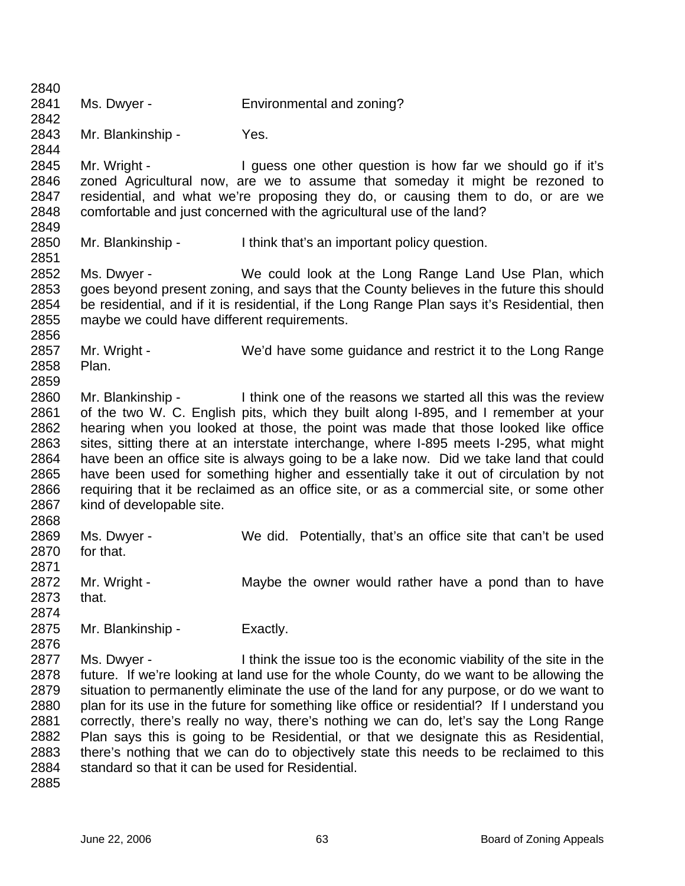Ms. Dwyer - Environmental and zoning?

Mr. Blankinship - Yes.

Mr. Wright - I guess one other question is how far we should go if it's zoned Agricultural now, are we to assume that someday it might be rezoned to residential, and what we're proposing they do, or causing them to do, or are we comfortable and just concerned with the agricultural use of the land?

Mr. Blankinship - I think that's an important policy question.

Ms. Dwyer - We could look at the Long Range Land Use Plan, which goes beyond present zoning, and says that the County believes in the future this should be residential, and if it is residential, if the Long Range Plan says it's Residential, then maybe we could have different requirements.

Mr. Wright - We'd have some guidance and restrict it to the Long Range Plan.

Mr. Blankinship - I think one of the reasons we started all this was the review of the two W. C. English pits, which they built along I-895, and I remember at your hearing when you looked at those, the point was made that those looked like office sites, sitting there at an interstate interchange, where I-895 meets I-295, what might have been an office site is always going to be a lake now. Did we take land that could have been used for something higher and essentially take it out of circulation by not requiring that it be reclaimed as an office site, or as a commercial site, or some other kind of developable site.

Ms. Dwyer - We did. Potentially, that's an office site that can't be used for that.

Mr. Wright - Maybe the owner would rather have a pond than to have that.

Mr. Blankinship - Exactly.

Ms. Dwyer - I think the issue too is the economic viability of the site in the future. If we're looking at land use for the whole County, do we want to be allowing the situation to permanently eliminate the use of the land for any purpose, or do we want to plan for its use in the future for something like office or residential? If I understand you correctly, there's really no way, there's nothing we can do, let's say the Long Range Plan says this is going to be Residential, or that we designate this as Residential, there's nothing that we can do to objectively state this needs to be reclaimed to this standard so that it can be used for Residential.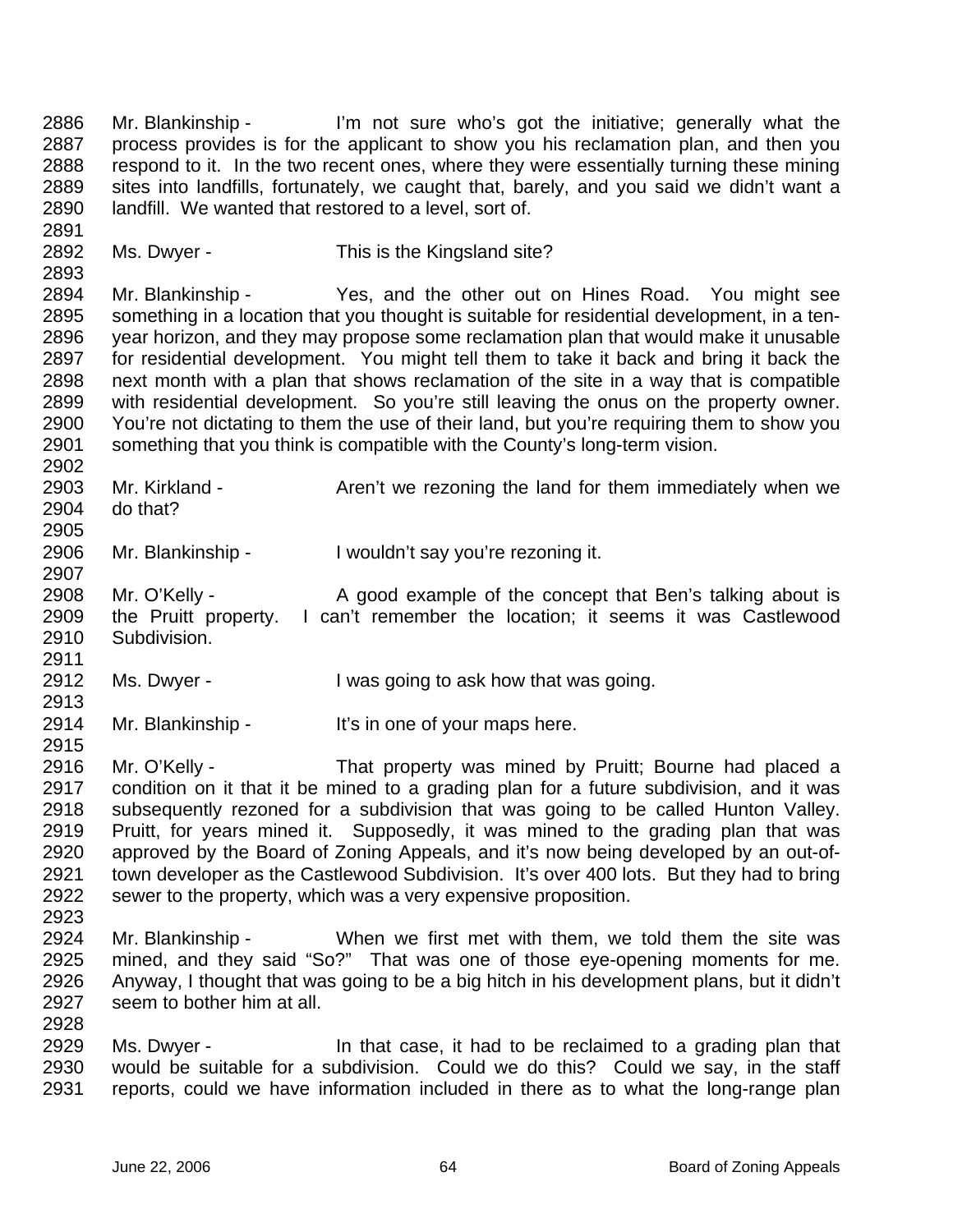2886 Mr. Blankinship - I'm not sure who's got the initiative; generally what the
2887 process provides is for the applicant to show you his reclamation plan, and then you
2888 respond to it. In the two recent ones, where they were essentially turning these mining
2889 sites into landfills, fortunately, we caught that, barely, and you said we didn't want a
2890 landfill. We wanted that restored to a level, sort of.
2891
2892 Ms. Dwyer - This is the Kingsland site?
2893
2894 Mr. Blankinship - Yes, and the other out on Hines Road. You might see
2895 something in a location that you thought is suitable for residential development, in a ten-
2896 year horizon, and they may propose some reclamation plan that would make it unusable
2897 for residential development. You might tell them to take it back and bring it back the
2898 next month with a plan that shows reclamation of the site in a way that is compatible
2899 with residential development. So you're still leaving the onus on the property owner.
2900 You're not dictating to them the use of their land, but you're requiring them to show you
2901 something that you think is compatible with the County's long-term vision.
2902
2903 Mr. Kirkland - Aren't we rezoning the land for them immediately when we
2904 do that?
2905
2906 Mr. Blankinship - I wouldn't say you're rezoning it.
2907
2908 Mr. O'Kelly - A good example of the concept that Ben's talking about is
2909 the Pruitt property. I can't remember the location; it seems it was Castlewood
2910 Subdivision.
2911
2912 Ms. Dwyer - I was going to ask how that was going.
2913
2914 Mr. Blankinship - It's in one of your maps here.
2915
2916 Mr. O'Kelly - That property was mined by Pruitt; Bourne had placed a
2917 condition on it that it be mined to a grading plan for a future subdivision, and it was
2918 subsequently rezoned for a subdivision that was going to be called Hunton Valley.
2919 Pruitt, for years mined it. Supposedly, it was mined to the grading plan that was
2920 approved by the Board of Zoning Appeals, and it's now being developed by an out-of-
2921 town developer as the Castlewood Subdivision. It's over 400 lots. But they had to bring
2922 sewer to the property, which was a very expensive proposition.
2923
2924 Mr. Blankinship - When we first met with them, we told them the site was
2925 mined, and they said "So?" That was one of those eye-opening moments for me.
2926 Anyway, I thought that was going to be a big hitch in his development plans, but it didn't
2927 seem to bother him at all.
2928
2929 Ms. Dwyer - In that case, it had to be reclaimed to a grading plan that
2930 would be suitable for a subdivision. Could we do this? Could we say, in the staff
2931 reports, could we have information included in there as to what the long-range plan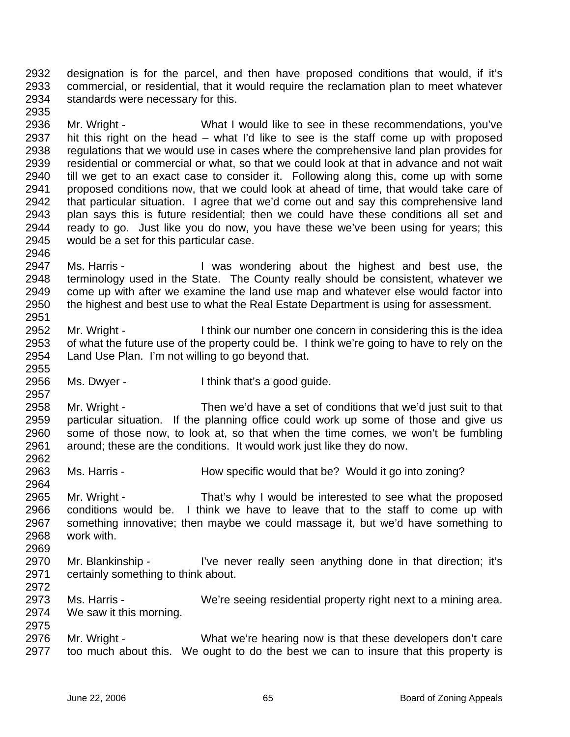2932 designation is for the parcel, and then have proposed conditions that would, if it's
2933 commercial, or residential, that it would require the reclamation plan to meet whatever
2934 standards were necessary for this.
2935
2936 Mr. Wright - What I would like to see in these recommendations, you've
2937 hit this right on the head – what I'd like to see is the staff come up with proposed
2938 regulations that we would use in cases where the comprehensive land plan provides for
2939 residential or commercial or what, so that we could look at that in advance and not wait
2940 till we get to an exact case to consider it. Following along this, come up with some
2941 proposed conditions now, that we could look at ahead of time, that would take care of
2942 that particular situation. I agree that we'd come out and say this comprehensive land
2943 plan says this is future residential; then we could have these conditions all set and
2944 ready to go. Just like you do now, you have these we've been using for years; this
2945 would be a set for this particular case.
2946
2947 Ms. Harris - I was wondering about the highest and best use, the
2948 terminology used in the State. The County really should be consistent, whatever we
2949 come up with after we examine the land use map and whatever else would factor into
2950 the highest and best use to what the Real Estate Department is using for assessment.
2951
2952 Mr. Wright - I think our number one concern in considering this is the idea
2953 of what the future use of the property could be. I think we're going to have to rely on the
2954 Land Use Plan. I'm not willing to go beyond that.
2955
2956 Ms. Dwyer - I think that's a good guide.
2957
2958 Mr. Wright - Then we'd have a set of conditions that we'd just suit to that
2959 particular situation. If the planning office could work up some of those and give us
2960 some of those now, to look at, so that when the time comes, we won't be fumbling
2961 around; these are the conditions. It would work just like they do now.
2962
2963 Ms. Harris - How specific would that be? Would it go into zoning?
2964
2965 Mr. Wright - That's why I would be interested to see what the proposed
2966 conditions would be. I think we have to leave that to the staff to come up with
2967 something innovative; then maybe we could massage it, but we'd have something to
2968 work with.
2969
2970 Mr. Blankinship - I've never really seen anything done in that direction; it's
2971 certainly something to think about.
2972
2973 Ms. Harris - We're seeing residential property right next to a mining area.
2974 We saw it this morning.
2975
2976 Mr. Wright - What we're hearing now is that these developers don't care
2977 too much about this. We ought to do the best we can to insure that this property is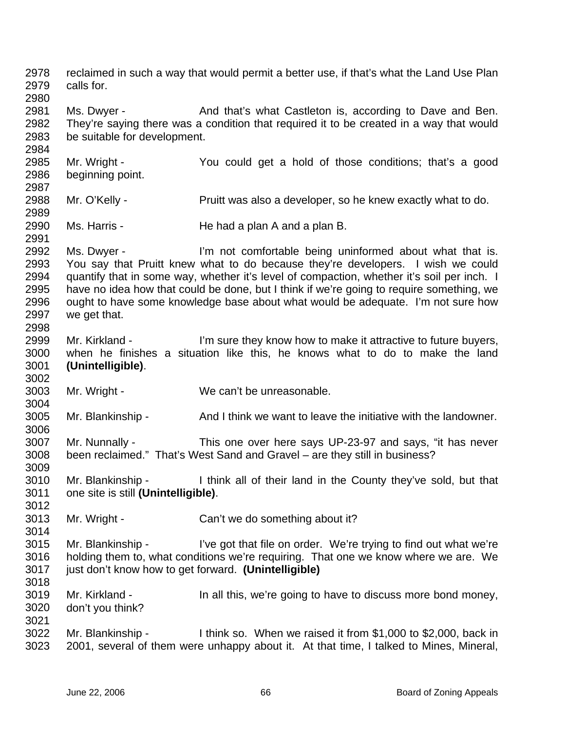2978 reclaimed in such a way that would permit a better use, if that's what the Land Use Plan
2979 calls for.
2980
2981 Ms. Dwyer - And that's what Castleton is, according to Dave and Ben.
2982 They're saying there was a condition that required it to be created in a way that would
2983 be suitable for development.
2984
2985 Mr. Wright - You could get a hold of those conditions; that's a good
2986 beginning point.
2987
2988 Mr. O'Kelly - Pruitt was also a developer, so he knew exactly what to do.
2989
2990 Ms. Harris - He had a plan A and a plan B.
2991
2992 Ms. Dwyer - I'm not comfortable being uninformed about what that is.
2993 You say that Pruitt knew what to do because they're developers. I wish we could
2994 quantify that in some way, whether it's level of compaction, whether it's soil per inch. I
2995 have no idea how that could be done, but I think if we're going to require something, we
2996 ought to have some knowledge base about what would be adequate. I'm not sure how
2997 we get that.
2998
2999 Mr. Kirkland - I'm sure they know how to make it attractive to future buyers,
3000 when he finishes a situation like this, he knows what to do to make the land
3001 **(Unintelligible)**.
3002
3003 Mr. Wright - We can't be unreasonable.
3004
3005 Mr. Blankinship - And I think we want to leave the initiative with the landowner.
3006
3007 Mr. Nunnally - This one over here says UP-23-97 and says, "it has never
3008 been reclaimed." That's West Sand and Gravel – are they still in business?
3009
3010 Mr. Blankinship - I think all of their land in the County they've sold, but that
3011 one site is still **(Unintelligible)**.
3012
3013 Mr. Wright - Can't we do something about it?
3014
3015 Mr. Blankinship - I've got that file on order. We're trying to find out what we're
3016 holding them to, what conditions we're requiring. That one we know where we are. We
3017 just don't know how to get forward. **(Unintelligible)**
3018
3019 Mr. Kirkland - In all this, we're going to have to discuss more bond money,
3020 don't you think?
3021
3022 Mr. Blankinship - I think so. When we raised it from $1,000 to $2,000, back in
3023 2001, several of them were unhappy about it. At that time, I talked to Mines, Mineral,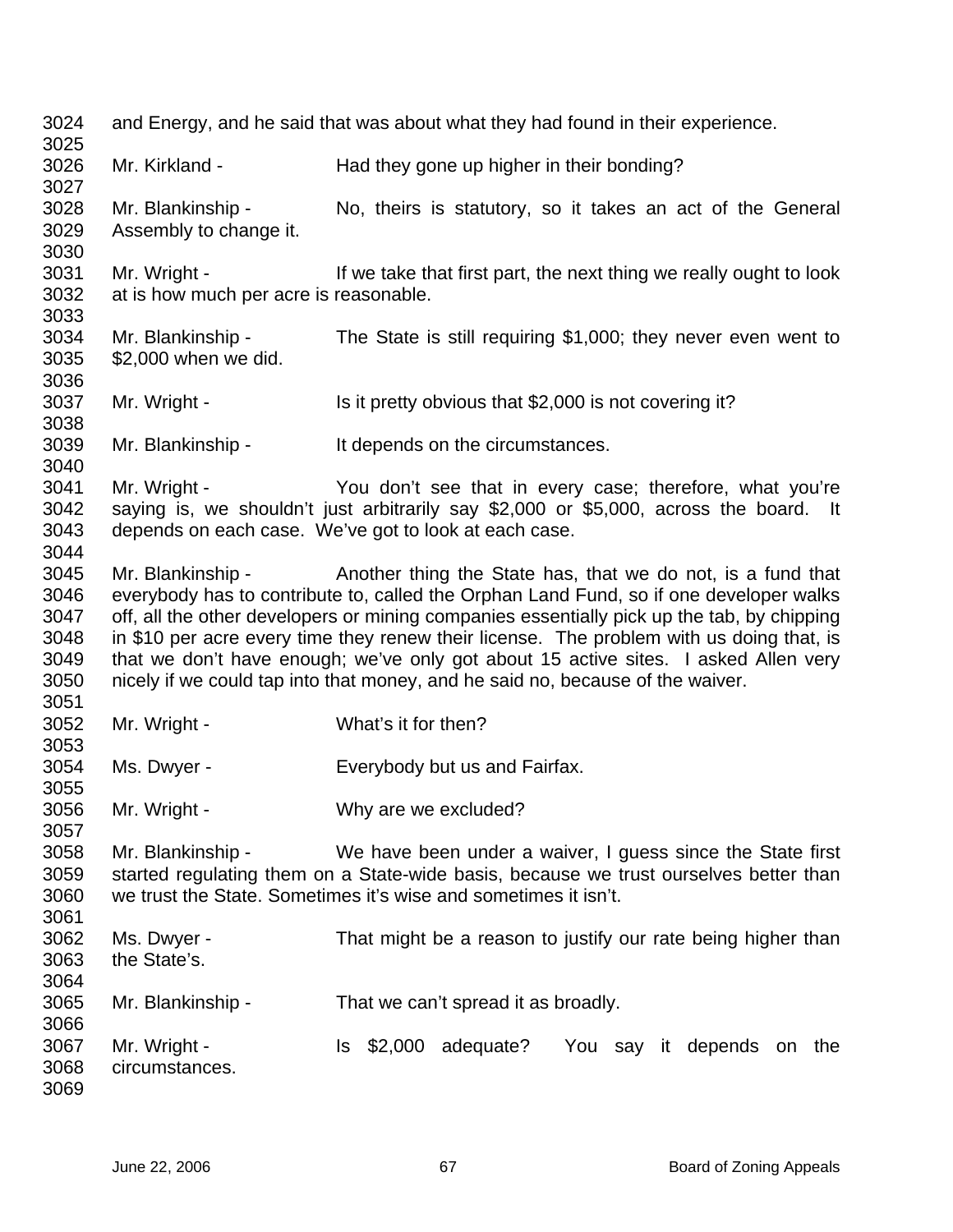and Energy, and he said that was about what they had found in their experience.

Mr. Kirkland - Had they gone up higher in their bonding?

Mr. Blankinship - No, theirs is statutory, so it takes an act of the General Assembly to change it.

Mr. Wright - If we take that first part, the next thing we really ought to look at is how much per acre is reasonable.

Mr. Blankinship - The State is still requiring $1,000; they never even went to $2,000 when we did.

Mr. Wright - Is it pretty obvious that $2,000 is not covering it?

Mr. Blankinship - It depends on the circumstances.

Mr. Wright - You don't see that in every case; therefore, what you're saying is, we shouldn't just arbitrarily say $2,000 or $5,000, across the board. It depends on each case. We've got to look at each case.

Mr. Blankinship - Another thing the State has, that we do not, is a fund that everybody has to contribute to, called the Orphan Land Fund, so if one developer walks off, all the other developers or mining companies essentially pick up the tab, by chipping in $10 per acre every time they renew their license. The problem with us doing that, is that we don't have enough; we've only got about 15 active sites. I asked Allen very nicely if we could tap into that money, and he said no, because of the waiver.

Mr. Wright - What's it for then?

Ms. Dwyer - Everybody but us and Fairfax.

Mr. Wright - Why are we excluded?

Mr. Blankinship - We have been under a waiver, I guess since the State first started regulating them on a State-wide basis, because we trust ourselves better than we trust the State. Sometimes it's wise and sometimes it isn't.

Ms. Dwyer - That might be a reason to justify our rate being higher than the State's.

Mr. Blankinship - That we can't spread it as broadly.

Mr. Wright - Is $2,000 adequate? You say it depends on the circumstances.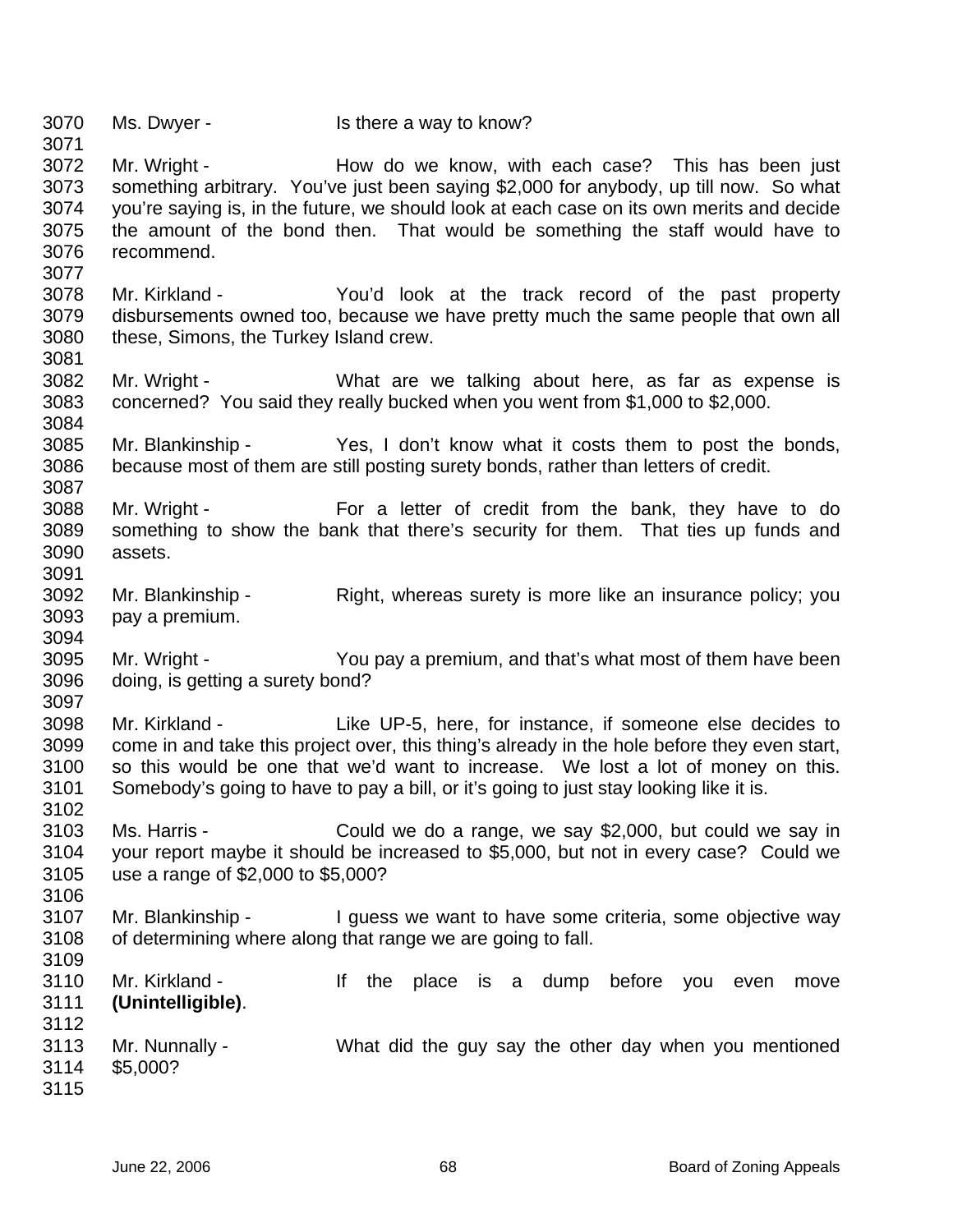3070 Ms. Dwyer - Is there a way to know?

3071

3072 Mr. Wright - How do we know, with each case? This has been just
3073 something arbitrary. You've just been saying $2,000 for anybody, up till now. So what
3074 you're saying is, in the future, we should look at each case on its own merits and decide
3075 the amount of the bond then. That would be something the staff would have to
3076 recommend.

3077

3078 Mr. Kirkland - You'd look at the track record of the past property
3079 disbursements owned too, because we have pretty much the same people that own all
3080 these, Simons, the Turkey Island crew.

3081

3082 Mr. Wright - What are we talking about here, as far as expense is
3083 concerned? You said they really bucked when you went from $1,000 to $2,000.

3084

3085 Mr. Blankinship - Yes, I don't know what it costs them to post the bonds,
3086 because most of them are still posting surety bonds, rather than letters of credit.

3087

3088 Mr. Wright - For a letter of credit from the bank, they have to do
3089 something to show the bank that there's security for them. That ties up funds and
3090 assets.

3091

3092 Mr. Blankinship - Right, whereas surety is more like an insurance policy; you
3093 pay a premium.

3094

3095 Mr. Wright - You pay a premium, and that's what most of them have been
3096 doing, is getting a surety bond?

3097

3098 Mr. Kirkland - Like UP-5, here, for instance, if someone else decides to
3099 come in and take this project over, this thing's already in the hole before they even start,
3100 so this would be one that we'd want to increase. We lost a lot of money on this.
3101 Somebody's going to have to pay a bill, or it's going to just stay looking like it is.

3102

3103 Ms. Harris - Could we do a range, we say $2,000, but could we say in
3104 your report maybe it should be increased to $5,000, but not in every case? Could we
3105 use a range of $2,000 to $5,000?

3106

3107 Mr. Blankinship - I guess we want to have some criteria, some objective way
3108 of determining where along that range we are going to fall.

3109

3110 Mr. Kirkland - If the place is a dump before you even move
3111 **(Unintelligible)**.

3112

3113 Mr. Nunnally - What did the guy say the other day when you mentioned
3114 $5,000?

3115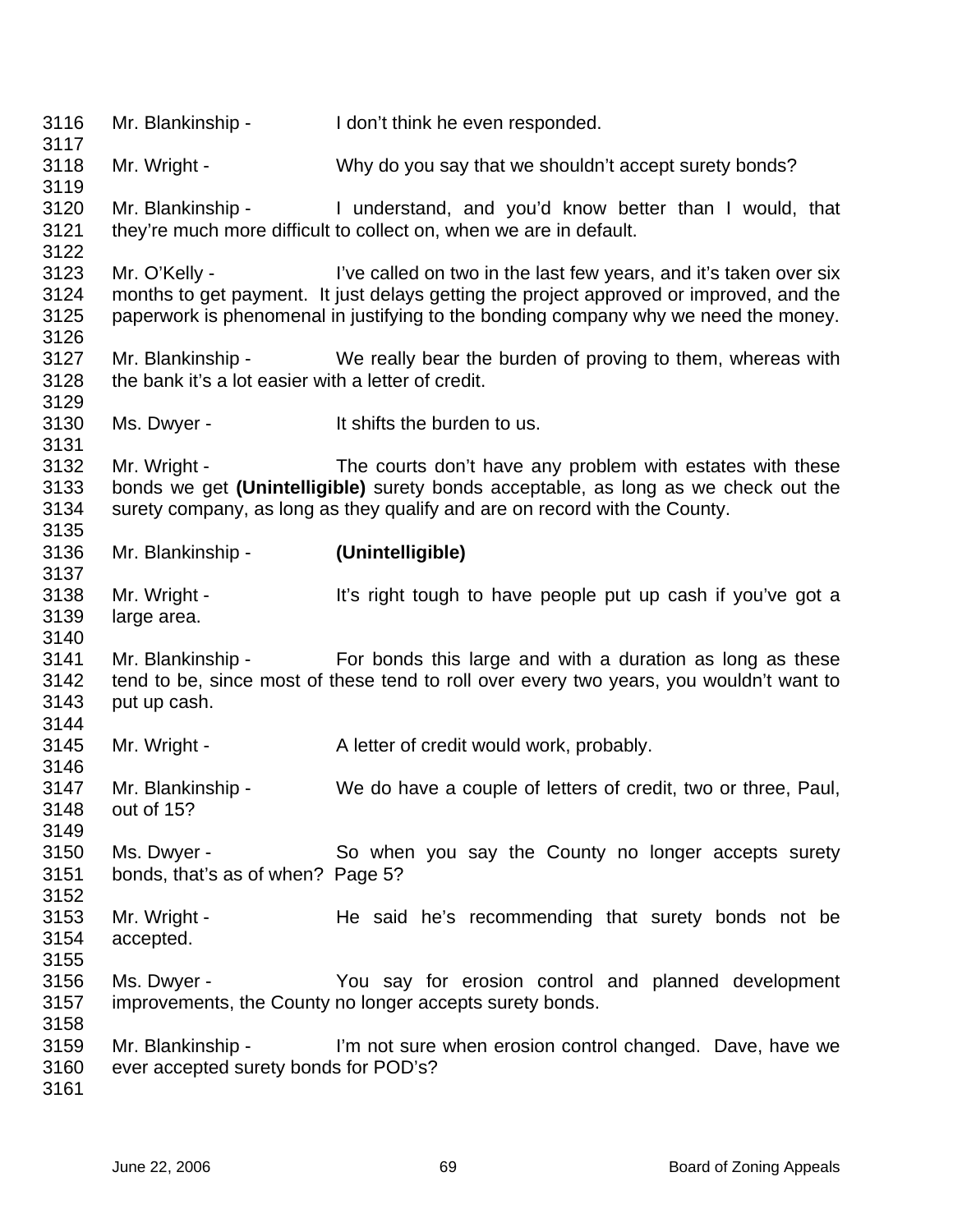3116 Mr. Blankinship - I don't think he even responded.
3117
3118 Mr. Wright - Why do you say that we shouldn't accept surety bonds?
3119
3120 Mr. Blankinship - I understand, and you'd know better than I would, that
3121 they're much more difficult to collect on, when we are in default.
3122
3123 Mr. O'Kelly - I've called on two in the last few years, and it's taken over six
3124 months to get payment. It just delays getting the project approved or improved, and the
3125 paperwork is phenomenal in justifying to the bonding company why we need the money.
3126
3127 Mr. Blankinship - We really bear the burden of proving to them, whereas with
3128 the bank it's a lot easier with a letter of credit.
3129
3130 Ms. Dwyer - It shifts the burden to us.
3131
3132 Mr. Wright - The courts don't have any problem with estates with these
3133 bonds we get **(Unintelligible)** surety bonds acceptable, as long as we check out the
3134 surety company, as long as they qualify and are on record with the County.
3135
3136 Mr. Blankinship - **(Unintelligible)**
3137
3138 Mr. Wright - It's right tough to have people put up cash if you've got a
3139 large area.
3140
3141 Mr. Blankinship - For bonds this large and with a duration as long as these
3142 tend to be, since most of these tend to roll over every two years, you wouldn't want to
3143 put up cash.
3144
3145 Mr. Wright - A letter of credit would work, probably.
3146
3147 Mr. Blankinship - We do have a couple of letters of credit, two or three, Paul,
3148 out of 15?
3149
3150 Ms. Dwyer - So when you say the County no longer accepts surety
3151 bonds, that's as of when? Page 5?
3152
3153 Mr. Wright - He said he's recommending that surety bonds not be
3154 accepted.
3155
3156 Ms. Dwyer - You say for erosion control and planned development
3157 improvements, the County no longer accepts surety bonds.
3158
3159 Mr. Blankinship - I'm not sure when erosion control changed. Dave, have we
3160 ever accepted surety bonds for POD's?
3161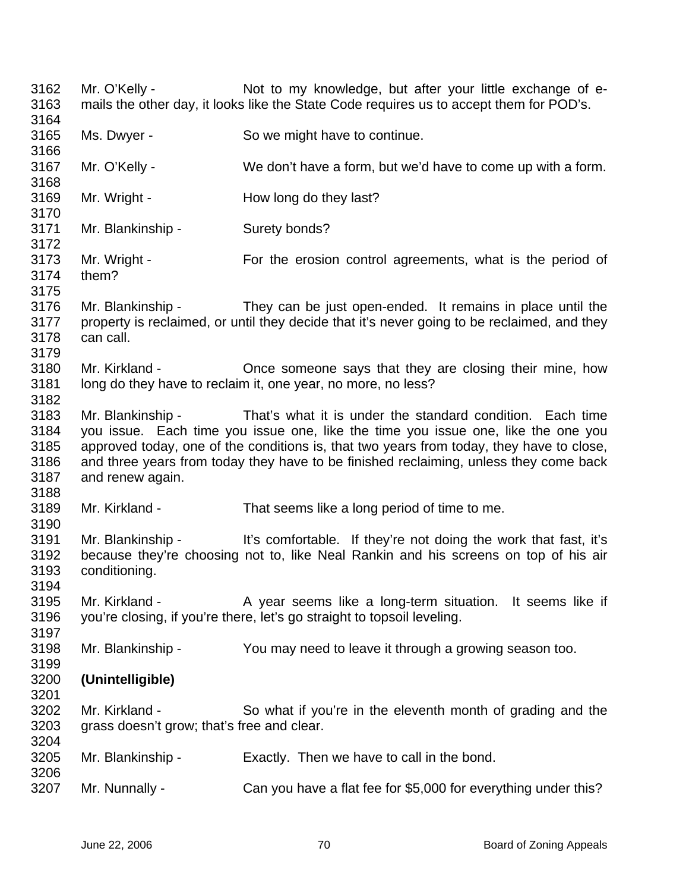3162 Mr. O'Kelly - Not to my knowledge, but after your little exchange of e-
3163 mails the other day, it looks like the State Code requires us to accept them for POD's.
3164
3165 Ms. Dwyer - So we might have to continue.
3166
3167 Mr. O'Kelly - We don't have a form, but we'd have to come up with a form.
3168
3169 Mr. Wright - How long do they last?
3170
3171 Mr. Blankinship - Surety bonds?
3172
3173 Mr. Wright - For the erosion control agreements, what is the period of
3174 them?
3175
3176 Mr. Blankinship - They can be just open-ended. It remains in place until the
3177 property is reclaimed, or until they decide that it's never going to be reclaimed, and they
3178 can call.
3179
3180 Mr. Kirkland - Once someone says that they are closing their mine, how
3181 long do they have to reclaim it, one year, no more, no less?
3182
3183 Mr. Blankinship - That's what it is under the standard condition. Each time
3184 you issue. Each time you issue one, like the time you issue one, like the one you
3185 approved today, one of the conditions is, that two years from today, they have to close,
3186 and three years from today they have to be finished reclaiming, unless they come back
3187 and renew again.
3188
3189 Mr. Kirkland - That seems like a long period of time to me.
3190
3191 Mr. Blankinship - It's comfortable. If they're not doing the work that fast, it's
3192 because they're choosing not to, like Neal Rankin and his screens on top of his air
3193 conditioning.
3194
3195 Mr. Kirkland - A year seems like a long-term situation. It seems like if
3196 you're closing, if you're there, let's go straight to topsoil leveling.
3197
3198 Mr. Blankinship - You may need to leave it through a growing season too.
3199
3200 **(Unintelligible)**
3201
3202 Mr. Kirkland - So what if you're in the eleventh month of grading and the
3203 grass doesn't grow; that's free and clear.
3204
3205 Mr. Blankinship - Exactly. Then we have to call in the bond.
3206
3207 Mr. Nunnally - Can you have a flat fee for $5,000 for everything under this?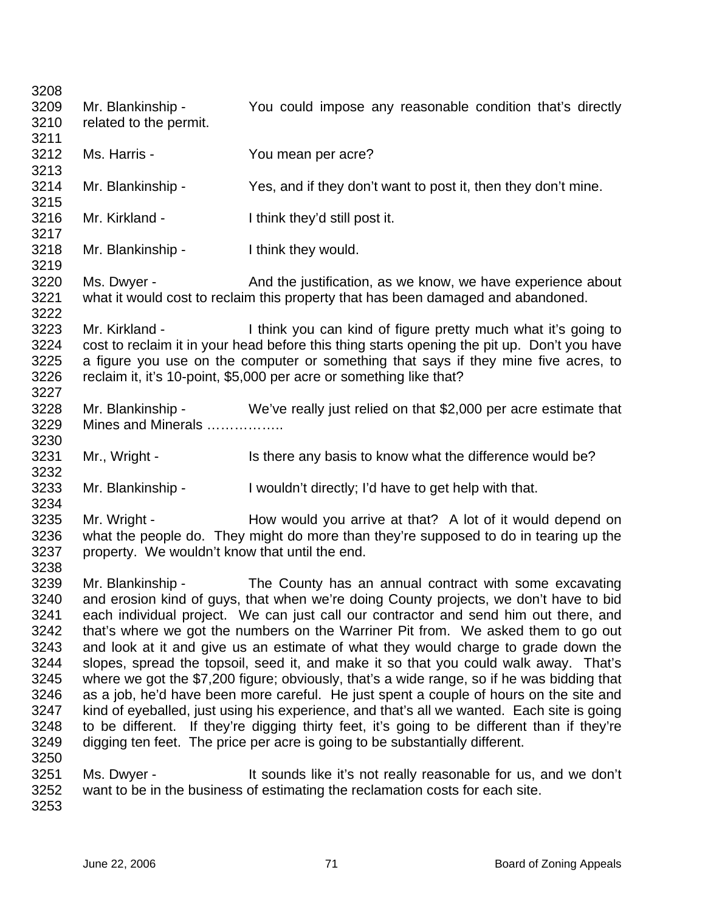3208
3209 Mr. Blankinship - You could impose any reasonable condition that's directly
3210 related to the permit.
3211
3212 Ms. Harris - You mean per acre?
3213
3214 Mr. Blankinship - Yes, and if they don't want to post it, then they don't mine.
3215
3216 Mr. Kirkland - I think they'd still post it.
3217
3218 Mr. Blankinship - I think they would.
3219
3220 Ms. Dwyer - And the justification, as we know, we have experience about
3221 what it would cost to reclaim this property that has been damaged and abandoned.
3222
3223 Mr. Kirkland - I think you can kind of figure pretty much what it's going to
3224 cost to reclaim it in your head before this thing starts opening the pit up. Don't you have
3225 a figure you use on the computer or something that says if they mine five acres, to
3226 reclaim it, it's 10-point, $5,000 per acre or something like that?
3227
3228 Mr. Blankinship - We've really just relied on that $2,000 per acre estimate that
3229 Mines and Minerals ……………..
3230
3231 Mr., Wright - Is there any basis to know what the difference would be?
3232
3233 Mr. Blankinship - I wouldn't directly; I'd have to get help with that.
3234
3235 Mr. Wright - How would you arrive at that? A lot of it would depend on
3236 what the people do. They might do more than they're supposed to do in tearing up the
3237 property. We wouldn't know that until the end.
3238
3239 Mr. Blankinship - The County has an annual contract with some excavating
3240 and erosion kind of guys, that when we're doing County projects, we don't have to bid
3241 each individual project. We can just call our contractor and send him out there, and
3242 that's where we got the numbers on the Warriner Pit from. We asked them to go out
3243 and look at it and give us an estimate of what they would charge to grade down the
3244 slopes, spread the topsoil, seed it, and make it so that you could walk away. That's
3245 where we got the $7,200 figure; obviously, that's a wide range, so if he was bidding that
3246 as a job, he'd have been more careful. He just spent a couple of hours on the site and
3247 kind of eyeballed, just using his experience, and that's all we wanted. Each site is going
3248 to be different. If they're digging thirty feet, it's going to be different than if they're
3249 digging ten feet. The price per acre is going to be substantially different.
3250
3251 Ms. Dwyer - It sounds like it's not really reasonable for us, and we don't
3252 want to be in the business of estimating the reclamation costs for each site.
3253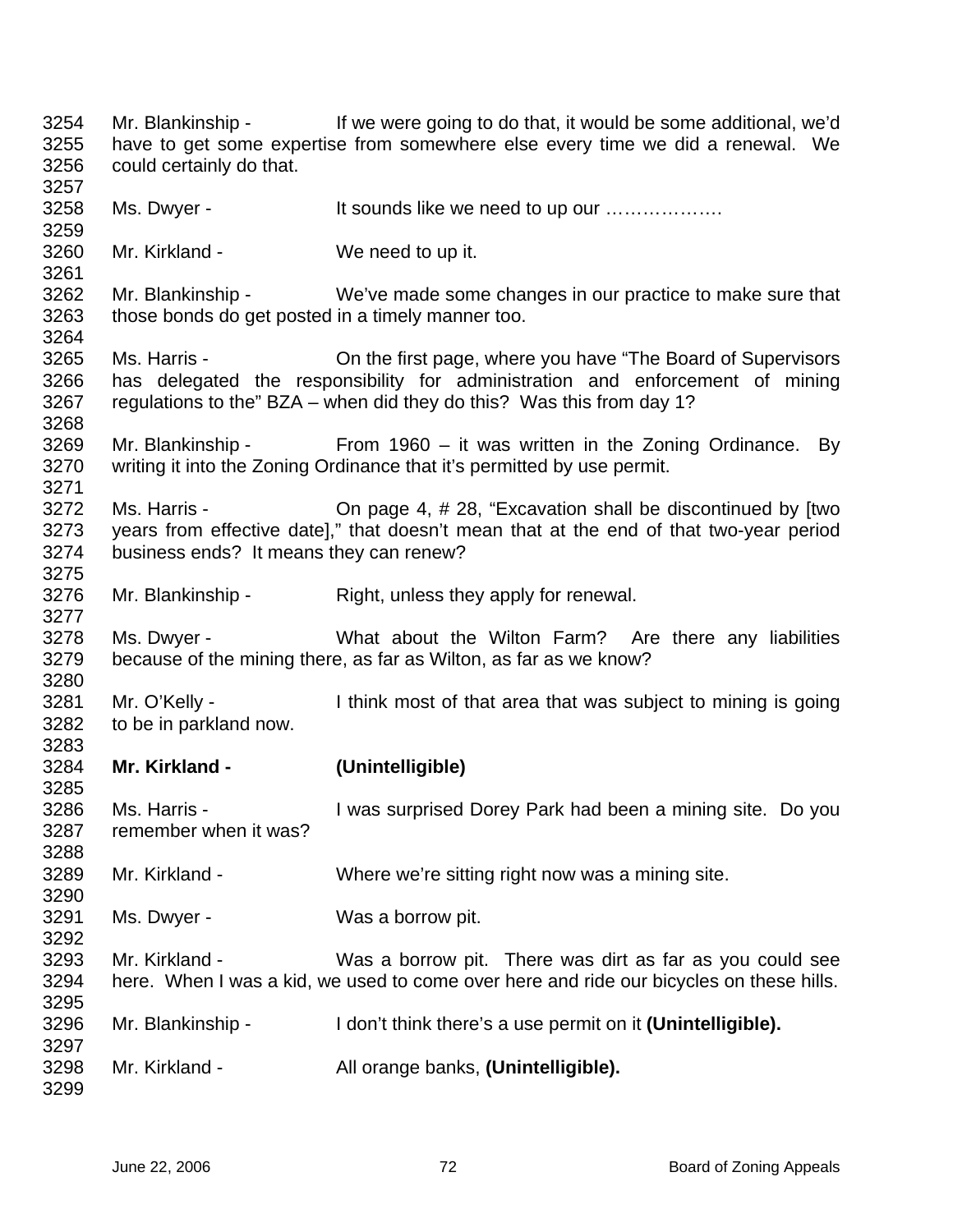3254 Mr. Blankinship - If we were going to do that, it would be some additional, we'd
3255 have to get some expertise from somewhere else every time we did a renewal. We
3256 could certainly do that.
3257
3258 Ms. Dwyer - It sounds like we need to up our ……………….
3259
3260 Mr. Kirkland - We need to up it.
3261
3262 Mr. Blankinship - We've made some changes in our practice to make sure that
3263 those bonds do get posted in a timely manner too.
3264
3265 Ms. Harris - On the first page, where you have "The Board of Supervisors
3266 has delegated the responsibility for administration and enforcement of mining
3267 regulations to the" BZA – when did they do this? Was this from day 1?
3268
3269 Mr. Blankinship - From 1960 – it was written in the Zoning Ordinance. By
3270 writing it into the Zoning Ordinance that it's permitted by use permit.
3271
3272 Ms. Harris - On page 4, # 28, "Excavation shall be discontinued by [two
3273 years from effective date]," that doesn't mean that at the end of that two-year period
3274 business ends? It means they can renew?
3275
3276 Mr. Blankinship - Right, unless they apply for renewal.
3277
3278 Ms. Dwyer - What about the Wilton Farm? Are there any liabilities
3279 because of the mining there, as far as Wilton, as far as we know?
3280
3281 Mr. O'Kelly - I think most of that area that was subject to mining is going
3282 to be in parkland now.
3283
3284 **Mr. Kirkland - (Unintelligible)**
3285
3286 Ms. Harris - I was surprised Dorey Park had been a mining site. Do you
3287 remember when it was?
3288
3289 Mr. Kirkland - Where we're sitting right now was a mining site.
3290
3291 Ms. Dwyer - Was a borrow pit.
3292
3293 Mr. Kirkland - Was a borrow pit. There was dirt as far as you could see
3294 here. When I was a kid, we used to come over here and ride our bicycles on these hills.
3295
3296 Mr. Blankinship - I don't think there's a use permit on it **(Unintelligible).**
3297
3298 Mr. Kirkland - All orange banks, **(Unintelligible).**
3299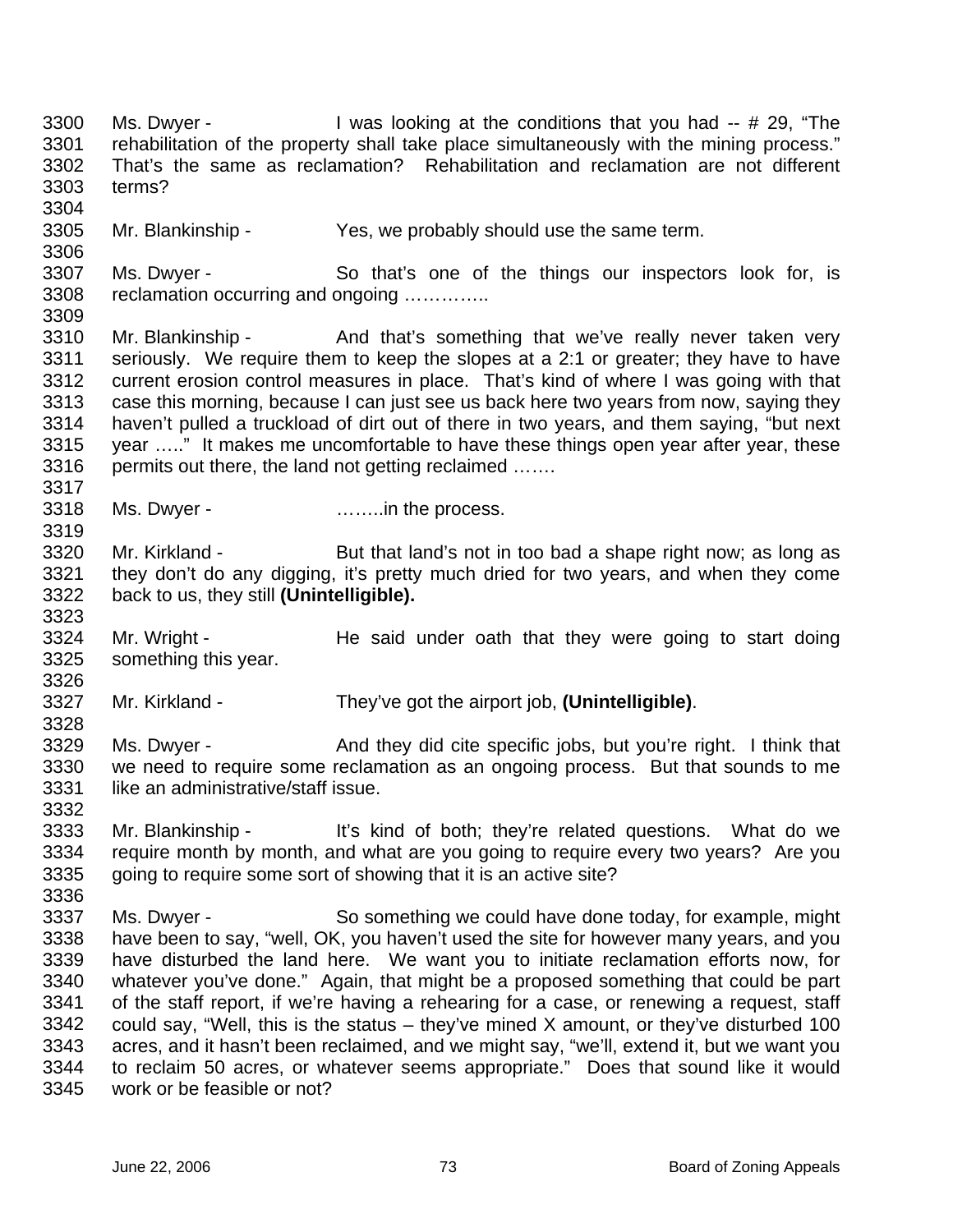Ms. Dwyer - I was looking at the conditions that you had -- # 29, "The rehabilitation of the property shall take place simultaneously with the mining process." That's the same as reclamation? Rehabilitation and reclamation are not different terms?

Mr. Blankinship - Yes, we probably should use the same term.

Ms. Dwyer - So that's one of the things our inspectors look for, is reclamation occurring and ongoing …………..

Mr. Blankinship - And that's something that we've really never taken very seriously. We require them to keep the slopes at a 2:1 or greater; they have to have current erosion control measures in place. That's kind of where I was going with that case this morning, because I can just see us back here two years from now, saying they haven't pulled a truckload of dirt out of there in two years, and them saying, "but next year ….." It makes me uncomfortable to have these things open year after year, these permits out there, the land not getting reclaimed …….

Ms. Dwyer - ……..in the process.

Mr. Kirkland - But that land's not in too bad a shape right now; as long as they don't do any digging, it's pretty much dried for two years, and when they come back to us, they still **(Unintelligible).**

Mr. Wright - He said under oath that they were going to start doing something this year.

Mr. Kirkland - They've got the airport job, **(Unintelligible)**.

Ms. Dwyer - And they did cite specific jobs, but you're right. I think that we need to require some reclamation as an ongoing process. But that sounds to me like an administrative/staff issue.

Mr. Blankinship - It's kind of both; they're related questions. What do we require month by month, and what are you going to require every two years? Are you going to require some sort of showing that it is an active site?

Ms. Dwyer - So something we could have done today, for example, might have been to say, "well, OK, you haven't used the site for however many years, and you have disturbed the land here. We want you to initiate reclamation efforts now, for whatever you've done." Again, that might be a proposed something that could be part of the staff report, if we're having a rehearing for a case, or renewing a request, staff could say, "Well, this is the status – they've mined X amount, or they've disturbed 100 acres, and it hasn't been reclaimed, and we might say, "we'll, extend it, but we want you to reclaim 50 acres, or whatever seems appropriate." Does that sound like it would work or be feasible or not?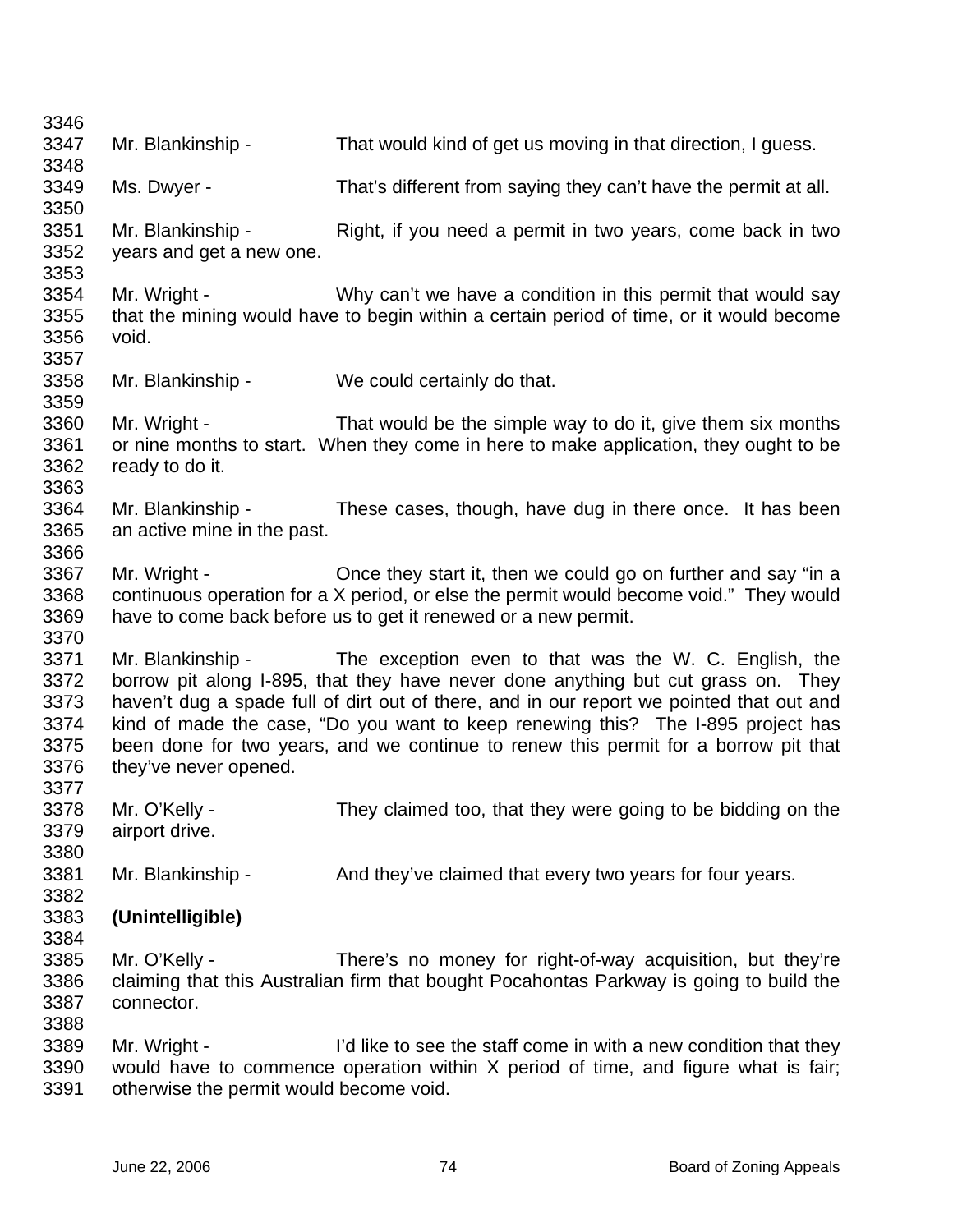Mr. Blankinship - That would kind of get us moving in that direction, I guess.

Ms. Dwyer - That's different from saying they can't have the permit at all.

Mr. Blankinship - Right, if you need a permit in two years, come back in two years and get a new one.

Mr. Wright - Why can't we have a condition in this permit that would say that the mining would have to begin within a certain period of time, or it would become void.

Mr. Blankinship - We could certainly do that.

Mr. Wright - That would be the simple way to do it, give them six months or nine months to start. When they come in here to make application, they ought to be ready to do it.

Mr. Blankinship - These cases, though, have dug in there once. It has been an active mine in the past.

Mr. Wright - Once they start it, then we could go on further and say "in a continuous operation for a X period, or else the permit would become void." They would have to come back before us to get it renewed or a new permit.

Mr. Blankinship - The exception even to that was the W. C. English, the borrow pit along I-895, that they have never done anything but cut grass on. They haven't dug a spade full of dirt out of there, and in our report we pointed that out and kind of made the case, "Do you want to keep renewing this? The I-895 project has been done for two years, and we continue to renew this permit for a borrow pit that they've never opened.

Mr. O'Kelly - They claimed too, that they were going to be bidding on the airport drive.

Mr. Blankinship - And they've claimed that every two years for four years.

**(Unintelligible)**

Mr. O'Kelly - There's no money for right-of-way acquisition, but they're claiming that this Australian firm that bought Pocahontas Parkway is going to build the connector.

Mr. Wright - I'd like to see the staff come in with a new condition that they would have to commence operation within X period of time, and figure what is fair; otherwise the permit would become void.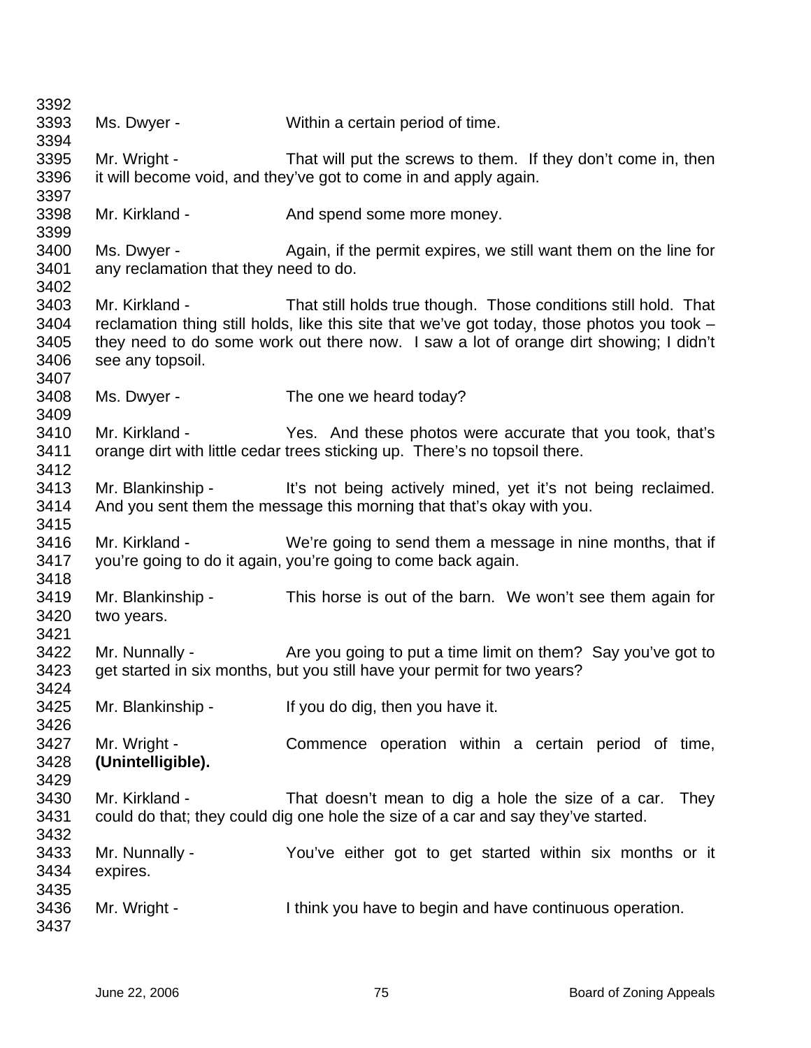Ms. Dwyer - Within a certain period of time.

Mr. Wright - That will put the screws to them. If they don't come in, then it will become void, and they've got to come in and apply again.

Mr. Kirkland - And spend some more money.

Ms. Dwyer - Again, if the permit expires, we still want them on the line for any reclamation that they need to do.

Mr. Kirkland - That still holds true though. Those conditions still hold. That reclamation thing still holds, like this site that we've got today, those photos you took – they need to do some work out there now. I saw a lot of orange dirt showing; I didn't see any topsoil.

Ms. Dwyer - The one we heard today?

Mr. Kirkland - Yes. And these photos were accurate that you took, that's orange dirt with little cedar trees sticking up. There's no topsoil there.

Mr. Blankinship - It's not being actively mined, yet it's not being reclaimed. And you sent them the message this morning that that's okay with you.

Mr. Kirkland - We're going to send them a message in nine months, that if you're going to do it again, you're going to come back again.

Mr. Blankinship - This horse is out of the barn. We won't see them again for two years.

Mr. Nunnally - Are you going to put a time limit on them? Say you've got to get started in six months, but you still have your permit for two years?

Mr. Blankinship - If you do dig, then you have it.

Mr. Wright - Commence operation within a certain period of time, **(Unintelligible).**

Mr. Kirkland - That doesn't mean to dig a hole the size of a car. They could do that; they could dig one hole the size of a car and say they've started.

Mr. Nunnally - You've either got to get started within six months or it expires.

Mr. Wright - I think you have to begin and have continuous operation.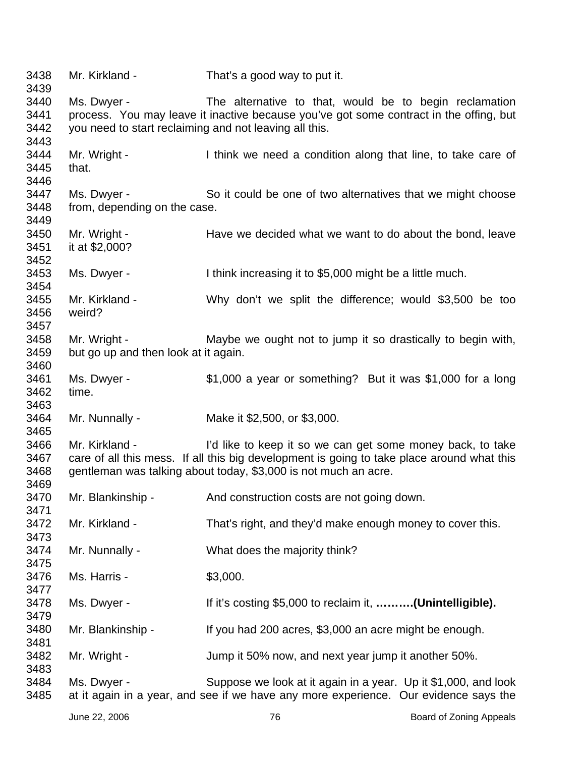3438 Mr. Kirkland - That's a good way to put it.

3440 Ms. Dwyer - The alternative to that, would be to begin reclamation
3441 process. You may leave it inactive because you've got some contract in the offing, but
3442 you need to start reclaiming and not leaving all this.

3444 Mr. Wright - I think we need a condition along that line, to take care of
3445 that.

3447 Ms. Dwyer - So it could be one of two alternatives that we might choose
3448 from, depending on the case.

3450 Mr. Wright - Have we decided what we want to do about the bond, leave
3451 it at $2,000?

3453 Ms. Dwyer - I think increasing it to $5,000 might be a little much.

3455 Mr. Kirkland - Why don't we split the difference; would $3,500 be too
3456 weird?

3458 Mr. Wright - Maybe we ought not to jump it so drastically to begin with,
3459 but go up and then look at it again.

3461 Ms. Dwyer - $1,000 a year or something? But it was $1,000 for a long
3462 time.

3464 Mr. Nunnally - Make it $2,500, or $3,000.

3466 Mr. Kirkland - I'd like to keep it so we can get some money back, to take
3467 care of all this mess. If all this big development is going to take place around what this
3468 gentleman was talking about today, $3,000 is not much an acre.

3470 Mr. Blankinship - And construction costs are not going down.

3472 Mr. Kirkland - That's right, and they'd make enough money to cover this.

3474 Mr. Nunnally - What does the majority think?

3476 Ms. Harris - $3,000.

3478 Ms. Dwyer - If it's costing $5,000 to reclaim it, **……….(Unintelligible).**

3480 Mr. Blankinship - If you had 200 acres, $3,000 an acre might be enough.

3482 Mr. Wright - Jump it 50% now, and next year jump it another 50%.

3484 Ms. Dwyer - Suppose we look at it again in a year. Up it $1,000, and look
3485 at it again in a year, and see if we have any more experience. Our evidence says the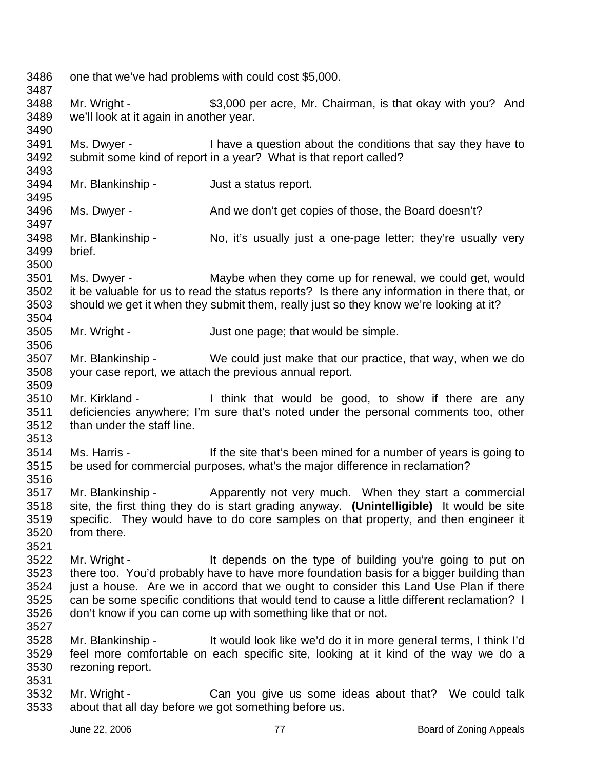one that we've had problems with could cost $5,000.

Mr. Wright - $3,000 per acre, Mr. Chairman, is that okay with you? And we'll look at it again in another year.

Ms. Dwyer - I have a question about the conditions that say they have to submit some kind of report in a year? What is that report called?

Mr. Blankinship - Just a status report.

Ms. Dwyer - And we don't get copies of those, the Board doesn't?

Mr. Blankinship - No, it's usually just a one-page letter; they're usually very brief.

Ms. Dwyer - Maybe when they come up for renewal, we could get, would it be valuable for us to read the status reports? Is there any information in there that, or should we get it when they submit them, really just so they know we're looking at it?

Mr. Wright - Just one page; that would be simple.

Mr. Blankinship - We could just make that our practice, that way, when we do your case report, we attach the previous annual report.

Mr. Kirkland - I think that would be good, to show if there are any deficiencies anywhere; I'm sure that's noted under the personal comments too, other than under the staff line.

Ms. Harris - If the site that's been mined for a number of years is going to be used for commercial purposes, what's the major difference in reclamation?

Mr. Blankinship - Apparently not very much. When they start a commercial site, the first thing they do is start grading anyway. **(Unintelligible)** It would be site specific. They would have to do core samples on that property, and then engineer it from there.

Mr. Wright - It depends on the type of building you're going to put on there too. You'd probably have to have more foundation basis for a bigger building than just a house. Are we in accord that we ought to consider this Land Use Plan if there can be some specific conditions that would tend to cause a little different reclamation? I don't know if you can come up with something like that or not.

Mr. Blankinship - It would look like we'd do it in more general terms, I think I'd feel more comfortable on each specific site, looking at it kind of the way we do a rezoning report.

Mr. Wright - Can you give us some ideas about that? We could talk about that all day before we got something before us.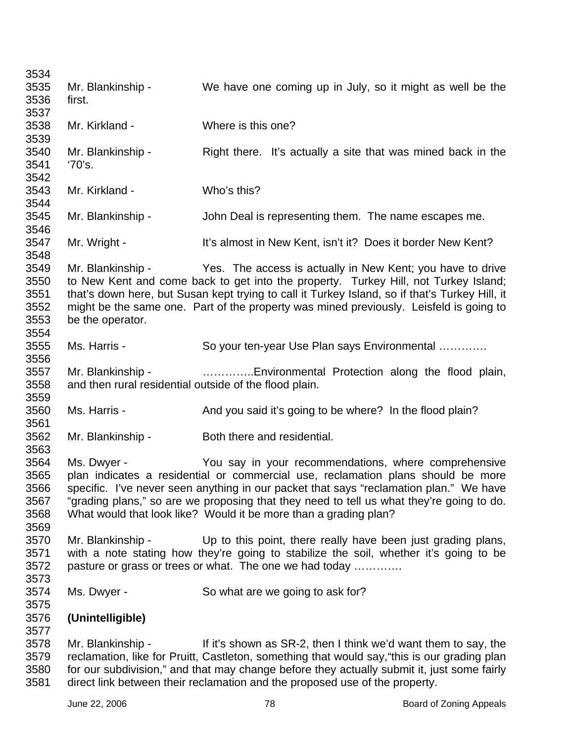Mr. Blankinship - We have one coming up in July, so it might as well be the first.

Mr. Kirkland - Where is this one?

Mr. Blankinship - Right there. It's actually a site that was mined back in the '70's.

Mr. Kirkland - Who's this?

Mr. Blankinship - John Deal is representing them. The name escapes me.

Mr. Wright - It's almost in New Kent, isn't it? Does it border New Kent?

Mr. Blankinship - Yes. The access is actually in New Kent; you have to drive to New Kent and come back to get into the property. Turkey Hill, not Turkey Island; that's down here, but Susan kept trying to call it Turkey Island, so if that's Turkey Hill, it might be the same one. Part of the property was mined previously. Leisfeld is going to be the operator.

Ms. Harris - So your ten-year Use Plan says Environmental ………….

Mr. Blankinship - …………..Environmental Protection along the flood plain, and then rural residential outside of the flood plain.

Ms. Harris - And you said it's going to be where? In the flood plain?

Mr. Blankinship - Both there and residential.

Ms. Dwyer - You say in your recommendations, where comprehensive plan indicates a residential or commercial use, reclamation plans should be more specific. I've never seen anything in our packet that says "reclamation plan." We have "grading plans," so are we proposing that they need to tell us what they're going to do. What would that look like? Would it be more than a grading plan?

Mr. Blankinship - Up to this point, there really have been just grading plans, with a note stating how they're going to stabilize the soil, whether it's going to be pasture or grass or trees or what. The one we had today ………….

Ms. Dwyer - So what are we going to ask for?

**(Unintelligible)**

Mr. Blankinship - If it's shown as SR-2, then I think we'd want them to say, the reclamation, like for Pruitt, Castleton, something that would say,"this is our grading plan for our subdivision," and that may change before they actually submit it, just some fairly direct link between their reclamation and the proposed use of the property.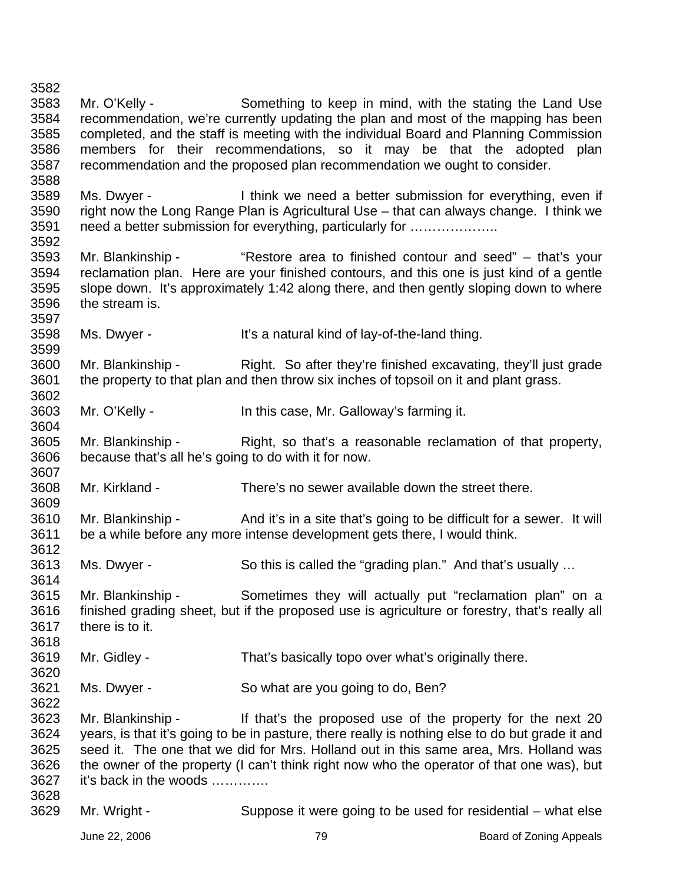Mr. O'Kelly - Something to keep in mind, with the stating the Land Use recommendation, we're currently updating the plan and most of the mapping has been completed, and the staff is meeting with the individual Board and Planning Commission members for their recommendations, so it may be that the adopted plan recommendation and the proposed plan recommendation we ought to consider.

Ms. Dwyer - I think we need a better submission for everything, even if right now the Long Range Plan is Agricultural Use – that can always change. I think we need a better submission for everything, particularly for ………………..

Mr. Blankinship - "Restore area to finished contour and seed" – that's your reclamation plan. Here are your finished contours, and this one is just kind of a gentle slope down. It's approximately 1:42 along there, and then gently sloping down to where the stream is.

Ms. Dwyer - It's a natural kind of lay-of-the-land thing.

Mr. Blankinship - Right. So after they're finished excavating, they'll just grade the property to that plan and then throw six inches of topsoil on it and plant grass.

Mr. O'Kelly - In this case, Mr. Galloway's farming it.

Mr. Blankinship - Right, so that's a reasonable reclamation of that property, because that's all he's going to do with it for now.

Mr. Kirkland - There's no sewer available down the street there.

Mr. Blankinship - And it's in a site that's going to be difficult for a sewer. It will be a while before any more intense development gets there, I would think.

Ms. Dwyer - So this is called the "grading plan." And that's usually …

Mr. Blankinship - Sometimes they will actually put "reclamation plan" on a finished grading sheet, but if the proposed use is agriculture or forestry, that's really all there is to it.

Mr. Gidley - That's basically topo over what's originally there.

Ms. Dwyer - So what are you going to do, Ben?

Mr. Blankinship - If that's the proposed use of the property for the next 20 years, is that it's going to be in pasture, there really is nothing else to do but grade it and seed it. The one that we did for Mrs. Holland out in this same area, Mrs. Holland was the owner of the property (I can't think right now who the operator of that one was), but it's back in the woods ………….

Mr. Wright - Suppose it were going to be used for residential – what else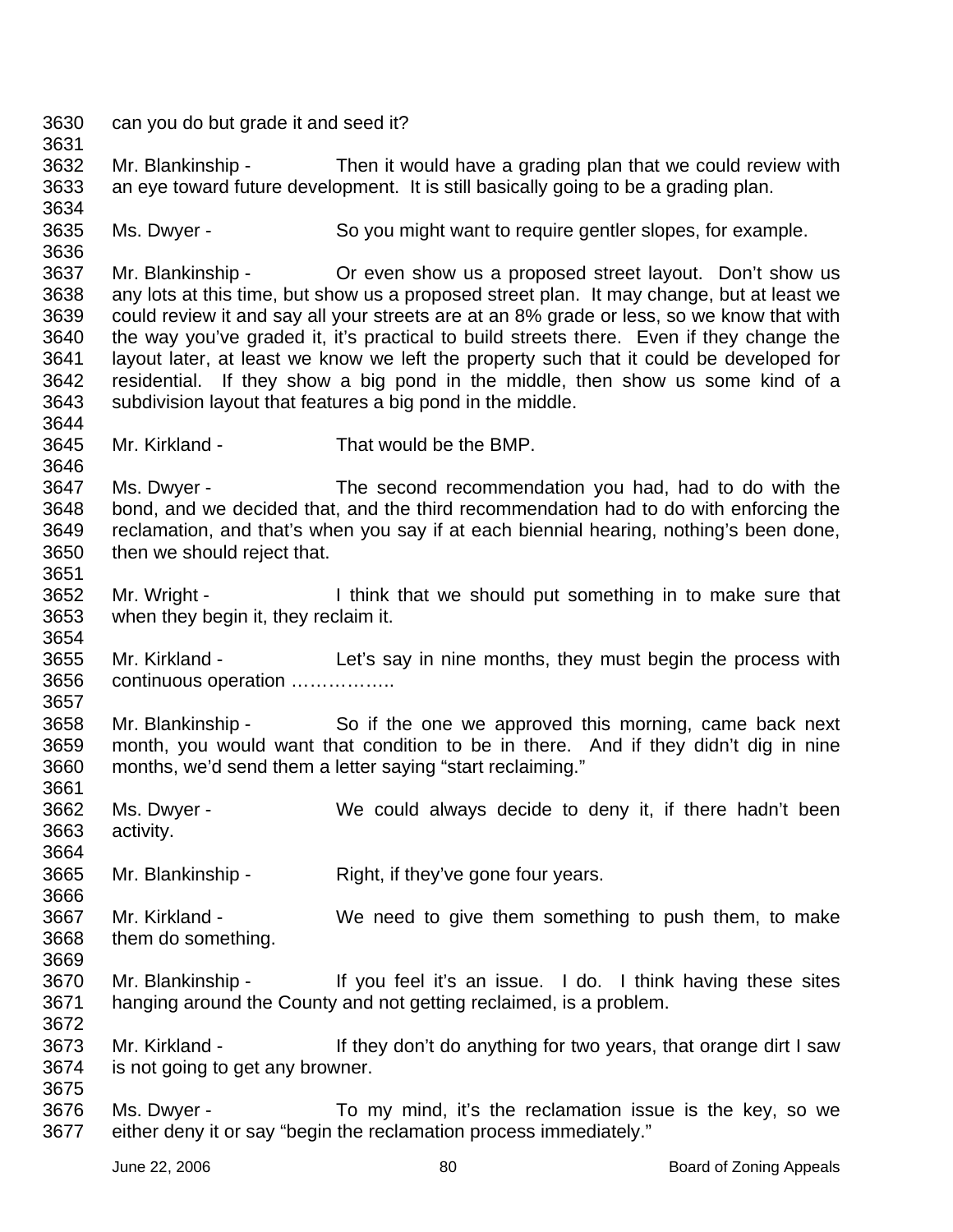can you do but grade it and seed it?

Mr. Blankinship - Then it would have a grading plan that we could review with an eye toward future development. It is still basically going to be a grading plan.

Ms. Dwyer - So you might want to require gentler slopes, for example.

Mr. Blankinship - Or even show us a proposed street layout. Don't show us any lots at this time, but show us a proposed street plan. It may change, but at least we could review it and say all your streets are at an 8% grade or less, so we know that with the way you've graded it, it's practical to build streets there. Even if they change the layout later, at least we know we left the property such that it could be developed for residential. If they show a big pond in the middle, then show us some kind of a subdivision layout that features a big pond in the middle.

Mr. Kirkland - That would be the BMP.

Ms. Dwyer - The second recommendation you had, had to do with the bond, and we decided that, and the third recommendation had to do with enforcing the reclamation, and that's when you say if at each biennial hearing, nothing's been done, then we should reject that.

Mr. Wright - I think that we should put something in to make sure that when they begin it, they reclaim it.

Mr. Kirkland - Let's say in nine months, they must begin the process with continuous operation ……………..

Mr. Blankinship - So if the one we approved this morning, came back next month, you would want that condition to be in there. And if they didn't dig in nine months, we'd send them a letter saying "start reclaiming."

Ms. Dwyer - We could always decide to deny it, if there hadn't been activity.

Mr. Blankinship - Right, if they've gone four years.

Mr. Kirkland - We need to give them something to push them, to make them do something.

Mr. Blankinship - If you feel it's an issue. I do. I think having these sites hanging around the County and not getting reclaimed, is a problem.

Mr. Kirkland - If they don't do anything for two years, that orange dirt I saw is not going to get any browner.

Ms. Dwyer - To my mind, it's the reclamation issue is the key, so we either deny it or say "begin the reclamation process immediately."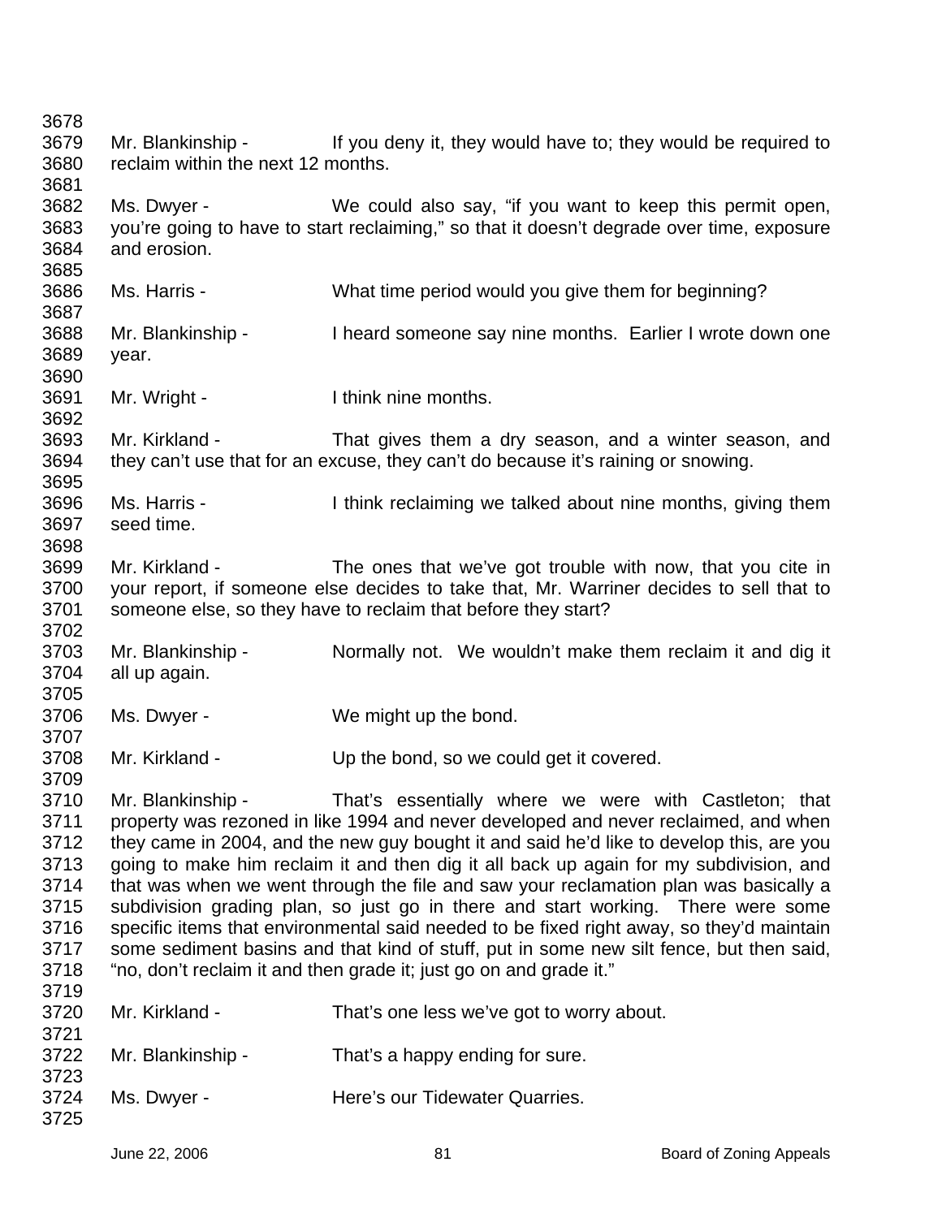Mr. Blankinship - If you deny it, they would have to; they would be required to reclaim within the next 12 months.

Ms. Dwyer - We could also say, "if you want to keep this permit open, you're going to have to start reclaiming," so that it doesn't degrade over time, exposure and erosion.

Ms. Harris - What time period would you give them for beginning?

Mr. Blankinship - I heard someone say nine months. Earlier I wrote down one year.

Mr. Wright - I think nine months.

Mr. Kirkland - That gives them a dry season, and a winter season, and they can't use that for an excuse, they can't do because it's raining or snowing.

Ms. Harris - I think reclaiming we talked about nine months, giving them seed time.

Mr. Kirkland - The ones that we've got trouble with now, that you cite in your report, if someone else decides to take that, Mr. Warriner decides to sell that to someone else, so they have to reclaim that before they start?

Mr. Blankinship - Normally not. We wouldn't make them reclaim it and dig it all up again.

Ms. Dwyer - We might up the bond.

Mr. Kirkland - Up the bond, so we could get it covered.

Mr. Blankinship - That's essentially where we were with Castleton; that property was rezoned in like 1994 and never developed and never reclaimed, and when they came in 2004, and the new guy bought it and said he'd like to develop this, are you going to make him reclaim it and then dig it all back up again for my subdivision, and that was when we went through the file and saw your reclamation plan was basically a subdivision grading plan, so just go in there and start working. There were some specific items that environmental said needed to be fixed right away, so they'd maintain some sediment basins and that kind of stuff, put in some new silt fence, but then said, "no, don't reclaim it and then grade it; just go on and grade it."

Mr. Kirkland - That's one less we've got to worry about.

Mr. Blankinship - That's a happy ending for sure.

Ms. Dwyer - Here's our Tidewater Quarries.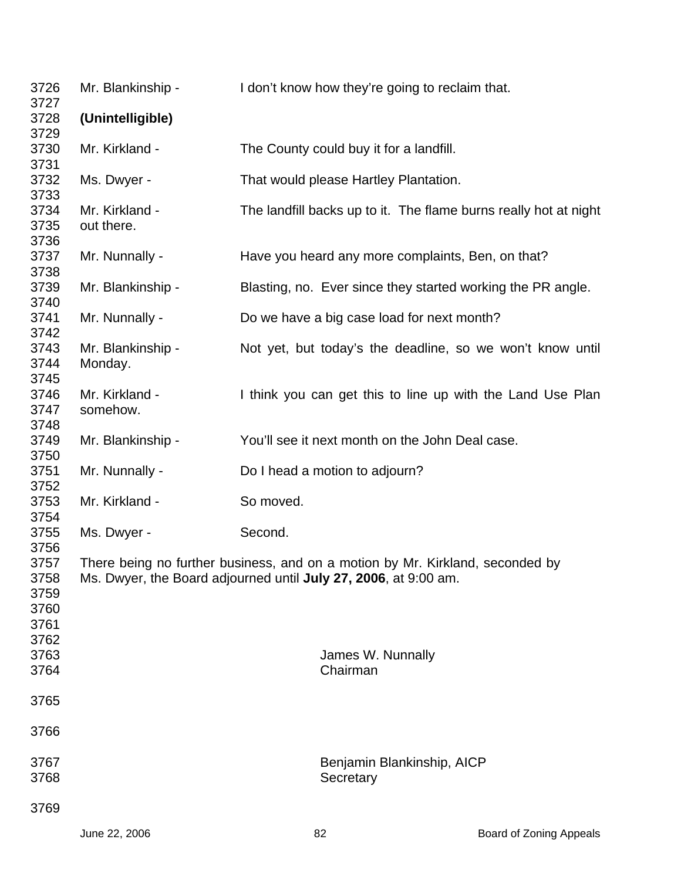Mr. Blankinship - I don't know how they're going to reclaim that.

**(Unintelligible)**

Mr. Kirkland - The County could buy it for a landfill.

Ms. Dwyer - That would please Hartley Plantation.

Mr. Kirkland - The landfill backs up to it. The flame burns really hot at night out there.

Mr. Nunnally - Have you heard any more complaints, Ben, on that?

Mr. Blankinship - Blasting, no. Ever since they started working the PR angle.

Mr. Nunnally - Do we have a big case load for next month?

Mr. Blankinship - Not yet, but today's the deadline, so we won't know until Monday.

Mr. Kirkland - I think you can get this to line up with the Land Use Plan somehow.

Mr. Blankinship - You'll see it next month on the John Deal case.

Mr. Nunnally - Do I head a motion to adjourn?

Mr. Kirkland - So moved.

Ms. Dwyer - Second.

There being no further business, and on a motion by Mr. Kirkland, seconded by Ms. Dwyer, the Board adjourned until **July 27, 2006**, at 9:00 am.

James W. Nunnally
Chairman

Benjamin Blankinship, AICP
Secretary